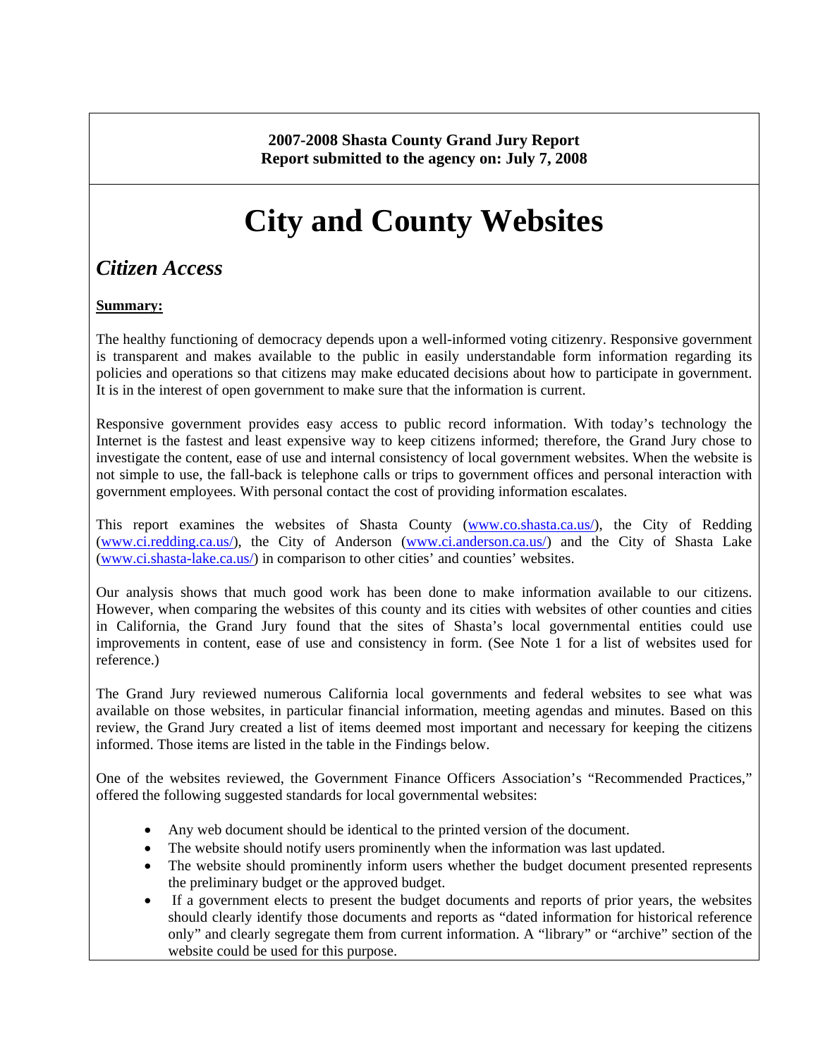**2007-2008 Shasta County Grand Jury Report**
**Report submitted to the agency on: July 7, 2008**

# City and County Websites

## *Citizen Access*

**Summary:**

The healthy functioning of democracy depends upon a well-informed voting citizenry. Responsive government is transparent and makes available to the public in easily understandable form information regarding its policies and operations so that citizens may make educated decisions about how to participate in government. It is in the interest of open government to make sure that the information is current.

Responsive government provides easy access to public record information. With today's technology the Internet is the fastest and least expensive way to keep citizens informed; therefore, the Grand Jury chose to investigate the content, ease of use and internal consistency of local government websites. When the website is not simple to use, the fall-back is telephone calls or trips to government offices and personal interaction with government employees. With personal contact the cost of providing information escalates.

This report examines the websites of Shasta County (www.co.shasta.ca.us/), the City of Redding (www.ci.redding.ca.us/), the City of Anderson (www.ci.anderson.ca.us/) and the City of Shasta Lake (www.ci.shasta-lake.ca.us/) in comparison to other cities' and counties' websites.

Our analysis shows that much good work has been done to make information available to our citizens. However, when comparing the websites of this county and its cities with websites of other counties and cities in California, the Grand Jury found that the sites of Shasta's local governmental entities could use improvements in content, ease of use and consistency in form. (See Note 1 for a list of websites used for reference.)

The Grand Jury reviewed numerous California local governments and federal websites to see what was available on those websites, in particular financial information, meeting agendas and minutes. Based on this review, the Grand Jury created a list of items deemed most important and necessary for keeping the citizens informed. Those items are listed in the table in the Findings below.

One of the websites reviewed, the Government Finance Officers Association's "Recommended Practices," offered the following suggested standards for local governmental websites:

- Any web document should be identical to the printed version of the document.
- The website should notify users prominently when the information was last updated.
- The website should prominently inform users whether the budget document presented represents the preliminary budget or the approved budget.
- If a government elects to present the budget documents and reports of prior years, the websites should clearly identify those documents and reports as "dated information for historical reference only" and clearly segregate them from current information. A "library" or "archive" section of the website could be used for this purpose.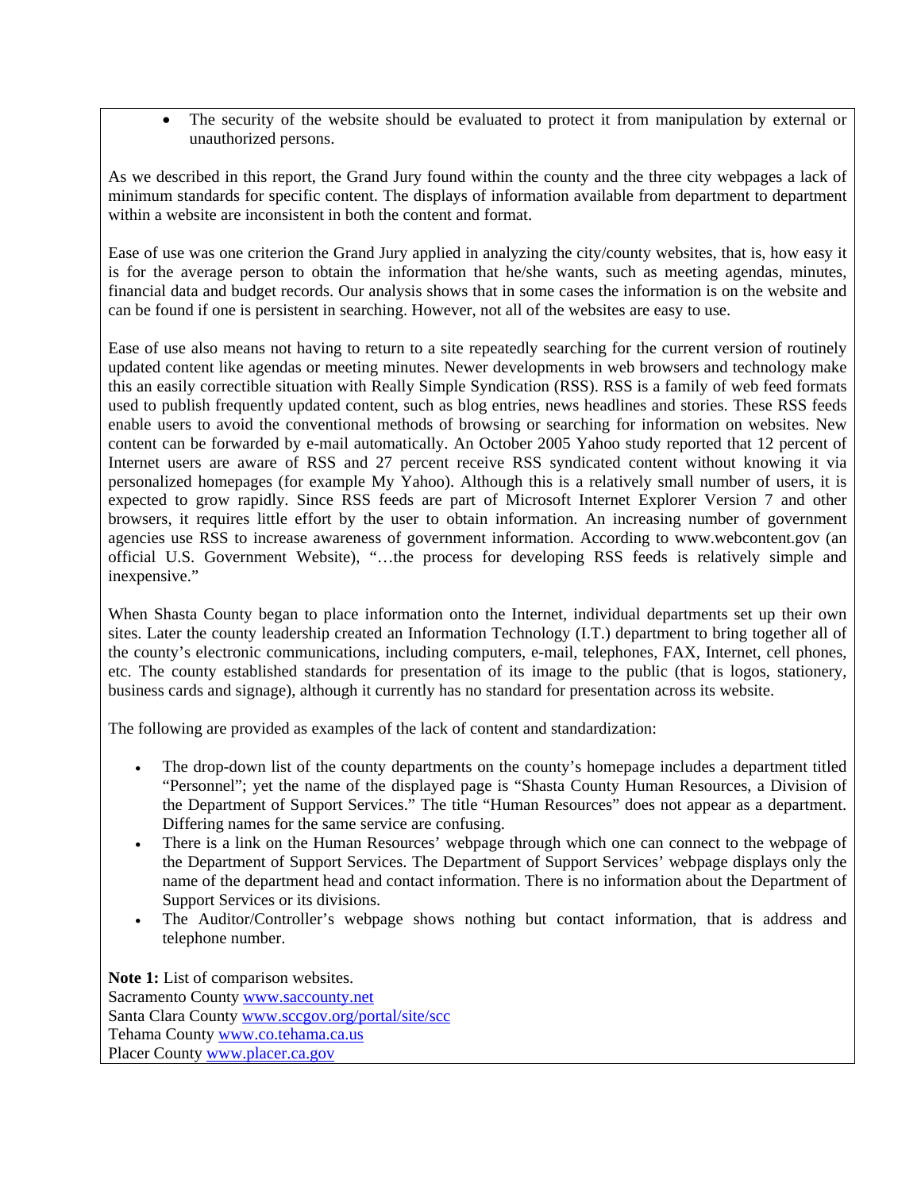- The security of the website should be evaluated to protect it from manipulation by external or unauthorized persons.

As we described in this report, the Grand Jury found within the county and the three city webpages a lack of minimum standards for specific content. The displays of information available from department to department within a website are inconsistent in both the content and format.

Ease of use was one criterion the Grand Jury applied in analyzing the city/county websites, that is, how easy it is for the average person to obtain the information that he/she wants, such as meeting agendas, minutes, financial data and budget records. Our analysis shows that in some cases the information is on the website and can be found if one is persistent in searching. However, not all of the websites are easy to use.

Ease of use also means not having to return to a site repeatedly searching for the current version of routinely updated content like agendas or meeting minutes. Newer developments in web browsers and technology make this an easily correctible situation with Really Simple Syndication (RSS). RSS is a family of web feed formats used to publish frequently updated content, such as blog entries, news headlines and stories. These RSS feeds enable users to avoid the conventional methods of browsing or searching for information on websites. New content can be forwarded by e-mail automatically. An October 2005 Yahoo study reported that 12 percent of Internet users are aware of RSS and 27 percent receive RSS syndicated content without knowing it via personalized homepages (for example My Yahoo). Although this is a relatively small number of users, it is expected to grow rapidly. Since RSS feeds are part of Microsoft Internet Explorer Version 7 and other browsers, it requires little effort by the user to obtain information. An increasing number of government agencies use RSS to increase awareness of government information. According to www.webcontent.gov (an official U.S. Government Website), "…the process for developing RSS feeds is relatively simple and inexpensive."

When Shasta County began to place information onto the Internet, individual departments set up their own sites. Later the county leadership created an Information Technology (I.T.) department to bring together all of the county's electronic communications, including computers, e-mail, telephones, FAX, Internet, cell phones, etc. The county established standards for presentation of its image to the public (that is logos, stationery, business cards and signage), although it currently has no standard for presentation across its website.

The following are provided as examples of the lack of content and standardization:

- The drop-down list of the county departments on the county's homepage includes a department titled "Personnel"; yet the name of the displayed page is "Shasta County Human Resources, a Division of the Department of Support Services." The title "Human Resources" does not appear as a department. Differing names for the same service are confusing.
- There is a link on the Human Resources' webpage through which one can connect to the webpage of the Department of Support Services. The Department of Support Services' webpage displays only the name of the department head and contact information. There is no information about the Department of Support Services or its divisions.
- The Auditor/Controller's webpage shows nothing but contact information, that is address and telephone number.

**Note 1:** List of comparison websites.
Sacramento County www.saccounty.net
Santa Clara County www.sccgov.org/portal/site/scc
Tehama County www.co.tehama.ca.us
Placer County www.placer.ca.gov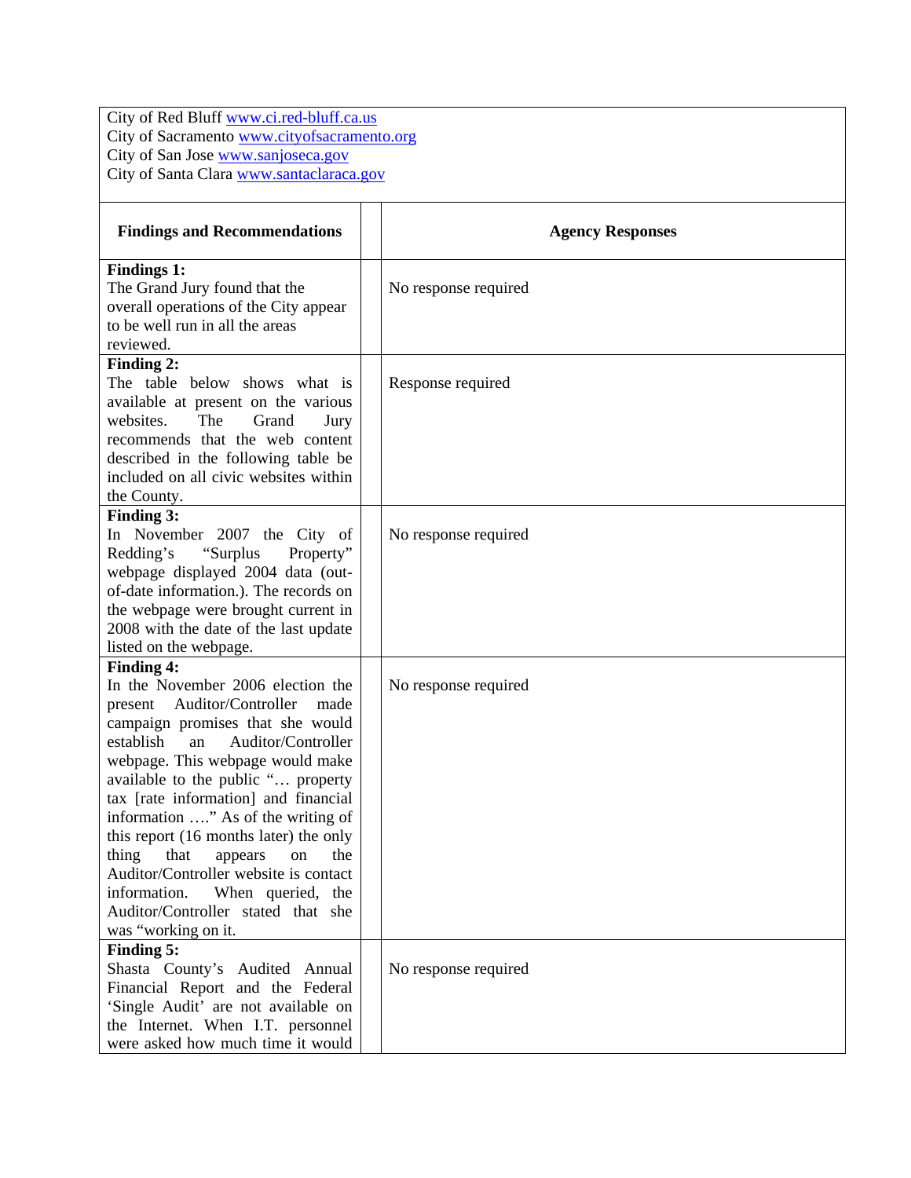City of Red Bluff www.ci.red-bluff.ca.us
City of Sacramento www.cityofsacramento.org
City of San Jose www.sanjoseca.gov
City of Santa Clara www.santaclaraca.gov

| Findings and Recommendations | | Agency Responses |
|---|---|---|
| **Findings 1:** The Grand Jury found that the overall operations of the City appear to be well run in all the areas reviewed. | | No response required |
| **Finding 2:** The table below shows what is available at present on the various websites. The Grand Jury recommends that the web content described in the following table be included on all civic websites within the County. | | Response required |
| **Finding 3:** In November 2007 the City of Redding's "Surplus Property" webpage displayed 2004 data (out-of-date information.). The records on the webpage were brought current in 2008 with the date of the last update listed on the webpage. | | No response required |
| **Finding 4:** In the November 2006 election the present Auditor/Controller made campaign promises that she would establish an Auditor/Controller webpage. This webpage would make available to the public "… property tax [rate information] and financial information …." As of the writing of this report (16 months later) the only thing that appears on the Auditor/Controller website is contact information. When queried, the Auditor/Controller stated that she was "working on it. | | No response required |
| **Finding 5:** Shasta County's Audited Annual Financial Report and the Federal 'Single Audit' are not available on the Internet. When I.T. personnel were asked how much time it would | | No response required |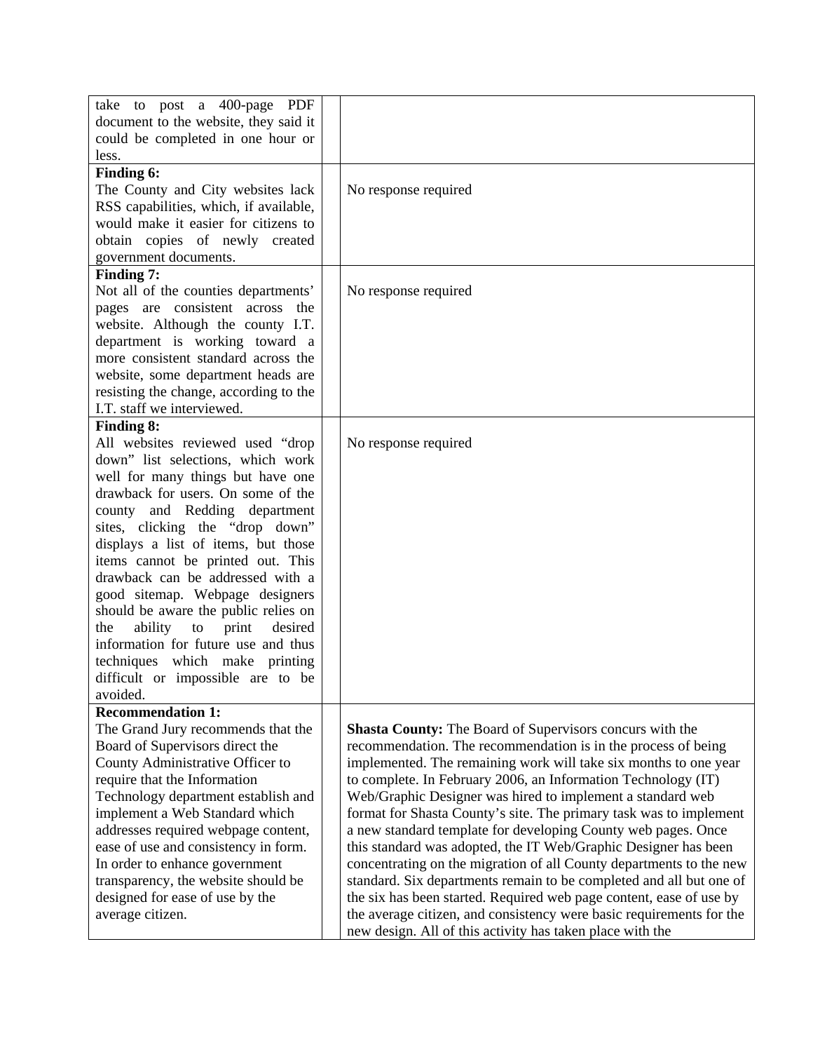| | | |
|---|---|---|
| take to post a 400-page PDF document to the website, they said it could be completed in one hour or less. | | |
| **Finding 6:** The County and City websites lack RSS capabilities, which, if available, would make it easier for citizens to obtain copies of newly created government documents. | | No response required |
| **Finding 7:** Not all of the counties departments' pages are consistent across the website. Although the county I.T. department is working toward a more consistent standard across the website, some department heads are resisting the change, according to the I.T. staff we interviewed. | | No response required |
| **Finding 8:** All websites reviewed used "drop down" list selections, which work well for many things but have one drawback for users. On some of the county and Redding department sites, clicking the "drop down" displays a list of items, but those items cannot be printed out. This drawback can be addressed with a good sitemap. Webpage designers should be aware the public relies on the ability to print desired information for future use and thus techniques which make printing difficult or impossible are to be avoided. | | No response required |
| **Recommendation 1:** The Grand Jury recommends that the Board of Supervisors direct the County Administrative Officer to require that the Information Technology department establish and implement a Web Standard which addresses required webpage content, ease of use and consistency in form. In order to enhance government transparency, the website should be designed for ease of use by the average citizen. | | **Shasta County:** The Board of Supervisors concurs with the recommendation. The recommendation is in the process of being implemented. The remaining work will take six months to one year to complete. In February 2006, an Information Technology (IT) Web/Graphic Designer was hired to implement a standard web format for Shasta County's site. The primary task was to implement a new standard template for developing County web pages. Once this standard was adopted, the IT Web/Graphic Designer has been concentrating on the migration of all County departments to the new standard. Six departments remain to be completed and all but one of the six has been started. Required web page content, ease of use by the average citizen, and consistency were basic requirements for the new design. All of this activity has taken place with the |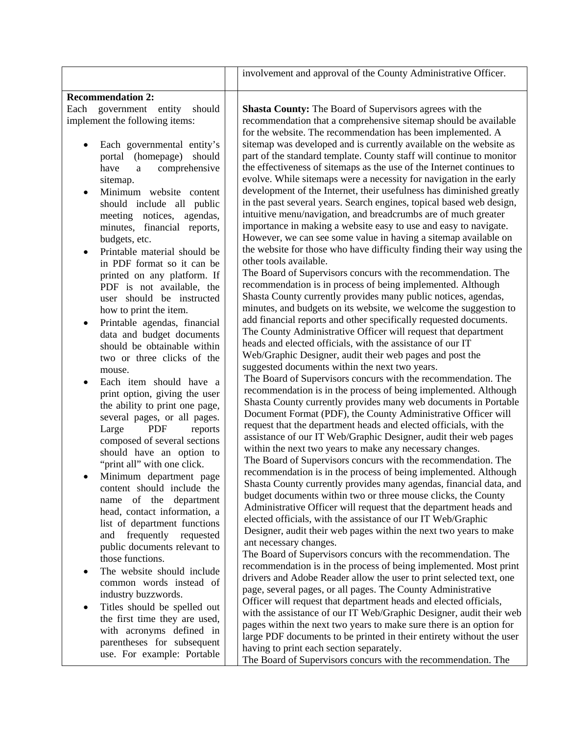| | | |
|---|---|---|
| | | involvement and approval of the County Administrative Officer. |
| **Recommendation 2:**<br>Each government entity should implement the following items:<br><br>• Each governmental entity's portal (homepage) should have a comprehensive sitemap.<br>• Minimum website content should include all public meeting notices, agendas, minutes, financial reports, budgets, etc.<br>• Printable material should be in PDF format so it can be printed on any platform. If PDF is not available, the user should be instructed how to print the item.<br>• Printable agendas, financial data and budget documents should be obtainable within two or three clicks of the mouse.<br>• Each item should have a print option, giving the user the ability to print one page, several pages, or all pages. Large PDF reports composed of several sections should have an option to "print all" with one click.<br>• Minimum department page content should include the name of the department head, contact information, a list of department functions and frequently requested public documents relevant to those functions.<br>• The website should include common words instead of industry buzzwords.<br>• Titles should be spelled out the first time they are used, with acronyms defined in parentheses for subsequent use. For example: Portable | | **Shasta County:** The Board of Supervisors agrees with the recommendation that a comprehensive sitemap should be available for the website. The recommendation has been implemented. A sitemap was developed and is currently available on the website as part of the standard template. County staff will continue to monitor the effectiveness of sitemaps as the use of the Internet continues to evolve. While sitemaps were a necessity for navigation in the early development of the Internet, their usefulness has diminished greatly in the past several years. Search engines, topical based web design, intuitive menu/navigation, and breadcrumbs are of much greater importance in making a website easy to use and easy to navigate. However, we can see some value in having a sitemap available on the website for those who have difficulty finding their way using the other tools available.<br>The Board of Supervisors concurs with the recommendation. The recommendation is in process of being implemented. Although Shasta County currently provides many public notices, agendas, minutes, and budgets on its website, we welcome the suggestion to add financial reports and other specifically requested documents. The County Administrative Officer will request that department heads and elected officials, with the assistance of our IT Web/Graphic Designer, audit their web pages and post the suggested documents within the next two years.<br>The Board of Supervisors concurs with the recommendation. The recommendation is in the process of being implemented. Although Shasta County currently provides many web documents in Portable Document Format (PDF), the County Administrative Officer will request that the department heads and elected officials, with the assistance of our IT Web/Graphic Designer, audit their web pages within the next two years to make any necessary changes.<br>The Board of Supervisors concurs with the recommendation. The recommendation is in the process of being implemented. Although Shasta County currently provides many agendas, financial data, and budget documents within two or three mouse clicks, the County Administrative Officer will request that the department heads and elected officials, with the assistance of our IT Web/Graphic Designer, audit their web pages within the next two years to make ant necessary changes.<br>The Board of Supervisors concurs with the recommendation. The recommendation is in the process of being implemented. Most print drivers and Adobe Reader allow the user to print selected text, one page, several pages, or all pages. The County Administrative Officer will request that department heads and elected officials, with the assistance of our IT Web/Graphic Designer, audit their web pages within the next two years to make sure there is an option for large PDF documents to be printed in their entirety without the user having to print each section separately.<br>The Board of Supervisors concurs with the recommendation. The |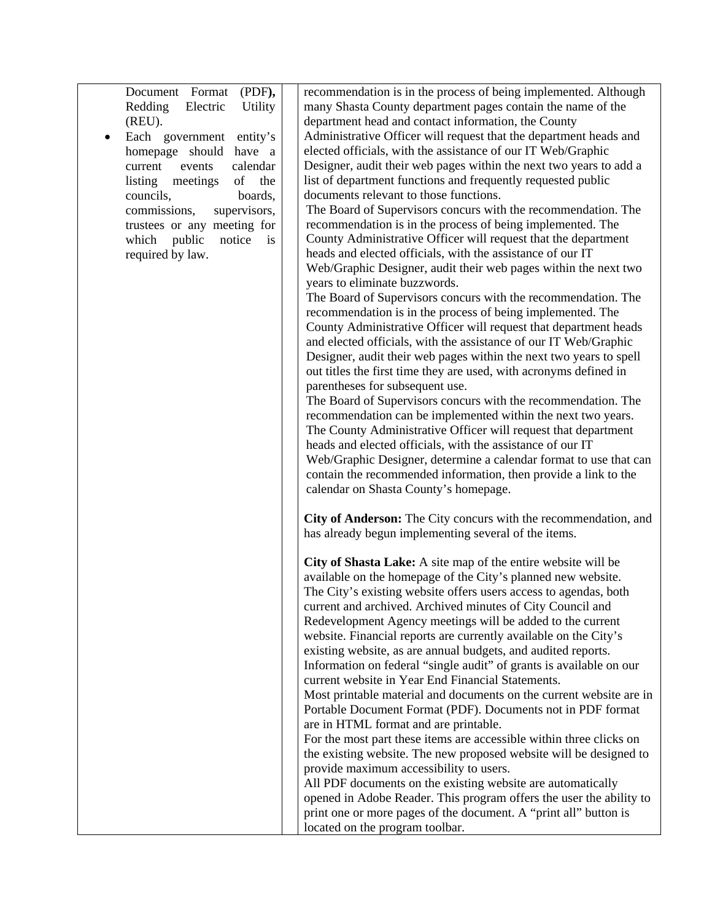| | | |
|---|---|---|
| Document Format (PDF**),** Redding Electric Utility (REU).<br>• Each government entity's homepage should have a current events calendar listing meetings of the councils, boards, commissions, supervisors, trustees or any meeting for which public notice is required by law. | | recommendation is in the process of being implemented. Although many Shasta County department pages contain the name of the department head and contact information, the County Administrative Officer will request that the department heads and elected officials, with the assistance of our IT Web/Graphic Designer, audit their web pages within the next two years to add a list of department functions and frequently requested public documents relevant to those functions.<br>The Board of Supervisors concurs with the recommendation. The recommendation is in the process of being implemented. The County Administrative Officer will request that the department heads and elected officials, with the assistance of our IT Web/Graphic Designer, audit their web pages within the next two years to eliminate buzzwords.<br>The Board of Supervisors concurs with the recommendation. The recommendation is in the process of being implemented. The County Administrative Officer will request that department heads and elected officials, with the assistance of our IT Web/Graphic Designer, audit their web pages within the next two years to spell out titles the first time they are used, with acronyms defined in parentheses for subsequent use.<br>The Board of Supervisors concurs with the recommendation. The recommendation can be implemented within the next two years. The County Administrative Officer will request that department heads and elected officials, with the assistance of our IT Web/Graphic Designer, determine a calendar format to use that can contain the recommended information, then provide a link to the calendar on Shasta County's homepage.<br><br>**City of Anderson:** The City concurs with the recommendation, and has already begun implementing several of the items.<br><br>**City of Shasta Lake:** A site map of the entire website will be available on the homepage of the City's planned new website.<br>The City's existing website offers users access to agendas, both current and archived. Archived minutes of City Council and Redevelopment Agency meetings will be added to the current website. Financial reports are currently available on the City's existing website, as are annual budgets, and audited reports. Information on federal "single audit" of grants is available on our current website in Year End Financial Statements.<br>Most printable material and documents on the current website are in Portable Document Format (PDF). Documents not in PDF format are in HTML format and are printable.<br>For the most part these items are accessible within three clicks on the existing website. The new proposed website will be designed to provide maximum accessibility to users.<br>All PDF documents on the existing website are automatically opened in Adobe Reader. This program offers the user the ability to print one or more pages of the document. A "print all" button is located on the program toolbar. |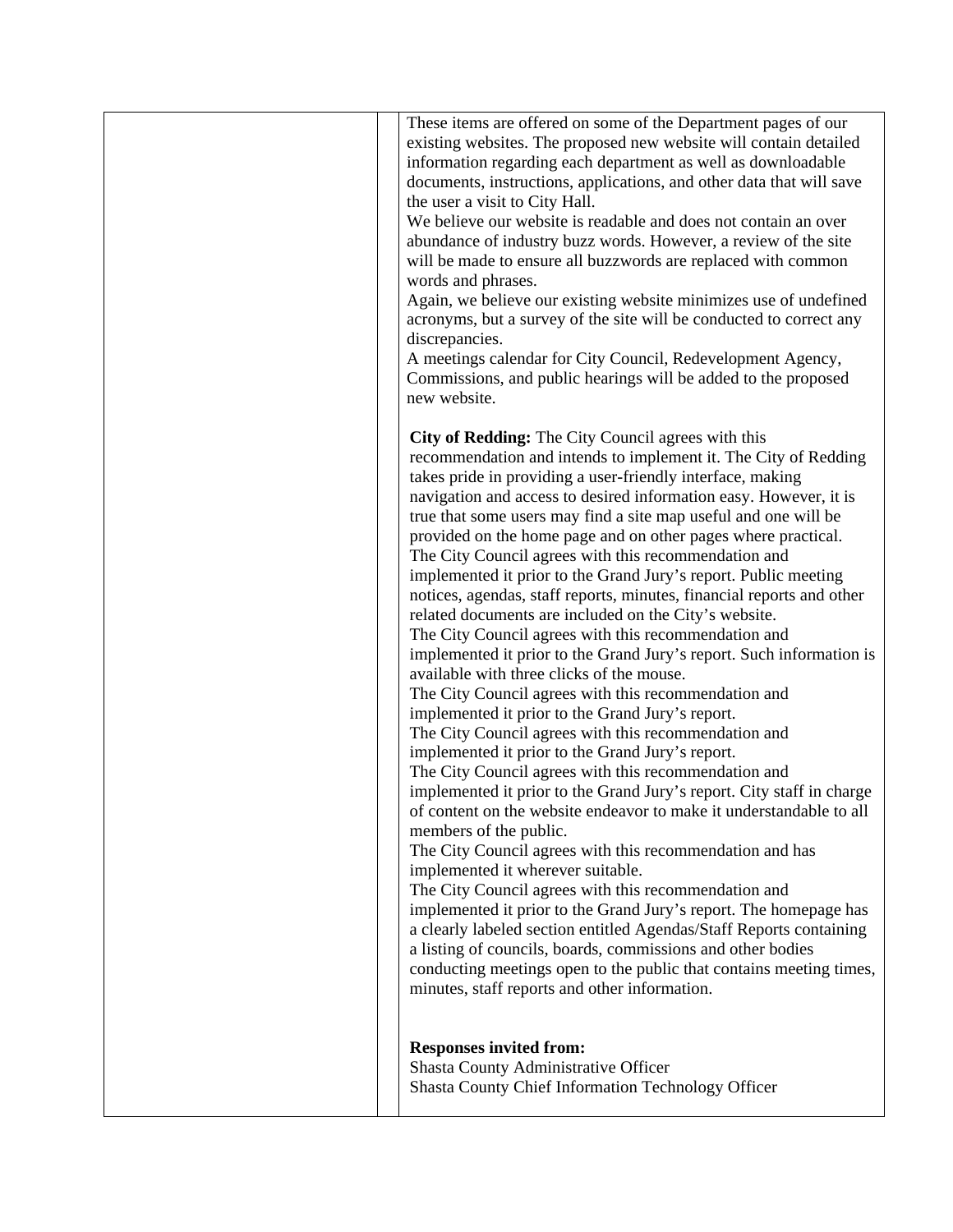| | | |
|---|---|---|
| | | These items are offered on some of the Department pages of our existing websites. The proposed new website will contain detailed information regarding each department as well as downloadable documents, instructions, applications, and other data that will save the user a visit to City Hall.<br>We believe our website is readable and does not contain an over abundance of industry buzz words. However, a review of the site will be made to ensure all buzzwords are replaced with common words and phrases.<br>Again, we believe our existing website minimizes use of undefined acronyms, but a survey of the site will be conducted to correct any discrepancies.<br>A meetings calendar for City Council, Redevelopment Agency, Commissions, and public hearings will be added to the proposed new website.<br><br>**City of Redding:** The City Council agrees with this recommendation and intends to implement it. The City of Redding takes pride in providing a user-friendly interface, making navigation and access to desired information easy. However, it is true that some users may find a site map useful and one will be provided on the home page and on other pages where practical.<br>The City Council agrees with this recommendation and implemented it prior to the Grand Jury's report. Public meeting notices, agendas, staff reports, minutes, financial reports and other related documents are included on the City's website.<br>The City Council agrees with this recommendation and implemented it prior to the Grand Jury's report. Such information is available with three clicks of the mouse.<br>The City Council agrees with this recommendation and implemented it prior to the Grand Jury's report.<br>The City Council agrees with this recommendation and implemented it prior to the Grand Jury's report.<br>The City Council agrees with this recommendation and implemented it prior to the Grand Jury's report. City staff in charge of content on the website endeavor to make it understandable to all members of the public.<br>The City Council agrees with this recommendation and has implemented it wherever suitable.<br>The City Council agrees with this recommendation and implemented it prior to the Grand Jury's report. The homepage has a clearly labeled section entitled Agendas/Staff Reports containing a listing of councils, boards, commissions and other bodies conducting meetings open to the public that contains meeting times, minutes, staff reports and other information.<br><br>**Responses invited from:**<br>Shasta County Administrative Officer<br>Shasta County Chief Information Technology Officer |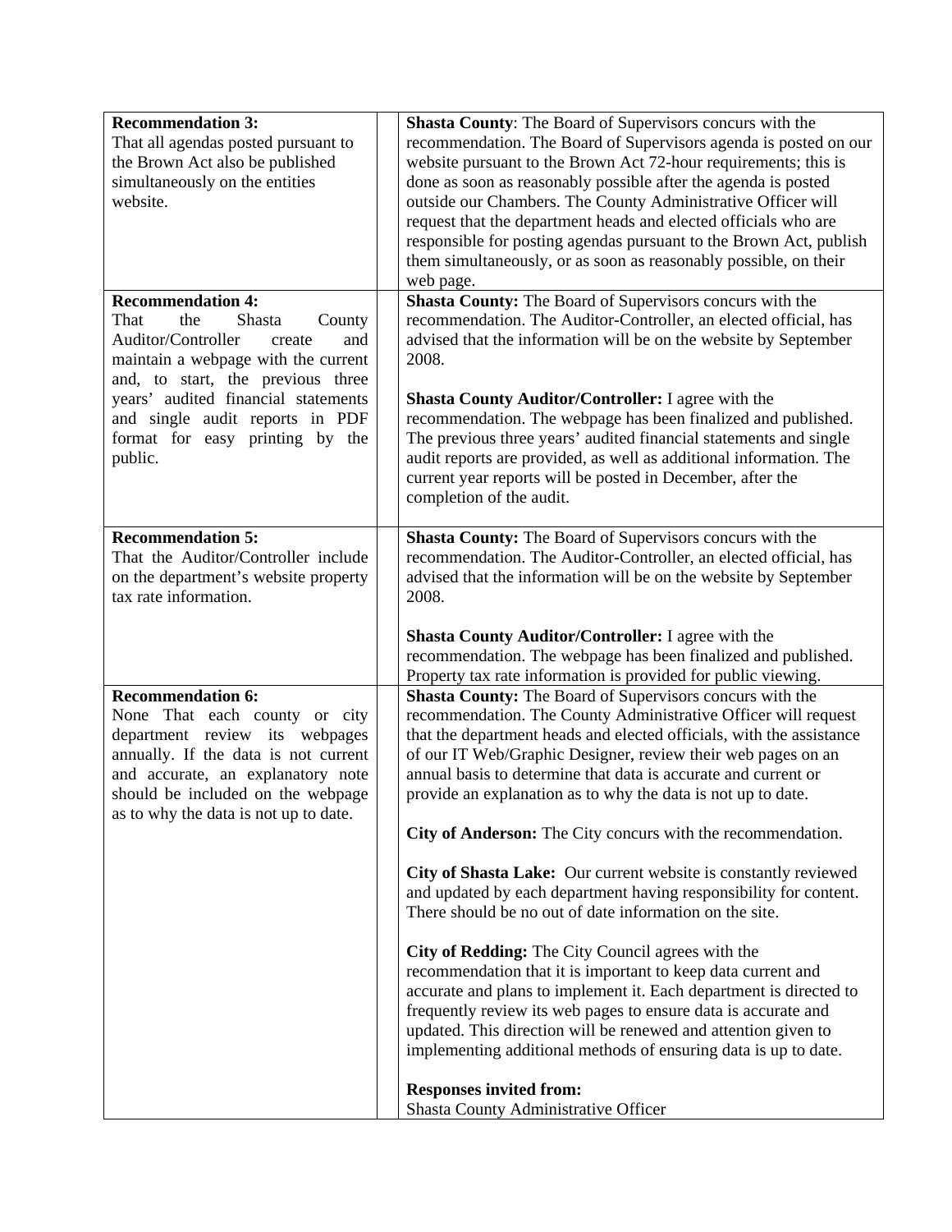| Recommendation | | Response |
|---|---|---|
| **Recommendation 3:** That all agendas posted pursuant to the Brown Act also be published simultaneously on the entities website. | | **Shasta County**: The Board of Supervisors concurs with the recommendation. The Board of Supervisors agenda is posted on our website pursuant to the Brown Act 72-hour requirements; this is done as soon as reasonably possible after the agenda is posted outside our Chambers. The County Administrative Officer will request that the department heads and elected officials who are responsible for posting agendas pursuant to the Brown Act, publish them simultaneously, or as soon as reasonably possible, on their web page. |
| **Recommendation 4:** That the Shasta County Auditor/Controller create and maintain a webpage with the current and, to start, the previous three years' audited financial statements and single audit reports in PDF format for easy printing by the public. | | **Shasta County:** The Board of Supervisors concurs with the recommendation. The Auditor-Controller, an elected official, has advised that the information will be on the website by September 2008.<br><br>**Shasta County Auditor/Controller:** I agree with the recommendation. The webpage has been finalized and published. The previous three years' audited financial statements and single audit reports are provided, as well as additional information. The current year reports will be posted in December, after the completion of the audit. |
| **Recommendation 5:** That the Auditor/Controller include on the department's website property tax rate information. | | **Shasta County:** The Board of Supervisors concurs with the recommendation. The Auditor-Controller, an elected official, has advised that the information will be on the website by September 2008.<br><br>**Shasta County Auditor/Controller:** I agree with the recommendation. The webpage has been finalized and published. Property tax rate information is provided for public viewing. |
| **Recommendation 6:** None That each county or city department review its webpages annually. If the data is not current and accurate, an explanatory note should be included on the webpage as to why the data is not up to date. | | **Shasta County:** The Board of Supervisors concurs with the recommendation. The County Administrative Officer will request that the department heads and elected officials, with the assistance of our IT Web/Graphic Designer, review their web pages on an annual basis to determine that data is accurate and current or provide an explanation as to why the data is not up to date.<br><br>**City of Anderson:** The City concurs with the recommendation.<br><br>**City of Shasta Lake:** Our current website is constantly reviewed and updated by each department having responsibility for content. There should be no out of date information on the site.<br><br>**City of Redding:** The City Council agrees with the recommendation that it is important to keep data current and accurate and plans to implement it. Each department is directed to frequently review its web pages to ensure data is accurate and updated. This direction will be renewed and attention given to implementing additional methods of ensuring data is up to date.<br><br>**Responses invited from:**<br>Shasta County Administrative Officer |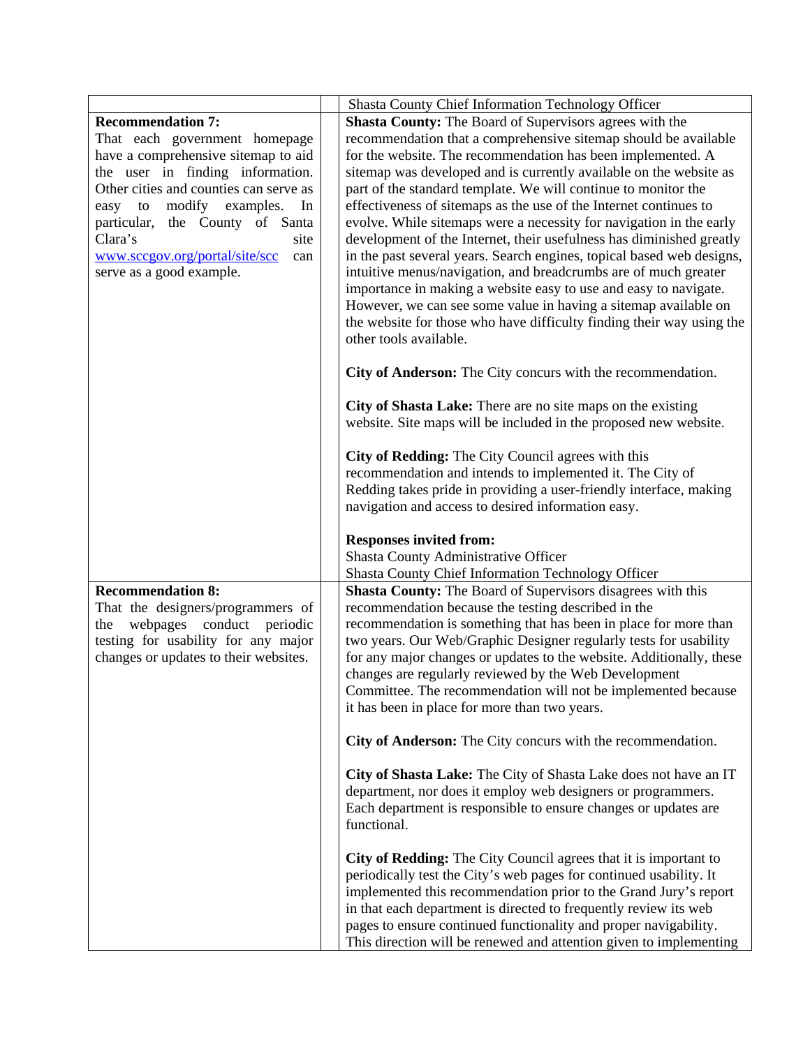| | | |
|---|---|---|
| | | Shasta County Chief Information Technology Officer |
| **Recommendation 7:**<br>That each government homepage have a comprehensive sitemap to aid the user in finding information. Other cities and counties can serve as easy to modify examples. In particular, the County of Santa Clara's site [www.sccgov.org/portal/site/scc](www.sccgov.org/portal/site/scc) can serve as a good example. | | **Shasta County:** The Board of Supervisors agrees with the recommendation that a comprehensive sitemap should be available for the website. The recommendation has been implemented. A sitemap was developed and is currently available on the website as part of the standard template. We will continue to monitor the effectiveness of sitemaps as the use of the Internet continues to evolve. While sitemaps were a necessity for navigation in the early development of the Internet, their usefulness has diminished greatly in the past several years. Search engines, topical based web designs, intuitive menus/navigation, and breadcrumbs are of much greater importance in making a website easy to use and easy to navigate. However, we can see some value in having a sitemap available on the website for those who have difficulty finding their way using the other tools available.<br><br>**City of Anderson:** The City concurs with the recommendation.<br><br>**City of Shasta Lake:** There are no site maps on the existing website. Site maps will be included in the proposed new website.<br><br>**City of Redding:** The City Council agrees with this recommendation and intends to implemented it. The City of Redding takes pride in providing a user-friendly interface, making navigation and access to desired information easy.<br><br>**Responses invited from:**<br>Shasta County Administrative Officer<br>Shasta County Chief Information Technology Officer |
| **Recommendation 8:**<br>That the designers/programmers of the webpages conduct periodic testing for usability for any major changes or updates to their websites. | | **Shasta County:** The Board of Supervisors disagrees with this recommendation because the testing described in the recommendation is something that has been in place for more than two years. Our Web/Graphic Designer regularly tests for usability for any major changes or updates to the website. Additionally, these changes are regularly reviewed by the Web Development Committee. The recommendation will not be implemented because it has been in place for more than two years.<br><br>**City of Anderson:** The City concurs with the recommendation.<br><br>**City of Shasta Lake:** The City of Shasta Lake does not have an IT department, nor does it employ web designers or programmers. Each department is responsible to ensure changes or updates are functional.<br><br>**City of Redding:** The City Council agrees that it is important to periodically test the City's web pages for continued usability. It implemented this recommendation prior to the Grand Jury's report in that each department is directed to frequently review its web pages to ensure continued functionality and proper navigability. This direction will be renewed and attention given to implementing |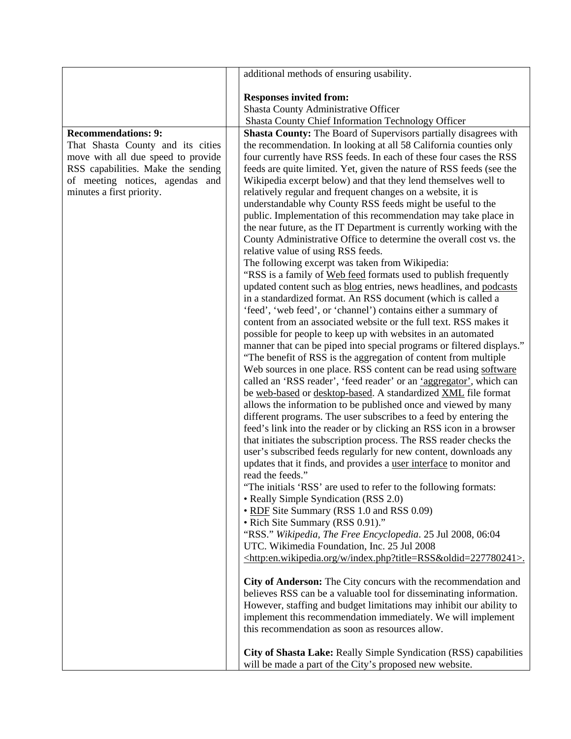| | | |
|---|---|---|
| | | additional methods of ensuring usability.<br><br>**Responses invited from:**<br>Shasta County Administrative Officer<br>Shasta County Chief Information Technology Officer |
| **Recommendations: 9:**<br>That Shasta County and its cities move with all due speed to provide RSS capabilities. Make the sending of meeting notices, agendas and minutes a first priority. | | **Shasta County:** The Board of Supervisors partially disagrees with the recommendation. In looking at all 58 California counties only four currently have RSS feeds. In each of these four cases the RSS feeds are quite limited. Yet, given the nature of RSS feeds (see the Wikipedia excerpt below) and that they lend themselves well to relatively regular and frequent changes on a website, it is understandable why County RSS feeds might be useful to the public. Implementation of this recommendation may take place in the near future, as the IT Department is currently working with the County Administrative Office to determine the overall cost vs. the relative value of using RSS feeds.<br>The following excerpt was taken from Wikipedia:<br>"RSS is a family of Web feed formats used to publish frequently updated content such as blog entries, news headlines, and podcasts in a standardized format. An RSS document (which is called a 'feed', 'web feed', or 'channel') contains either a summary of content from an associated website or the full text. RSS makes it possible for people to keep up with websites in an automated manner that can be piped into special programs or filtered displays."<br>"The benefit of RSS is the aggregation of content from multiple Web sources in one place. RSS content can be read using software called an 'RSS reader', 'feed reader' or an 'aggregator', which can be web-based or desktop-based. A standardized XML file format allows the information to be published once and viewed by many different programs. The user subscribes to a feed by entering the feed's link into the reader or by clicking an RSS icon in a browser that initiates the subscription process. The RSS reader checks the user's subscribed feeds regularly for new content, downloads any updates that it finds, and provides a user interface to monitor and read the feeds."<br>"The initials 'RSS' are used to refer to the following formats:<br>• Really Simple Syndication (RSS 2.0)<br>• RDF Site Summary (RSS 1.0 and RSS 0.09)<br>• Rich Site Summary (RSS 0.91)."<br>"RSS." *Wikipedia, The Free Encyclopedia*. 25 Jul 2008, 06:04 UTC. Wikimedia Foundation, Inc. 25 Jul 2008 <http:en.wikipedia.org/w/index.php?title=RSS&oldid=227780241>.<br><br>**City of Anderson:** The City concurs with the recommendation and believes RSS can be a valuable tool for disseminating information. However, staffing and budget limitations may inhibit our ability to implement this recommendation immediately. We will implement this recommendation as soon as resources allow.<br><br>**City of Shasta Lake:** Really Simple Syndication (RSS) capabilities will be made a part of the City's proposed new website. |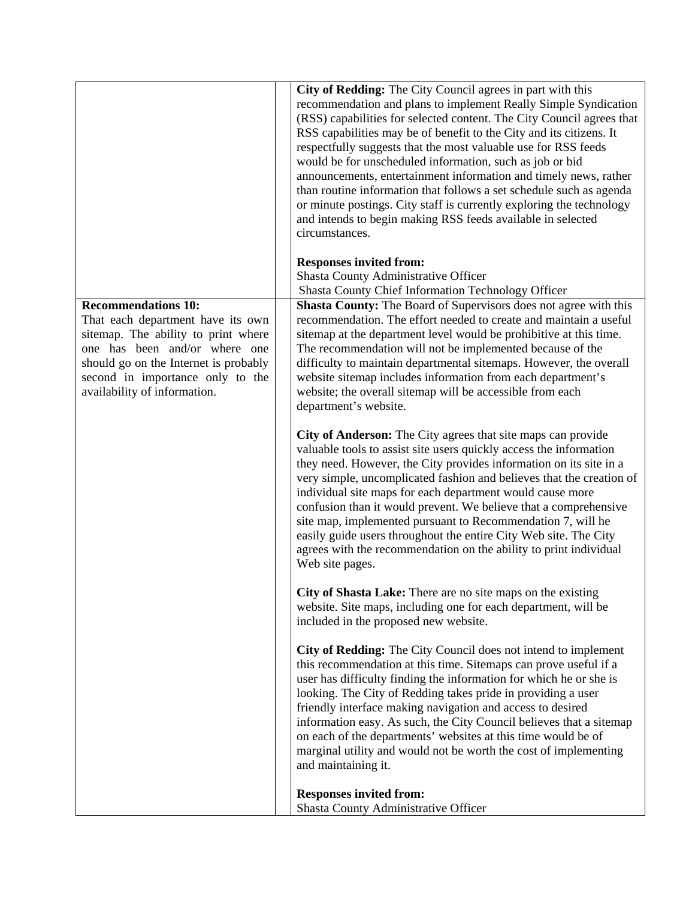| | | |
|---|---|---|
| | | **City of Redding:** The City Council agrees in part with this recommendation and plans to implement Really Simple Syndication (RSS) capabilities for selected content. The City Council agrees that RSS capabilities may be of benefit to the City and its citizens. It respectfully suggests that the most valuable use for RSS feeds would be for unscheduled information, such as job or bid announcements, entertainment information and timely news, rather than routine information that follows a set schedule such as agenda or minute postings. City staff is currently exploring the technology and intends to begin making RSS feeds available in selected circumstances.<br><br>**Responses invited from:**<br>Shasta County Administrative Officer<br>Shasta County Chief Information Technology Officer |
| **Recommendations 10:**<br>That each department have its own sitemap. The ability to print where one has been and/or where one should go on the Internet is probably second in importance only to the availability of information. | | **Shasta County:** The Board of Supervisors does not agree with this recommendation. The effort needed to create and maintain a useful sitemap at the department level would be prohibitive at this time. The recommendation will not be implemented because of the difficulty to maintain departmental sitemaps. However, the overall website sitemap includes information from each department's website; the overall sitemap will be accessible from each department's website.<br><br>**City of Anderson:** The City agrees that site maps can provide valuable tools to assist site users quickly access the information they need. However, the City provides information on its site in a very simple, uncomplicated fashion and believes that the creation of individual site maps for each department would cause more confusion than it would prevent. We believe that a comprehensive site map, implemented pursuant to Recommendation 7, will he easily guide users throughout the entire City Web site. The City agrees with the recommendation on the ability to print individual Web site pages.<br><br>**City of Shasta Lake:** There are no site maps on the existing website. Site maps, including one for each department, will be included in the proposed new website.<br><br>**City of Redding:** The City Council does not intend to implement this recommendation at this time. Sitemaps can prove useful if a user has difficulty finding the information for which he or she is looking. The City of Redding takes pride in providing a user friendly interface making navigation and access to desired information easy. As such, the City Council believes that a sitemap on each of the departments' websites at this time would be of marginal utility and would not be worth the cost of implementing and maintaining it.<br><br>**Responses invited from:**<br>Shasta County Administrative Officer |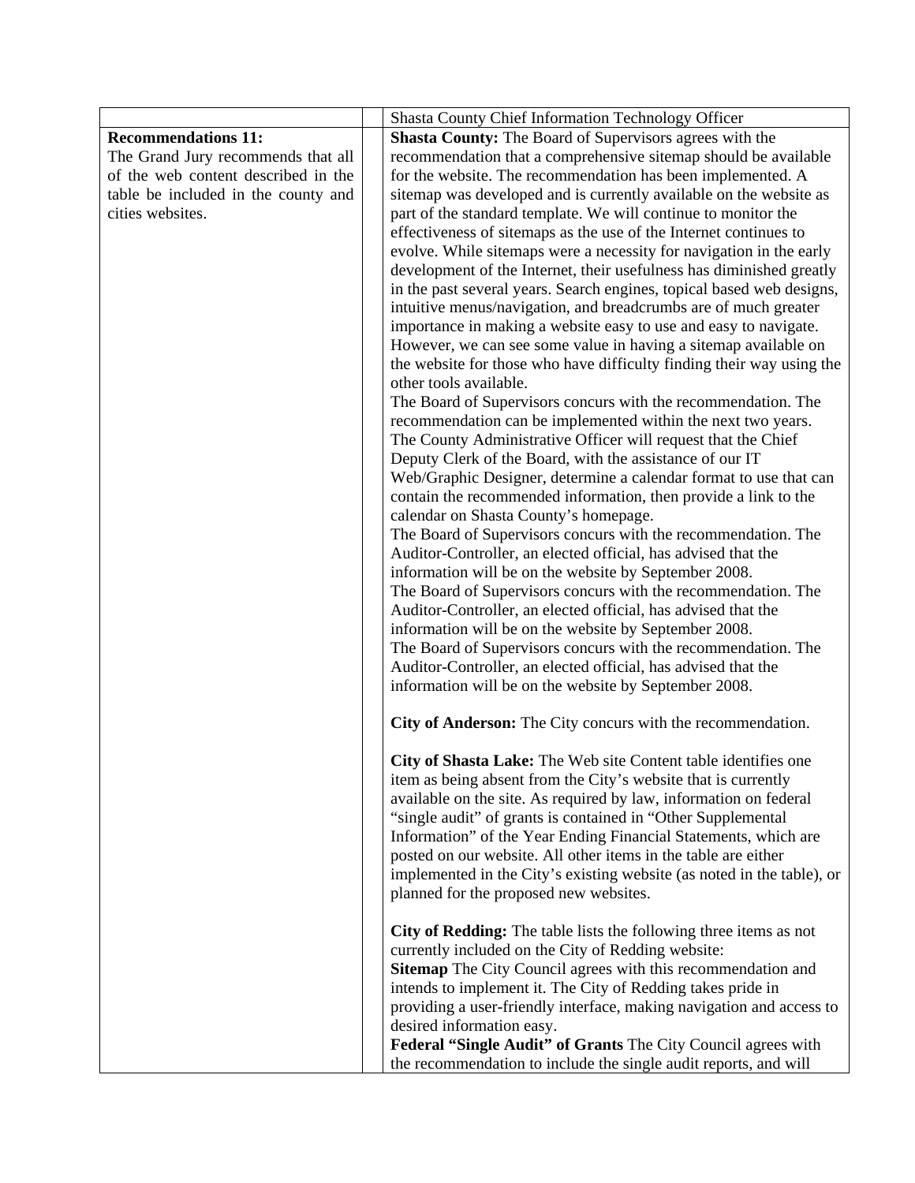| | | |
|---|---|---|
| | | Shasta County Chief Information Technology Officer |
| **Recommendations 11:**<br>The Grand Jury recommends that all of the web content described in the table be included in the county and cities websites. | | **Shasta County:** The Board of Supervisors agrees with the recommendation that a comprehensive sitemap should be available for the website. The recommendation has been implemented. A sitemap was developed and is currently available on the website as part of the standard template. We will continue to monitor the effectiveness of sitemaps as the use of the Internet continues to evolve. While sitemaps were a necessity for navigation in the early development of the Internet, their usefulness has diminished greatly in the past several years. Search engines, topical based web designs, intuitive menus/navigation, and breadcrumbs are of much greater importance in making a website easy to use and easy to navigate. However, we can see some value in having a sitemap available on the website for those who have difficulty finding their way using the other tools available.<br>The Board of Supervisors concurs with the recommendation. The recommendation can be implemented within the next two years. The County Administrative Officer will request that the Chief Deputy Clerk of the Board, with the assistance of our IT Web/Graphic Designer, determine a calendar format to use that can contain the recommended information, then provide a link to the calendar on Shasta County's homepage.<br>The Board of Supervisors concurs with the recommendation. The Auditor-Controller, an elected official, has advised that the information will be on the website by September 2008.<br>The Board of Supervisors concurs with the recommendation. The Auditor-Controller, an elected official, has advised that the information will be on the website by September 2008.<br>The Board of Supervisors concurs with the recommendation. The Auditor-Controller, an elected official, has advised that the information will be on the website by September 2008.<br><br>**City of Anderson:** The City concurs with the recommendation.<br><br>**City of Shasta Lake:** The Web site Content table identifies one item as being absent from the City's website that is currently available on the site. As required by law, information on federal "single audit" of grants is contained in "Other Supplemental Information" of the Year Ending Financial Statements, which are posted on our website. All other items in the table are either implemented in the City's existing website (as noted in the table), or planned for the proposed new websites.<br><br>**City of Redding:** The table lists the following three items as not currently included on the City of Redding website:<br>**Sitemap** The City Council agrees with this recommendation and intends to implement it. The City of Redding takes pride in providing a user-friendly interface, making navigation and access to desired information easy.<br>**Federal "Single Audit" of Grants** The City Council agrees with the recommendation to include the single audit reports, and will |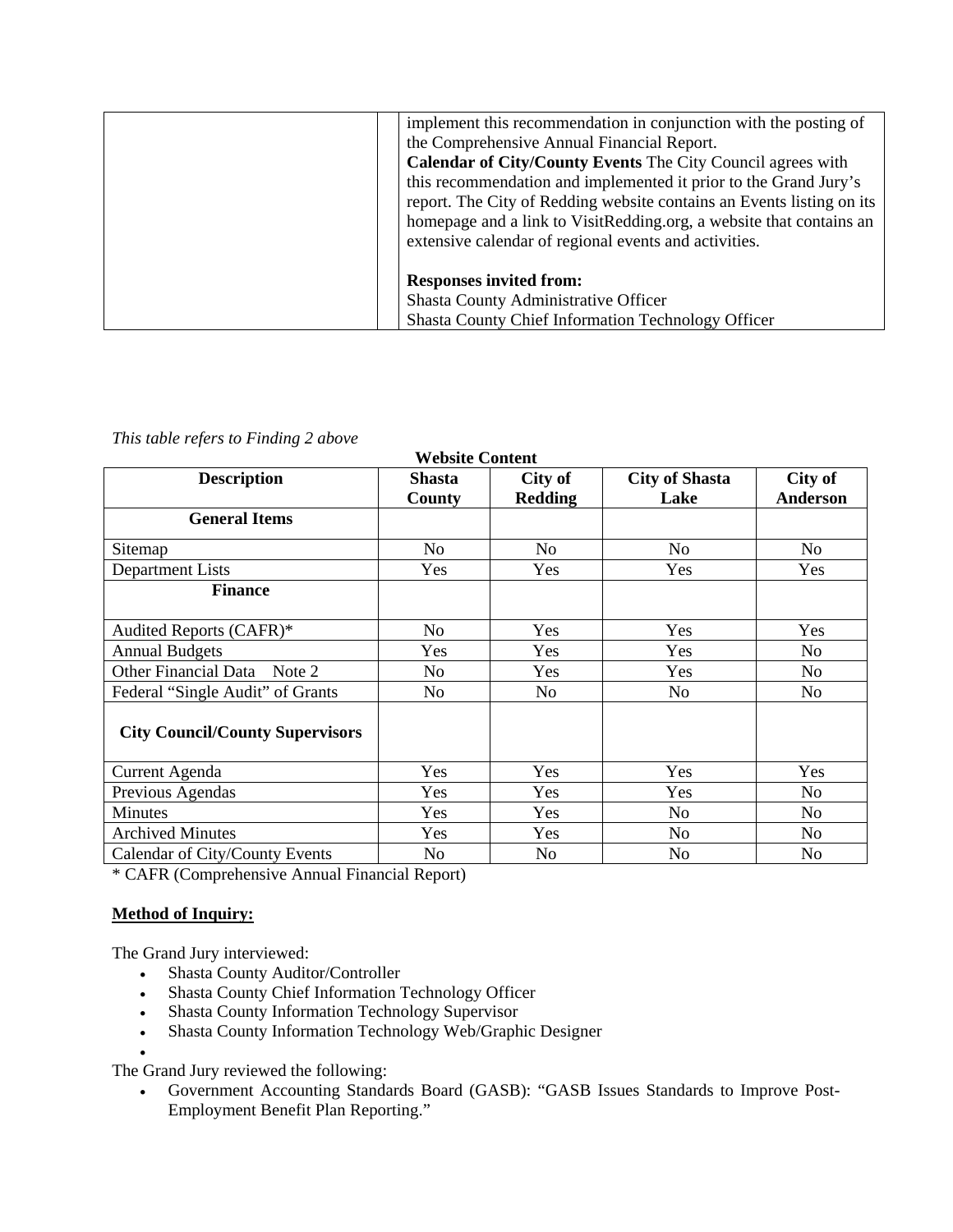| | | implement this recommendation in conjunction with the posting of the Comprehensive Annual Financial Report.<br>**Calendar of City/County Events** The City Council agrees with this recommendation and implemented it prior to the Grand Jury's report. The City of Redding website contains an Events listing on its homepage and a link to VisitRedding.org, a website that contains an extensive calendar of regional events and activities.<br><br>**Responses invited from:**<br>Shasta County Administrative Officer<br>Shasta County Chief Information Technology Officer |
|---|---|---|

*This table refers to Finding 2 above*

**Website Content**

| Description | Shasta County | City of Redding | City of Shasta Lake | City of Anderson |
|---|---|---|---|---|
| **General Items** | | | | |
| Sitemap | No | No | No | No |
| Department Lists | Yes | Yes | Yes | Yes |
| **Finance** | | | | |
| Audited Reports (CAFR)* | No | Yes | Yes | Yes |
| Annual Budgets | Yes | Yes | Yes | No |
| Other Financial Data Note 2 | No | Yes | Yes | No |
| Federal "Single Audit" of Grants | No | No | No | No |
| **City Council/County Supervisors** | | | | |
| Current Agenda | Yes | Yes | Yes | Yes |
| Previous Agendas | Yes | Yes | Yes | No |
| Minutes | Yes | Yes | No | No |
| Archived Minutes | Yes | Yes | No | No |
| Calendar of City/County Events | No | No | No | No |

* CAFR (Comprehensive Annual Financial Report)

**Method of Inquiry:**

The Grand Jury interviewed:

- Shasta County Auditor/Controller
- Shasta County Chief Information Technology Officer
- Shasta County Information Technology Supervisor
- Shasta County Information Technology Web/Graphic Designer

The Grand Jury reviewed the following:

- Government Accounting Standards Board (GASB): "GASB Issues Standards to Improve Post-Employment Benefit Plan Reporting."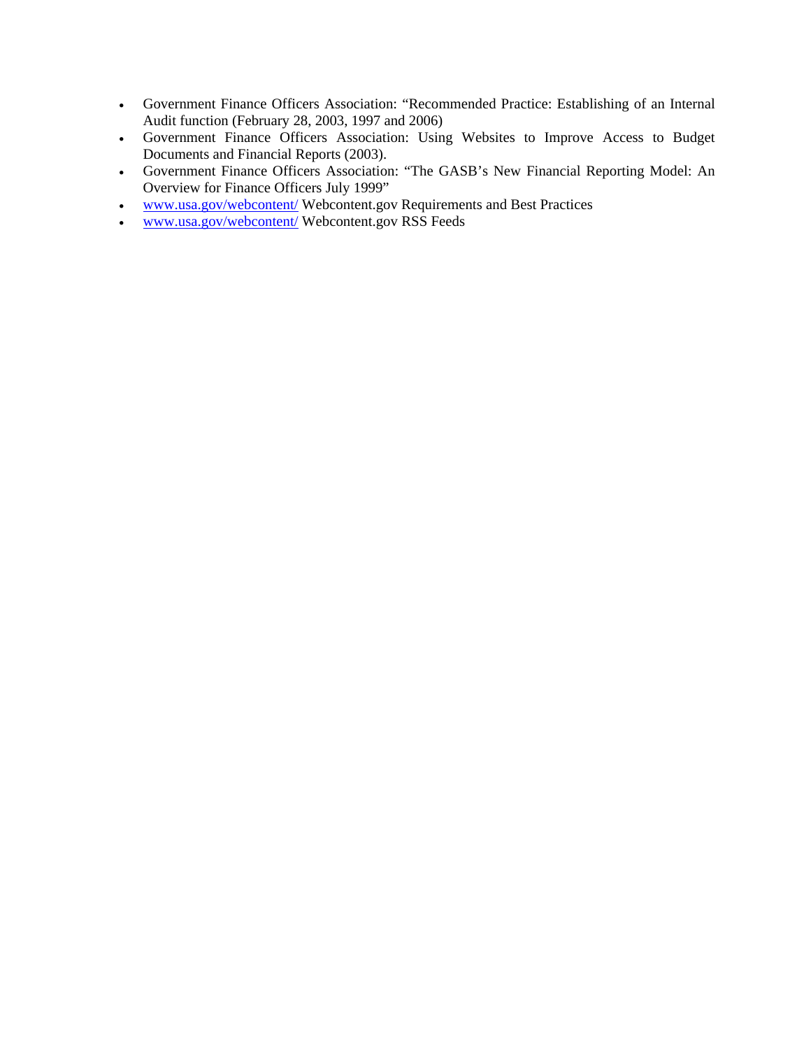- Government Finance Officers Association: "Recommended Practice: Establishing of an Internal Audit function (February 28, 2003, 1997 and 2006)
- Government Finance Officers Association: Using Websites to Improve Access to Budget Documents and Financial Reports (2003).
- Government Finance Officers Association: "The GASB's New Financial Reporting Model: An Overview for Finance Officers July 1999"
- www.usa.gov/webcontent/ Webcontent.gov Requirements and Best Practices
- www.usa.gov/webcontent/ Webcontent.gov RSS Feeds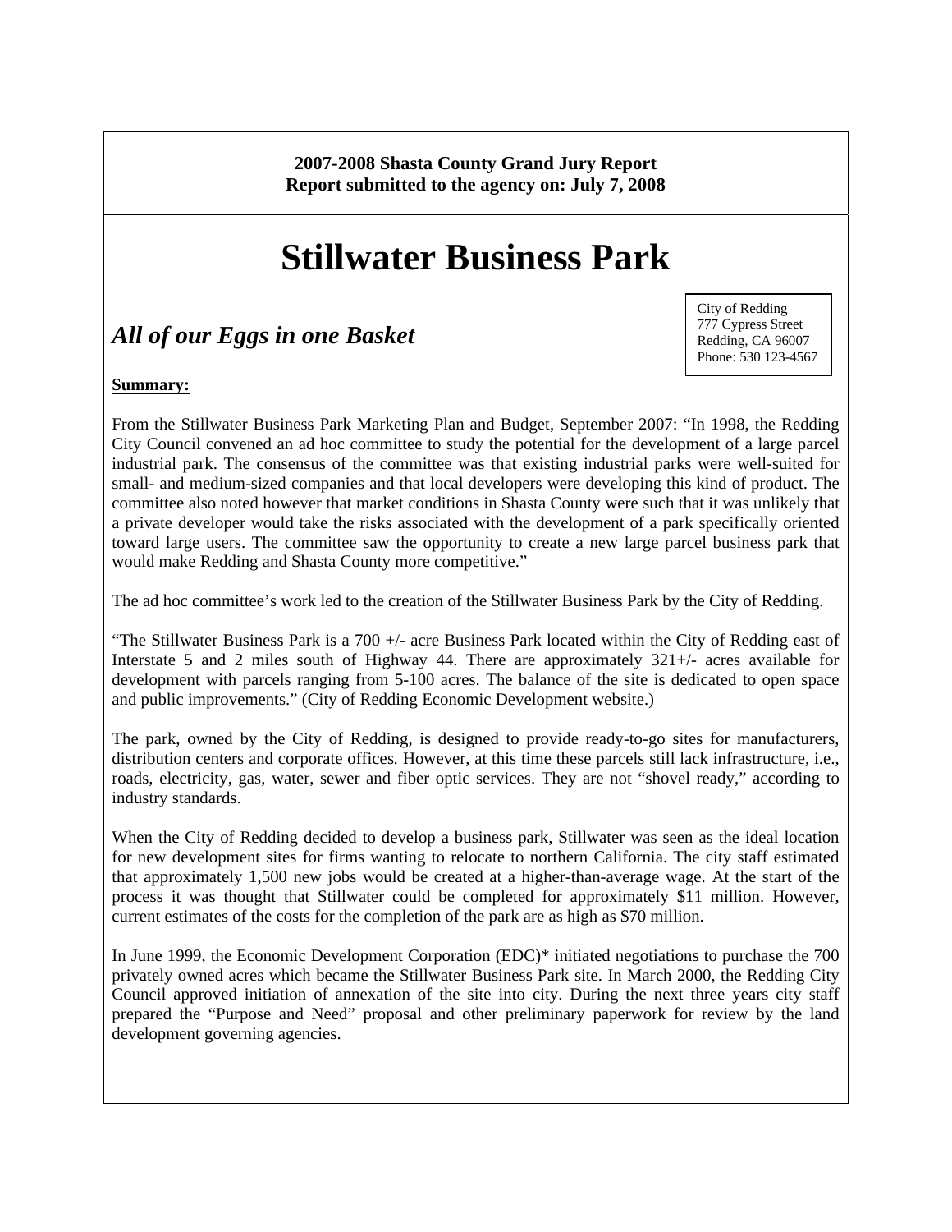**2007-2008 Shasta County Grand Jury Report**
**Report submitted to the agency on: July 7, 2008**

# Stillwater Business Park

## *All of our Eggs in one Basket*

City of Redding
777 Cypress Street
Redding, CA 96007
Phone: 530 123-4567

**Summary:**

From the Stillwater Business Park Marketing Plan and Budget, September 2007: "In 1998, the Redding City Council convened an ad hoc committee to study the potential for the development of a large parcel industrial park. The consensus of the committee was that existing industrial parks were well-suited for small- and medium-sized companies and that local developers were developing this kind of product. The committee also noted however that market conditions in Shasta County were such that it was unlikely that a private developer would take the risks associated with the development of a park specifically oriented toward large users. The committee saw the opportunity to create a new large parcel business park that would make Redding and Shasta County more competitive."

The ad hoc committee's work led to the creation of the Stillwater Business Park by the City of Redding.

"The Stillwater Business Park is a 700 +/- acre Business Park located within the City of Redding east of Interstate 5 and 2 miles south of Highway 44. There are approximately 321+/- acres available for development with parcels ranging from 5-100 acres. The balance of the site is dedicated to open space and public improvements." (City of Redding Economic Development website.)

The park, owned by the City of Redding, is designed to provide ready-to-go sites for manufacturers, distribution centers and corporate offices. However, at this time these parcels still lack infrastructure, i.e., roads, electricity, gas, water, sewer and fiber optic services. They are not "shovel ready," according to industry standards.

When the City of Redding decided to develop a business park, Stillwater was seen as the ideal location for new development sites for firms wanting to relocate to northern California. The city staff estimated that approximately 1,500 new jobs would be created at a higher-than-average wage. At the start of the process it was thought that Stillwater could be completed for approximately $11 million. However, current estimates of the costs for the completion of the park are as high as $70 million.

In June 1999, the Economic Development Corporation (EDC)* initiated negotiations to purchase the 700 privately owned acres which became the Stillwater Business Park site. In March 2000, the Redding City Council approved initiation of annexation of the site into city. During the next three years city staff prepared the "Purpose and Need" proposal and other preliminary paperwork for review by the land development governing agencies.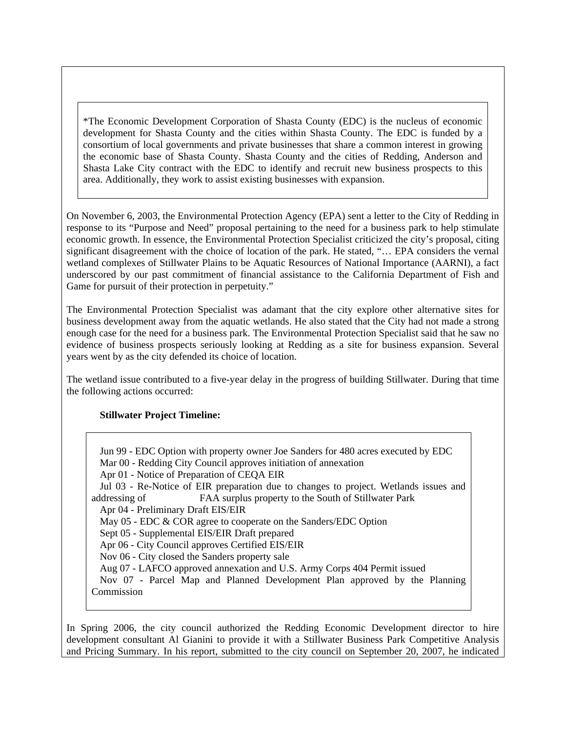*The Economic Development Corporation of Shasta County (EDC) is the nucleus of economic development for Shasta County and the cities within Shasta County. The EDC is funded by a consortium of local governments and private businesses that share a common interest in growing the economic base of Shasta County. Shasta County and the cities of Redding, Anderson and Shasta Lake City contract with the EDC to identify and recruit new business prospects to this area. Additionally, they work to assist existing businesses with expansion.

On November 6, 2003, the Environmental Protection Agency (EPA) sent a letter to the City of Redding in response to its "Purpose and Need" proposal pertaining to the need for a business park to help stimulate economic growth. In essence, the Environmental Protection Specialist criticized the city's proposal, citing significant disagreement with the choice of location of the park. He stated, "… EPA considers the vernal wetland complexes of Stillwater Plains to be Aquatic Resources of National Importance (AARNI), a fact underscored by our past commitment of financial assistance to the California Department of Fish and Game for pursuit of their protection in perpetuity."

The Environmental Protection Specialist was adamant that the city explore other alternative sites for business development away from the aquatic wetlands. He also stated that the City had not made a strong enough case for the need for a business park. The Environmental Protection Specialist said that he saw no evidence of business prospects seriously looking at Redding as a site for business expansion. Several years went by as the city defended its choice of location.

The wetland issue contributed to a five-year delay in the progress of building Stillwater. During that time the following actions occurred:

**Stillwater Project Timeline:**

- Jun 99 - EDC Option with property owner Joe Sanders for 480 acres executed by EDC
- Mar 00 - Redding City Council approves initiation of annexation
- Apr 01 - Notice of Preparation of CEQA EIR
- Jul 03 - Re-Notice of EIR preparation due to changes to project. Wetlands issues and addressing of FAA surplus property to the South of Stillwater Park
- Apr 04 - Preliminary Draft EIS/EIR
- May 05 - EDC & COR agree to cooperate on the Sanders/EDC Option
- Sept 05 - Supplemental EIS/EIR Draft prepared
- Apr 06 - City Council approves Certified EIS/EIR
- Nov 06 - City closed the Sanders property sale
- Aug 07 - LAFCO approved annexation and U.S. Army Corps 404 Permit issued
- Nov 07 - Parcel Map and Planned Development Plan approved by the Planning Commission

In Spring 2006, the city council authorized the Redding Economic Development director to hire development consultant Al Gianini to provide it with a Stillwater Business Park Competitive Analysis and Pricing Summary. In his report, submitted to the city council on September 20, 2007, he indicated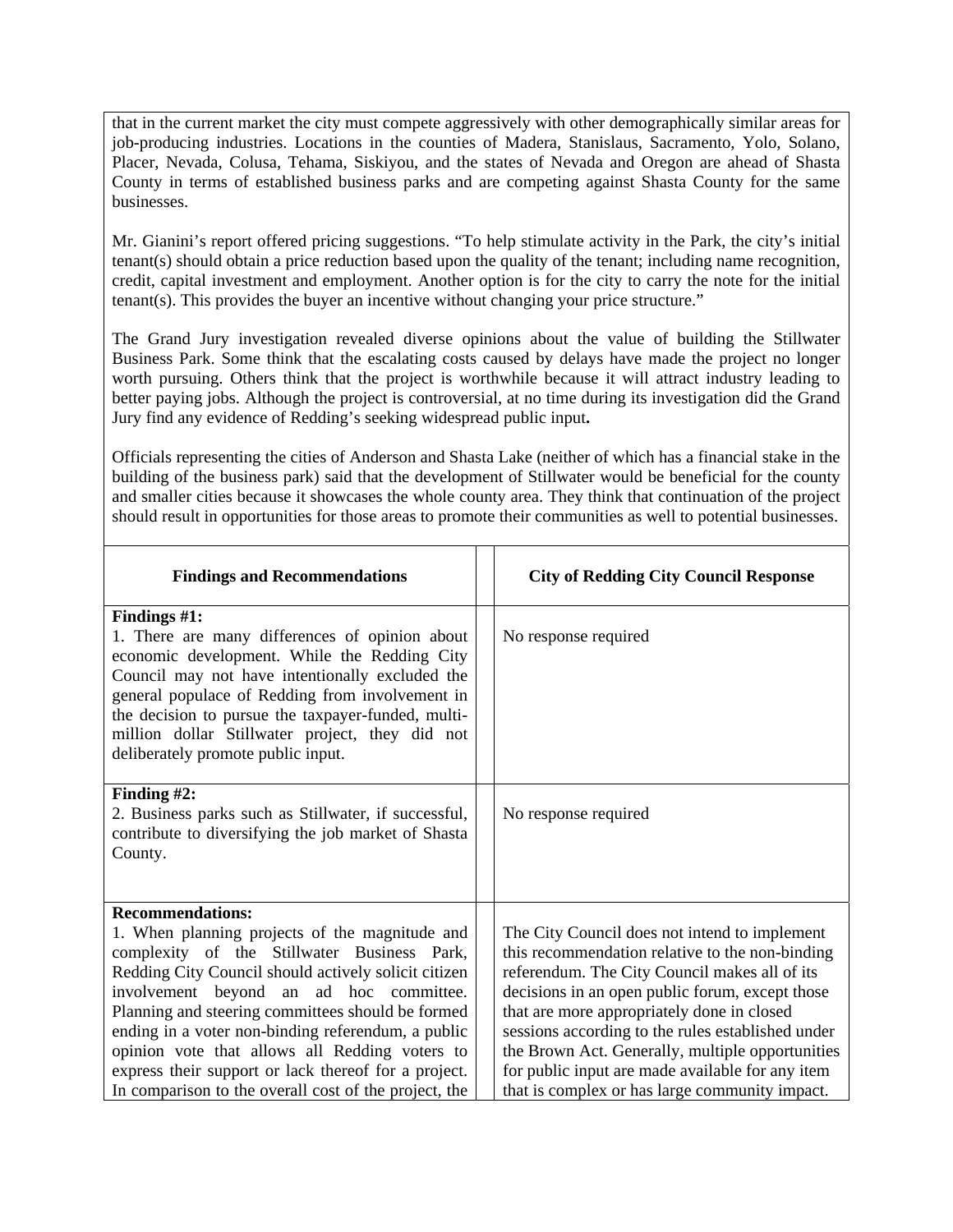that in the current market the city must compete aggressively with other demographically similar areas for job-producing industries. Locations in the counties of Madera, Stanislaus, Sacramento, Yolo, Solano, Placer, Nevada, Colusa, Tehama, Siskiyou, and the states of Nevada and Oregon are ahead of Shasta County in terms of established business parks and are competing against Shasta County for the same businesses.

Mr. Gianini's report offered pricing suggestions. "To help stimulate activity in the Park, the city's initial tenant(s) should obtain a price reduction based upon the quality of the tenant; including name recognition, credit, capital investment and employment. Another option is for the city to carry the note for the initial tenant(s). This provides the buyer an incentive without changing your price structure."

The Grand Jury investigation revealed diverse opinions about the value of building the Stillwater Business Park. Some think that the escalating costs caused by delays have made the project no longer worth pursuing. Others think that the project is worthwhile because it will attract industry leading to better paying jobs. Although the project is controversial, at no time during its investigation did the Grand Jury find any evidence of Redding's seeking widespread public input**.**

Officials representing the cities of Anderson and Shasta Lake (neither of which has a financial stake in the building of the business park) said that the development of Stillwater would be beneficial for the county and smaller cities because it showcases the whole county area. They think that continuation of the project should result in opportunities for those areas to promote their communities as well to potential businesses.

| Findings and Recommendations | City of Redding City Council Response |
|---|---|
| **Findings #1:**<br>1. There are many differences of opinion about economic development. While the Redding City Council may not have intentionally excluded the general populace of Redding from involvement in the decision to pursue the taxpayer-funded, multi-million dollar Stillwater project, they did not deliberately promote public input. | No response required |
| **Finding #2:**<br>2. Business parks such as Stillwater, if successful, contribute to diversifying the job market of Shasta County. | No response required |
| **Recommendations:**<br>1. When planning projects of the magnitude and complexity of the Stillwater Business Park, Redding City Council should actively solicit citizen involvement beyond an ad hoc committee. Planning and steering committees should be formed ending in a voter non-binding referendum, a public opinion vote that allows all Redding voters to express their support or lack thereof for a project. In comparison to the overall cost of the project, the | The City Council does not intend to implement this recommendation relative to the non-binding referendum. The City Council makes all of its decisions in an open public forum, except those that are more appropriately done in closed sessions according to the rules established under the Brown Act. Generally, multiple opportunities for public input are made available for any item that is complex or has large community impact. |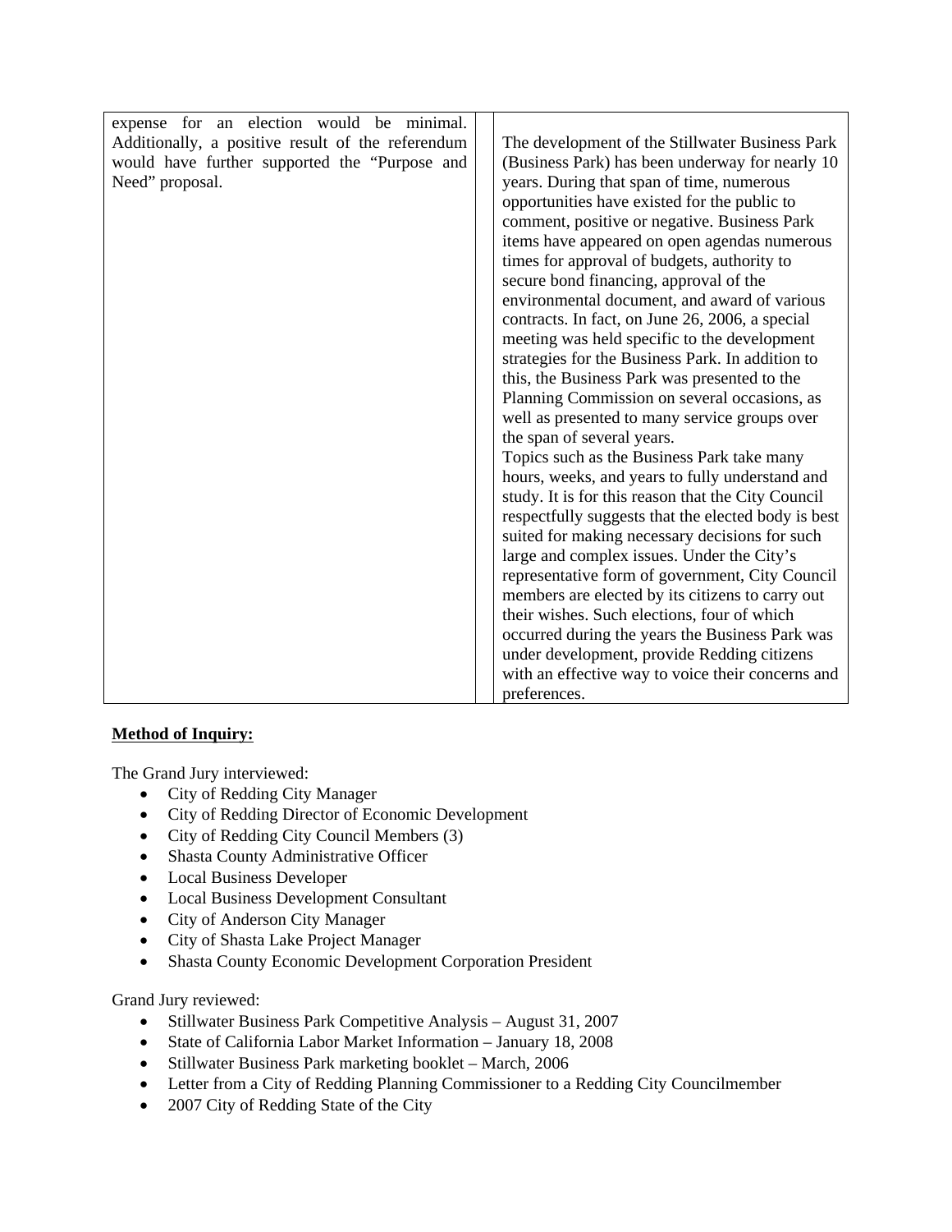| | | |
|---|---|---|
| expense for an election would be minimal. Additionally, a positive result of the referendum would have further supported the "Purpose and Need" proposal. | | The development of the Stillwater Business Park (Business Park) has been underway for nearly 10 years. During that span of time, numerous opportunities have existed for the public to comment, positive or negative. Business Park items have appeared on open agendas numerous times for approval of budgets, authority to secure bond financing, approval of the environmental document, and award of various contracts. In fact, on June 26, 2006, a special meeting was held specific to the development strategies for the Business Park. In addition to this, the Business Park was presented to the Planning Commission on several occasions, as well as presented to many service groups over the span of several years. Topics such as the Business Park take many hours, weeks, and years to fully understand and study. It is for this reason that the City Council respectfully suggests that the elected body is best suited for making necessary decisions for such large and complex issues. Under the City's representative form of government, City Council members are elected by its citizens to carry out their wishes. Such elections, four of which occurred during the years the Business Park was under development, provide Redding citizens with an effective way to voice their concerns and preferences. |

**Method of Inquiry:**

The Grand Jury interviewed:

- City of Redding City Manager
- City of Redding Director of Economic Development
- City of Redding City Council Members (3)
- Shasta County Administrative Officer
- Local Business Developer
- Local Business Development Consultant
- City of Anderson City Manager
- City of Shasta Lake Project Manager
- Shasta County Economic Development Corporation President

Grand Jury reviewed:

- Stillwater Business Park Competitive Analysis – August 31, 2007
- State of California Labor Market Information – January 18, 2008
- Stillwater Business Park marketing booklet – March, 2006
- Letter from a City of Redding Planning Commissioner to a Redding City Councilmember
- 2007 City of Redding State of the City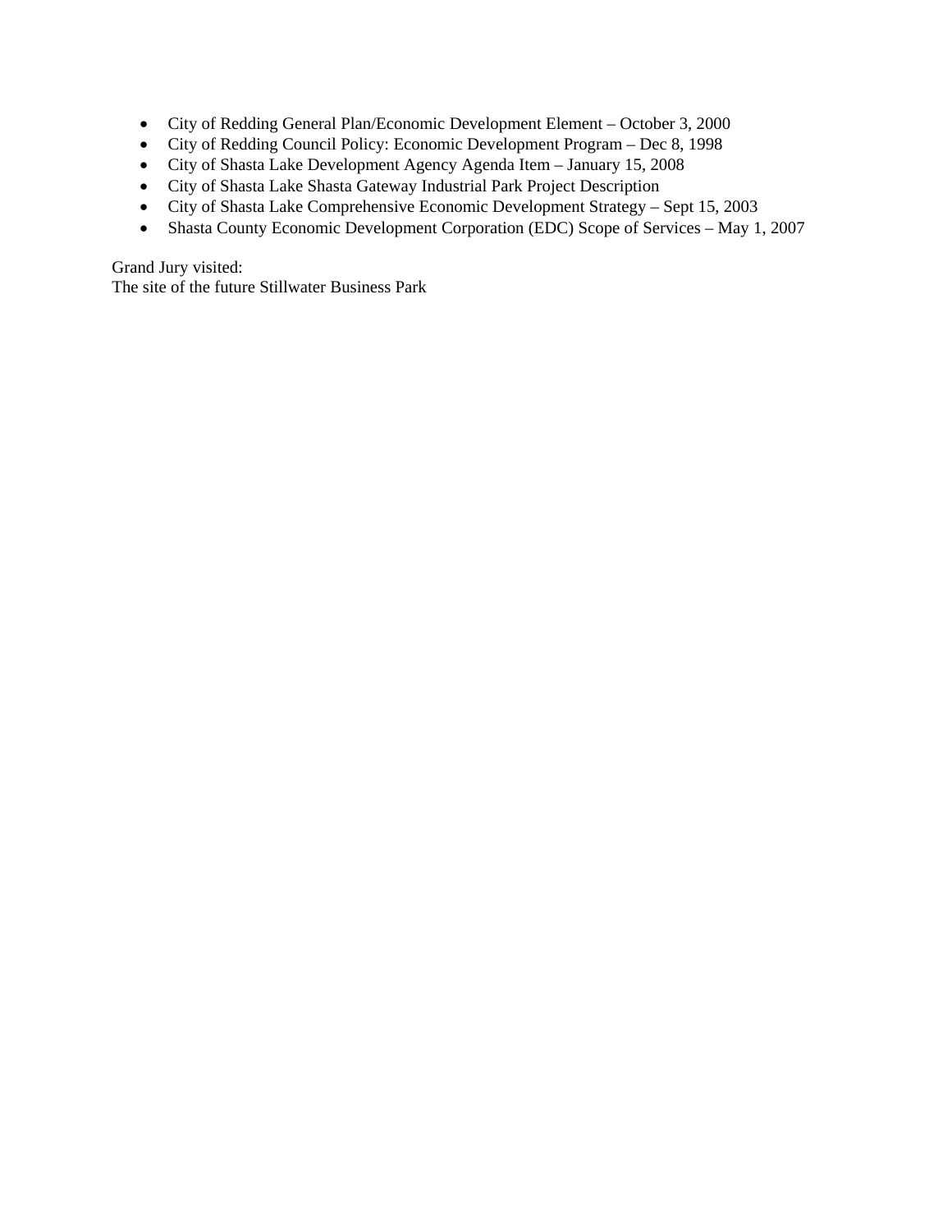- City of Redding General Plan/Economic Development Element – October 3, 2000
- City of Redding Council Policy: Economic Development Program – Dec 8, 1998
- City of Shasta Lake Development Agency Agenda Item – January 15, 2008
- City of Shasta Lake Shasta Gateway Industrial Park Project Description
- City of Shasta Lake Comprehensive Economic Development Strategy – Sept 15, 2003
- Shasta County Economic Development Corporation (EDC) Scope of Services – May 1, 2007

Grand Jury visited:
The site of the future Stillwater Business Park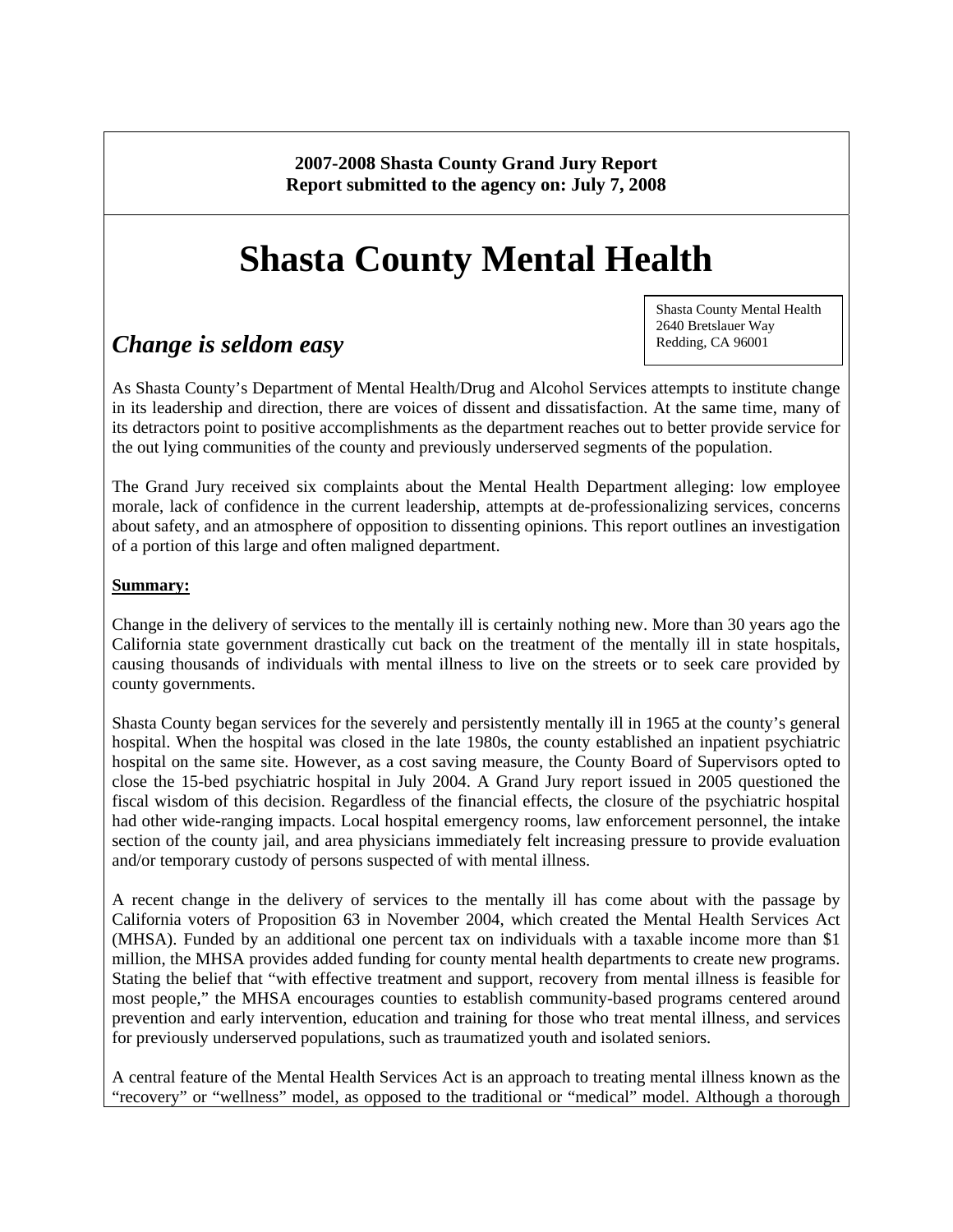**2007-2008 Shasta County Grand Jury Report**
**Report submitted to the agency on: July 7, 2008**

# Shasta County Mental Health

Shasta County Mental Health
2640 Bretslauer Way
Redding, CA 96001

## *Change is seldom easy*

As Shasta County's Department of Mental Health/Drug and Alcohol Services attempts to institute change in its leadership and direction, there are voices of dissent and dissatisfaction. At the same time, many of its detractors point to positive accomplishments as the department reaches out to better provide service for the out lying communities of the county and previously underserved segments of the population.

The Grand Jury received six complaints about the Mental Health Department alleging: low employee morale, lack of confidence in the current leadership, attempts at de-professionalizing services, concerns about safety, and an atmosphere of opposition to dissenting opinions. This report outlines an investigation of a portion of this large and often maligned department.

**Summary:**

Change in the delivery of services to the mentally ill is certainly nothing new. More than 30 years ago the California state government drastically cut back on the treatment of the mentally ill in state hospitals, causing thousands of individuals with mental illness to live on the streets or to seek care provided by county governments.

Shasta County began services for the severely and persistently mentally ill in 1965 at the county's general hospital. When the hospital was closed in the late 1980s, the county established an inpatient psychiatric hospital on the same site. However, as a cost saving measure, the County Board of Supervisors opted to close the 15-bed psychiatric hospital in July 2004. A Grand Jury report issued in 2005 questioned the fiscal wisdom of this decision. Regardless of the financial effects, the closure of the psychiatric hospital had other wide-ranging impacts. Local hospital emergency rooms, law enforcement personnel, the intake section of the county jail, and area physicians immediately felt increasing pressure to provide evaluation and/or temporary custody of persons suspected of with mental illness.

A recent change in the delivery of services to the mentally ill has come about with the passage by California voters of Proposition 63 in November 2004, which created the Mental Health Services Act (MHSA). Funded by an additional one percent tax on individuals with a taxable income more than $1 million, the MHSA provides added funding for county mental health departments to create new programs. Stating the belief that "with effective treatment and support, recovery from mental illness is feasible for most people," the MHSA encourages counties to establish community-based programs centered around prevention and early intervention, education and training for those who treat mental illness, and services for previously underserved populations, such as traumatized youth and isolated seniors.

A central feature of the Mental Health Services Act is an approach to treating mental illness known as the "recovery" or "wellness" model, as opposed to the traditional or "medical" model. Although a thorough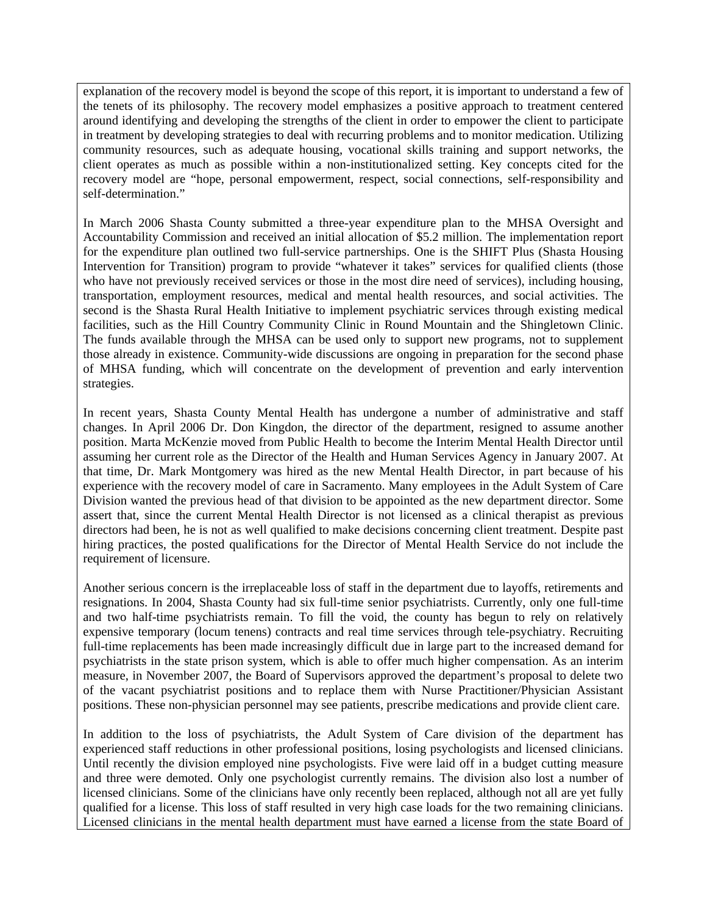explanation of the recovery model is beyond the scope of this report, it is important to understand a few of the tenets of its philosophy. The recovery model emphasizes a positive approach to treatment centered around identifying and developing the strengths of the client in order to empower the client to participate in treatment by developing strategies to deal with recurring problems and to monitor medication. Utilizing community resources, such as adequate housing, vocational skills training and support networks, the client operates as much as possible within a non-institutionalized setting. Key concepts cited for the recovery model are "hope, personal empowerment, respect, social connections, self-responsibility and self-determination."

In March 2006 Shasta County submitted a three-year expenditure plan to the MHSA Oversight and Accountability Commission and received an initial allocation of $5.2 million. The implementation report for the expenditure plan outlined two full-service partnerships. One is the SHIFT Plus (Shasta Housing Intervention for Transition) program to provide "whatever it takes" services for qualified clients (those who have not previously received services or those in the most dire need of services), including housing, transportation, employment resources, medical and mental health resources, and social activities. The second is the Shasta Rural Health Initiative to implement psychiatric services through existing medical facilities, such as the Hill Country Community Clinic in Round Mountain and the Shingletown Clinic. The funds available through the MHSA can be used only to support new programs, not to supplement those already in existence. Community-wide discussions are ongoing in preparation for the second phase of MHSA funding, which will concentrate on the development of prevention and early intervention strategies.

In recent years, Shasta County Mental Health has undergone a number of administrative and staff changes. In April 2006 Dr. Don Kingdon, the director of the department, resigned to assume another position. Marta McKenzie moved from Public Health to become the Interim Mental Health Director until assuming her current role as the Director of the Health and Human Services Agency in January 2007. At that time, Dr. Mark Montgomery was hired as the new Mental Health Director, in part because of his experience with the recovery model of care in Sacramento. Many employees in the Adult System of Care Division wanted the previous head of that division to be appointed as the new department director. Some assert that, since the current Mental Health Director is not licensed as a clinical therapist as previous directors had been, he is not as well qualified to make decisions concerning client treatment. Despite past hiring practices, the posted qualifications for the Director of Mental Health Service do not include the requirement of licensure.

Another serious concern is the irreplaceable loss of staff in the department due to layoffs, retirements and resignations. In 2004, Shasta County had six full-time senior psychiatrists. Currently, only one full-time and two half-time psychiatrists remain. To fill the void, the county has begun to rely on relatively expensive temporary (locum tenens) contracts and real time services through tele-psychiatry. Recruiting full-time replacements has been made increasingly difficult due in large part to the increased demand for psychiatrists in the state prison system, which is able to offer much higher compensation. As an interim measure, in November 2007, the Board of Supervisors approved the department's proposal to delete two of the vacant psychiatrist positions and to replace them with Nurse Practitioner/Physician Assistant positions. These non-physician personnel may see patients, prescribe medications and provide client care.

In addition to the loss of psychiatrists, the Adult System of Care division of the department has experienced staff reductions in other professional positions, losing psychologists and licensed clinicians. Until recently the division employed nine psychologists. Five were laid off in a budget cutting measure and three were demoted. Only one psychologist currently remains. The division also lost a number of licensed clinicians. Some of the clinicians have only recently been replaced, although not all are yet fully qualified for a license. This loss of staff resulted in very high case loads for the two remaining clinicians. Licensed clinicians in the mental health department must have earned a license from the state Board of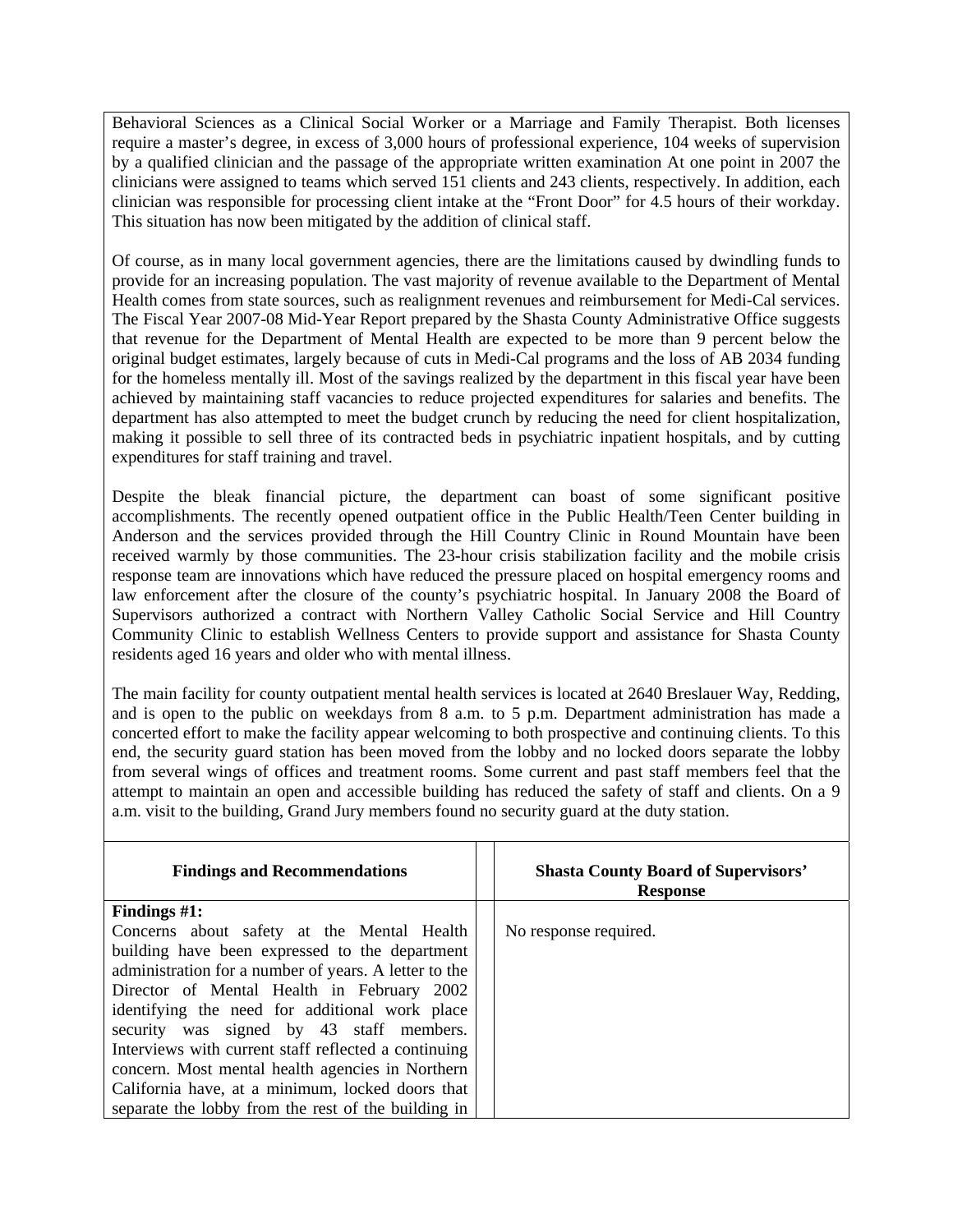Behavioral Sciences as a Clinical Social Worker or a Marriage and Family Therapist. Both licenses require a master's degree, in excess of 3,000 hours of professional experience, 104 weeks of supervision by a qualified clinician and the passage of the appropriate written examination At one point in 2007 the clinicians were assigned to teams which served 151 clients and 243 clients, respectively. In addition, each clinician was responsible for processing client intake at the "Front Door" for 4.5 hours of their workday. This situation has now been mitigated by the addition of clinical staff.

Of course, as in many local government agencies, there are the limitations caused by dwindling funds to provide for an increasing population. The vast majority of revenue available to the Department of Mental Health comes from state sources, such as realignment revenues and reimbursement for Medi-Cal services. The Fiscal Year 2007-08 Mid-Year Report prepared by the Shasta County Administrative Office suggests that revenue for the Department of Mental Health are expected to be more than 9 percent below the original budget estimates, largely because of cuts in Medi-Cal programs and the loss of AB 2034 funding for the homeless mentally ill. Most of the savings realized by the department in this fiscal year have been achieved by maintaining staff vacancies to reduce projected expenditures for salaries and benefits. The department has also attempted to meet the budget crunch by reducing the need for client hospitalization, making it possible to sell three of its contracted beds in psychiatric inpatient hospitals, and by cutting expenditures for staff training and travel.

Despite the bleak financial picture, the department can boast of some significant positive accomplishments. The recently opened outpatient office in the Public Health/Teen Center building in Anderson and the services provided through the Hill Country Clinic in Round Mountain have been received warmly by those communities. The 23-hour crisis stabilization facility and the mobile crisis response team are innovations which have reduced the pressure placed on hospital emergency rooms and law enforcement after the closure of the county's psychiatric hospital. In January 2008 the Board of Supervisors authorized a contract with Northern Valley Catholic Social Service and Hill Country Community Clinic to establish Wellness Centers to provide support and assistance for Shasta County residents aged 16 years and older who with mental illness.

The main facility for county outpatient mental health services is located at 2640 Breslauer Way, Redding, and is open to the public on weekdays from 8 a.m. to 5 p.m. Department administration has made a concerted effort to make the facility appear welcoming to both prospective and continuing clients. To this end, the security guard station has been moved from the lobby and no locked doors separate the lobby from several wings of offices and treatment rooms. Some current and past staff members feel that the attempt to maintain an open and accessible building has reduced the safety of staff and clients. On a 9 a.m. visit to the building, Grand Jury members found no security guard at the duty station.

| Findings and Recommendations | Shasta County Board of Supervisors' Response |
|---|---|
| **Findings #1:** Concerns about safety at the Mental Health building have been expressed to the department administration for a number of years. A letter to the Director of Mental Health in February 2002 identifying the need for additional work place security was signed by 43 staff members. Interviews with current staff reflected a continuing concern. Most mental health agencies in Northern California have, at a minimum, locked doors that separate the lobby from the rest of the building in | No response required. |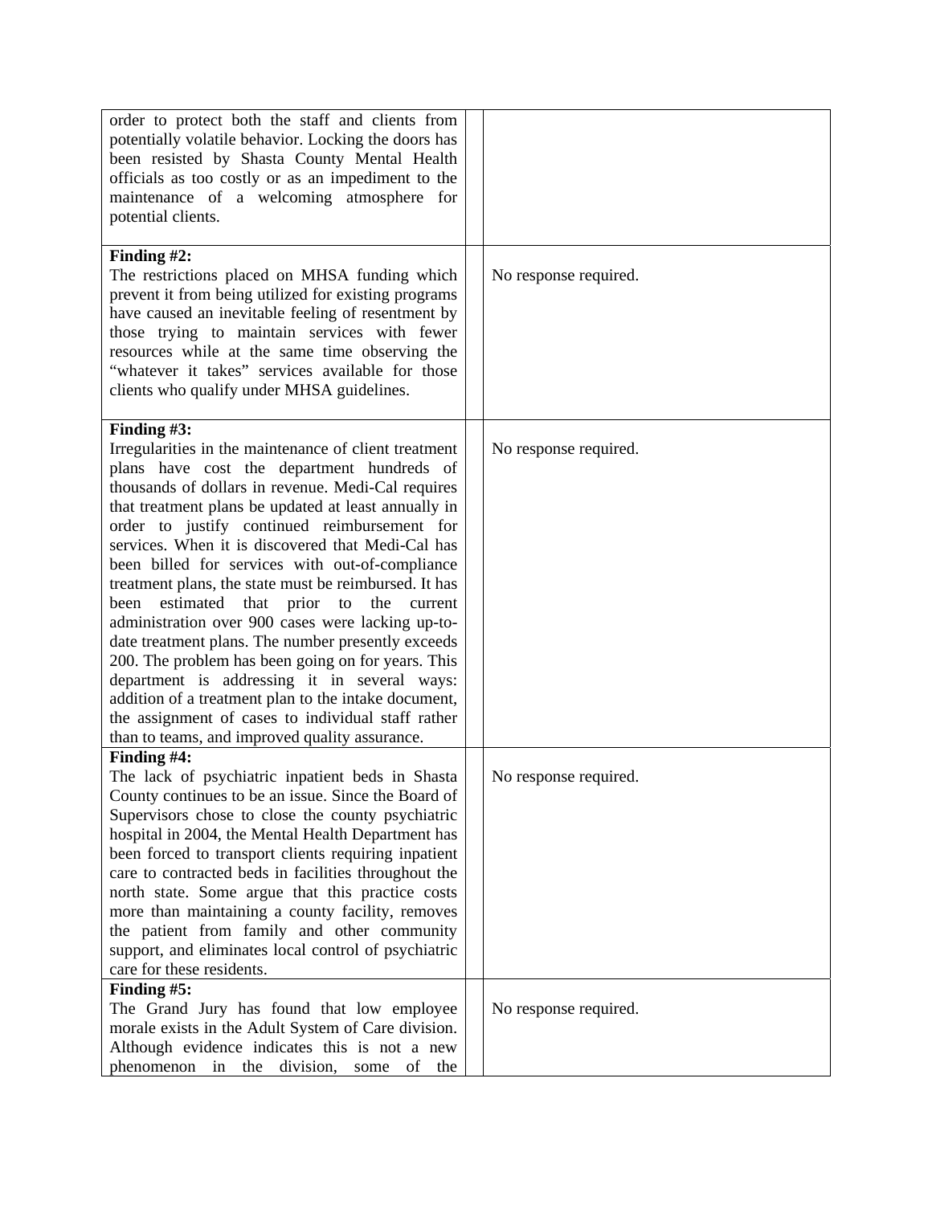| | |
|---|---|
| order to protect both the staff and clients from potentially volatile behavior. Locking the doors has been resisted by Shasta County Mental Health officials as too costly or as an impediment to the maintenance of a welcoming atmosphere for potential clients. | |
| **Finding #2:** The restrictions placed on MHSA funding which prevent it from being utilized for existing programs have caused an inevitable feeling of resentment by those trying to maintain services with fewer resources while at the same time observing the "whatever it takes" services available for those clients who qualify under MHSA guidelines. | No response required. |
| **Finding #3:** Irregularities in the maintenance of client treatment plans have cost the department hundreds of thousands of dollars in revenue. Medi-Cal requires that treatment plans be updated at least annually in order to justify continued reimbursement for services. When it is discovered that Medi-Cal has been billed for services with out-of-compliance treatment plans, the state must be reimbursed. It has been estimated that prior to the current administration over 900 cases were lacking up-to-date treatment plans. The number presently exceeds 200. The problem has been going on for years. This department is addressing it in several ways: addition of a treatment plan to the intake document, the assignment of cases to individual staff rather than to teams, and improved quality assurance. | No response required. |
| **Finding #4:** The lack of psychiatric inpatient beds in Shasta County continues to be an issue. Since the Board of Supervisors chose to close the county psychiatric hospital in 2004, the Mental Health Department has been forced to transport clients requiring inpatient care to contracted beds in facilities throughout the north state. Some argue that this practice costs more than maintaining a county facility, removes the patient from family and other community support, and eliminates local control of psychiatric care for these residents. | No response required. |
| **Finding #5:** The Grand Jury has found that low employee morale exists in the Adult System of Care division. Although evidence indicates this is not a new phenomenon in the division, some of the | No response required. |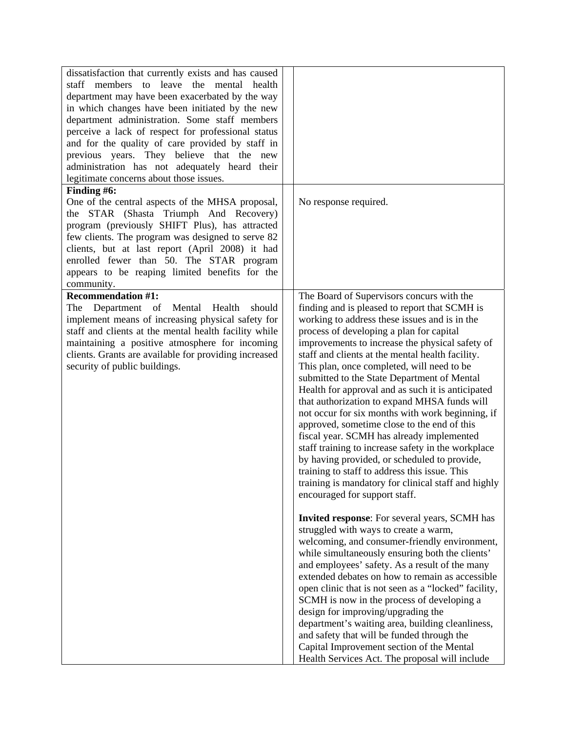| | | |
|---|---|---|
| dissatisfaction that currently exists and has caused staff members to leave the mental health department may have been exacerbated by the way in which changes have been initiated by the new department administration. Some staff members perceive a lack of respect for professional status and for the quality of care provided by staff in previous years. They believe that the new administration has not adequately heard their legitimate concerns about those issues. | | |
| **Finding #6:**<br>One of the central aspects of the MHSA proposal, the STAR (Shasta Triumph And Recovery) program (previously SHIFT Plus), has attracted few clients. The program was designed to serve 82 clients, but at last report (April 2008) it had enrolled fewer than 50. The STAR program appears to be reaping limited benefits for the community. | | No response required. |
| **Recommendation #1:**<br>The Department of Mental Health should implement means of increasing physical safety for staff and clients at the mental health facility while maintaining a positive atmosphere for incoming clients. Grants are available for providing increased security of public buildings. | | The Board of Supervisors concurs with the finding and is pleased to report that SCMH is working to address these issues and is in the process of developing a plan for capital improvements to increase the physical safety of staff and clients at the mental health facility. This plan, once completed, will need to be submitted to the State Department of Mental Health for approval and as such it is anticipated that authorization to expand MHSA funds will not occur for six months with work beginning, if approved, sometime close to the end of this fiscal year. SCMH has already implemented staff training to increase safety in the workplace by having provided, or scheduled to provide, training to staff to address this issue. This training is mandatory for clinical staff and highly encouraged for support staff.<br><br>**Invited response**: For several years, SCMH has struggled with ways to create a warm, welcoming, and consumer-friendly environment, while simultaneously ensuring both the clients' and employees' safety. As a result of the many extended debates on how to remain as accessible open clinic that is not seen as a "locked" facility, SCMH is now in the process of developing a design for improving/upgrading the department's waiting area, building cleanliness, and safety that will be funded through the Capital Improvement section of the Mental Health Services Act. The proposal will include |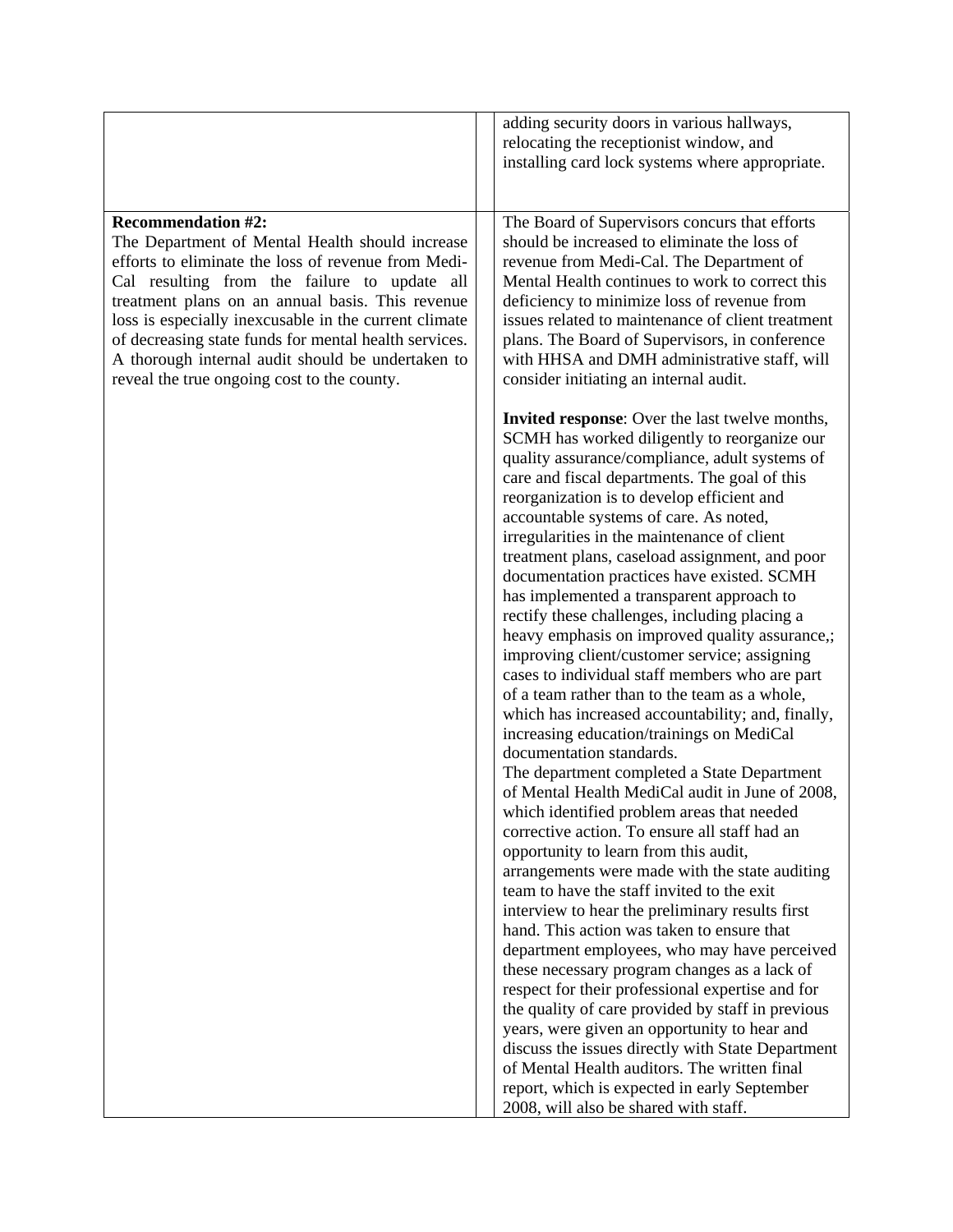| | | |
|---|---|---|
| | | adding security doors in various hallways, relocating the receptionist window, and installing card lock systems where appropriate. |
| **Recommendation #2:** The Department of Mental Health should increase efforts to eliminate the loss of revenue from Medi-Cal resulting from the failure to update all treatment plans on an annual basis. This revenue loss is especially inexcusable in the current climate of decreasing state funds for mental health services. A thorough internal audit should be undertaken to reveal the true ongoing cost to the county. | | The Board of Supervisors concurs that efforts should be increased to eliminate the loss of revenue from Medi-Cal. The Department of Mental Health continues to work to correct this deficiency to minimize loss of revenue from issues related to maintenance of client treatment plans. The Board of Supervisors, in conference with HHSA and DMH administrative staff, will consider initiating an internal audit.<br><br>**Invited response**: Over the last twelve months, SCMH has worked diligently to reorganize our quality assurance/compliance, adult systems of care and fiscal departments. The goal of this reorganization is to develop efficient and accountable systems of care. As noted, irregularities in the maintenance of client treatment plans, caseload assignment, and poor documentation practices have existed. SCMH has implemented a transparent approach to rectify these challenges, including placing a heavy emphasis on improved quality assurance,; improving client/customer service; assigning cases to individual staff members who are part of a team rather than to the team as a whole, which has increased accountability; and, finally, increasing education/trainings on MediCal documentation standards.<br>The department completed a State Department of Mental Health MediCal audit in June of 2008, which identified problem areas that needed corrective action. To ensure all staff had an opportunity to learn from this audit, arrangements were made with the state auditing team to have the staff invited to the exit interview to hear the preliminary results first hand. This action was taken to ensure that department employees, who may have perceived these necessary program changes as a lack of respect for their professional expertise and for the quality of care provided by staff in previous years, were given an opportunity to hear and discuss the issues directly with State Department of Mental Health auditors. The written final report, which is expected in early September 2008, will also be shared with staff. |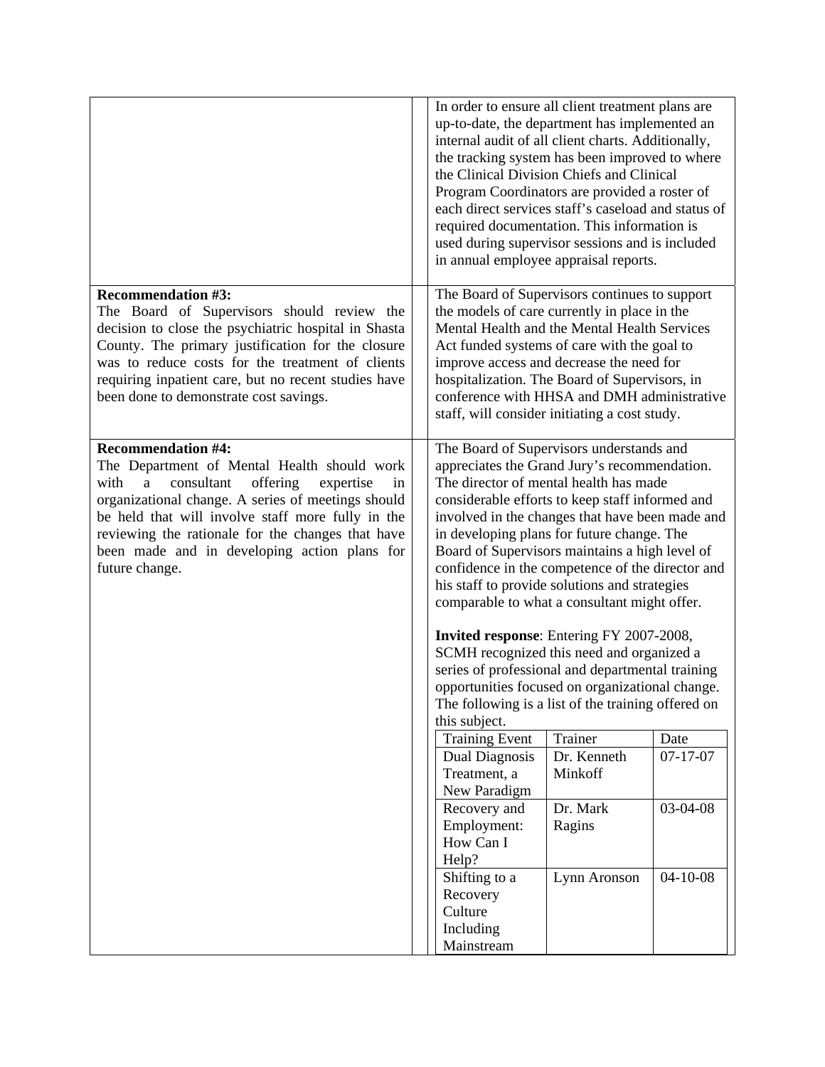| | | |
|---|---|---|
| | | In order to ensure all client treatment plans are up-to-date, the department has implemented an internal audit of all client charts. Additionally, the tracking system has been improved to where the Clinical Division Chiefs and Clinical Program Coordinators are provided a roster of each direct services staff's caseload and status of required documentation. This information is used during supervisor sessions and is included in annual employee appraisal reports. |
| **Recommendation #3:** The Board of Supervisors should review the decision to close the psychiatric hospital in Shasta County. The primary justification for the closure was to reduce costs for the treatment of clients requiring inpatient care, but no recent studies have been done to demonstrate cost savings. | | The Board of Supervisors continues to support the models of care currently in place in the Mental Health and the Mental Health Services Act funded systems of care with the goal to improve access and decrease the need for hospitalization. The Board of Supervisors, in conference with HHSA and DMH administrative staff, will consider initiating a cost study. |
| **Recommendation #4:** The Department of Mental Health should work with a consultant offering expertise in organizational change. A series of meetings should be held that will involve staff more fully in the reviewing the rationale for the changes that have been made and in developing action plans for future change. | | The Board of Supervisors understands and appreciates the Grand Jury's recommendation. The director of mental health has made considerable efforts to keep staff informed and involved in the changes that have been made and in developing plans for future change. The Board of Supervisors maintains a high level of confidence in the competence of the director and his staff to provide solutions and strategies comparable to what a consultant might offer.<br><br>**Invited response**: Entering FY 2007-2008, SCMH recognized this need and organized a series of professional and departmental training opportunities focused on organizational change. The following is a list of the training offered on this subject. |

| Training Event | Trainer | Date |
|---|---|---|
| Dual Diagnosis Treatment, a New Paradigm | Dr. Kenneth Minkoff | 07-17-07 |
| Recovery and Employment: How Can I Help? | Dr. Mark Ragins | 03-04-08 |
| Shifting to a Recovery Culture Including Mainstream | Lynn Aronson | 04-10-08 |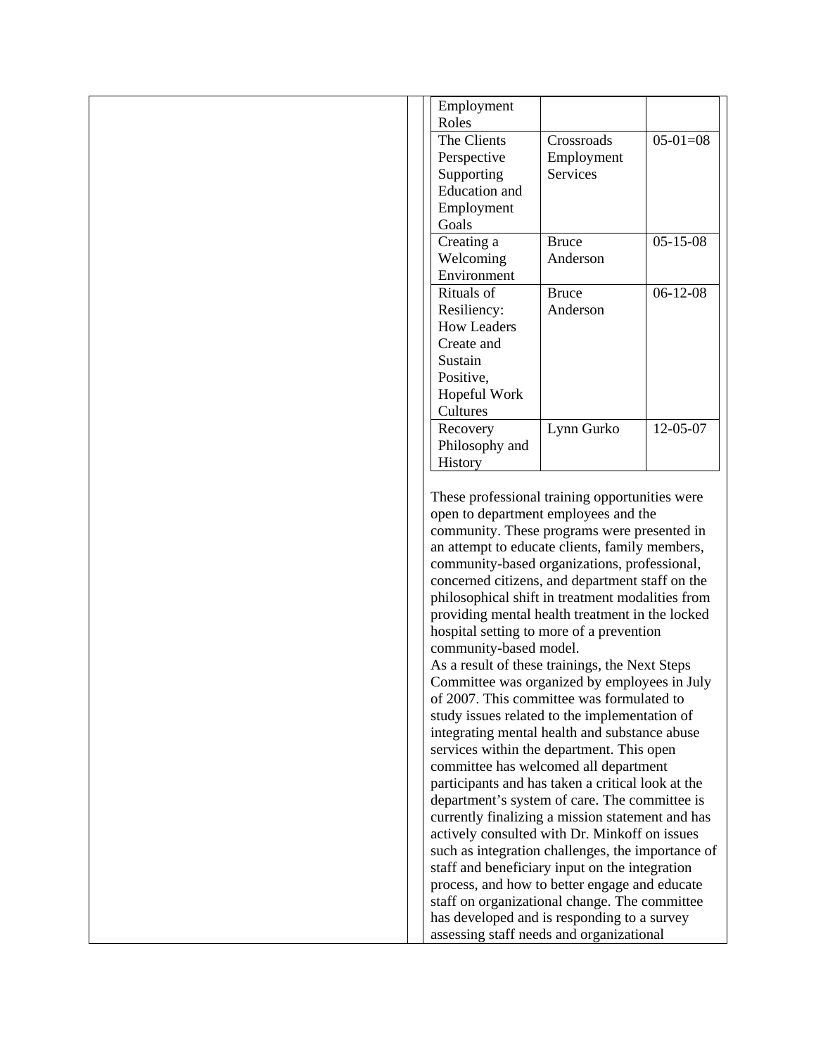| | | |
|---|---|---|
| Employment Roles | | |
| The Clients Perspective Supporting Education and Employment Goals | Crossroads Employment Services | 05-01=08 |
| Creating a Welcoming Environment | Bruce Anderson | 05-15-08 |
| Rituals of Resiliency: How Leaders Create and Sustain Positive, Hopeful Work Cultures | Bruce Anderson | 06-12-08 |
| Recovery Philosophy and History | Lynn Gurko | 12-05-07 |

These professional training opportunities were open to department employees and the community. These programs were presented in an attempt to educate clients, family members, community-based organizations, professional, concerned citizens, and department staff on the philosophical shift in treatment modalities from providing mental health treatment in the locked hospital setting to more of a prevention community-based model.

As a result of these trainings, the Next Steps Committee was organized by employees in July of 2007. This committee was formulated to study issues related to the implementation of integrating mental health and substance abuse services within the department. This open committee has welcomed all department participants and has taken a critical look at the department's system of care. The committee is currently finalizing a mission statement and has actively consulted with Dr. Minkoff on issues such as integration challenges, the importance of staff and beneficiary input on the integration process, and how to better engage and educate staff on organizational change. The committee has developed and is responding to a survey assessing staff needs and organizational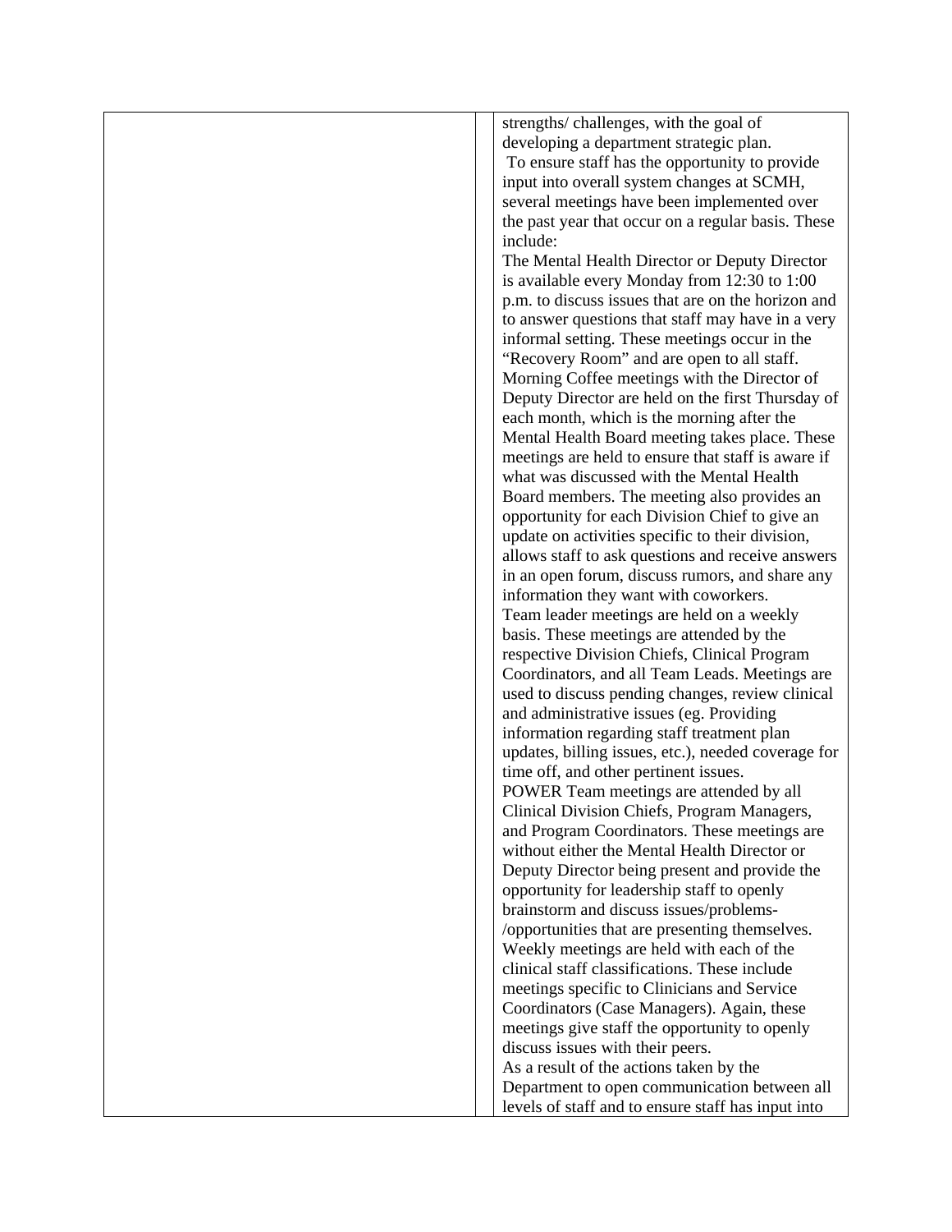| | | |
|---|---|---|
| | | strengths/ challenges, with the goal of developing a department strategic plan.<br>To ensure staff has the opportunity to provide input into overall system changes at SCMH, several meetings have been implemented over the past year that occur on a regular basis. These include:<br>The Mental Health Director or Deputy Director is available every Monday from 12:30 to 1:00 p.m. to discuss issues that are on the horizon and to answer questions that staff may have in a very informal setting. These meetings occur in the "Recovery Room" and are open to all staff.<br>Morning Coffee meetings with the Director of Deputy Director are held on the first Thursday of each month, which is the morning after the Mental Health Board meeting takes place. These meetings are held to ensure that staff is aware if what was discussed with the Mental Health Board members. The meeting also provides an opportunity for each Division Chief to give an update on activities specific to their division, allows staff to ask questions and receive answers in an open forum, discuss rumors, and share any information they want with coworkers.<br>Team leader meetings are held on a weekly basis. These meetings are attended by the respective Division Chiefs, Clinical Program Coordinators, and all Team Leads. Meetings are used to discuss pending changes, review clinical and administrative issues (eg. Providing information regarding staff treatment plan updates, billing issues, etc.), needed coverage for time off, and other pertinent issues.<br>POWER Team meetings are attended by all Clinical Division Chiefs, Program Managers, and Program Coordinators. These meetings are without either the Mental Health Director or Deputy Director being present and provide the opportunity for leadership staff to openly brainstorm and discuss issues/problems-/opportunities that are presenting themselves.<br>Weekly meetings are held with each of the clinical staff classifications. These include meetings specific to Clinicians and Service Coordinators (Case Managers). Again, these meetings give staff the opportunity to openly discuss issues with their peers.<br>As a result of the actions taken by the Department to open communication between all levels of staff and to ensure staff has input into |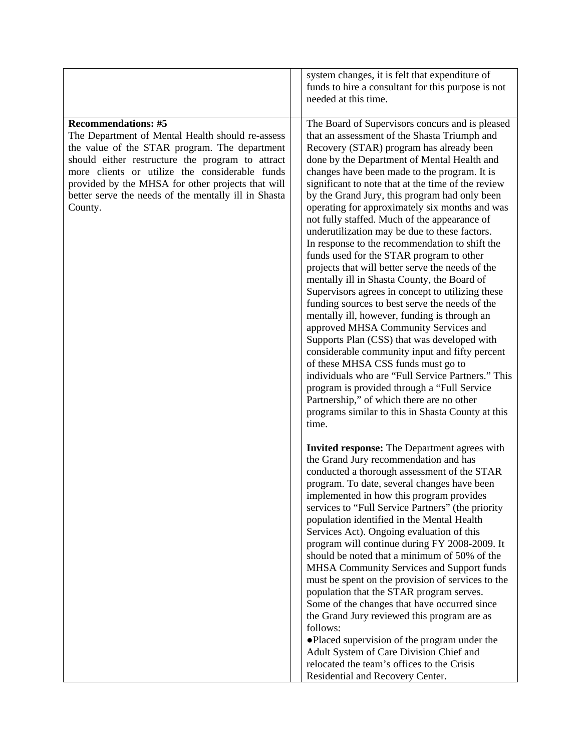| | | |
|---|---|---|
| | | system changes, it is felt that expenditure of funds to hire a consultant for this purpose is not needed at this time. |
| **Recommendations: #5**<br>The Department of Mental Health should re-assess the value of the STAR program. The department should either restructure the program to attract more clients or utilize the considerable funds provided by the MHSA for other projects that will better serve the needs of the mentally ill in Shasta County. | | The Board of Supervisors concurs and is pleased that an assessment of the Shasta Triumph and Recovery (STAR) program has already been done by the Department of Mental Health and changes have been made to the program. It is significant to note that at the time of the review by the Grand Jury, this program had only been operating for approximately six months and was not fully staffed. Much of the appearance of underutilization may be due to these factors.<br>In response to the recommendation to shift the funds used for the STAR program to other projects that will better serve the needs of the mentally ill in Shasta County, the Board of Supervisors agrees in concept to utilizing these funding sources to best serve the needs of the mentally ill, however, funding is through an approved MHSA Community Services and Supports Plan (CSS) that was developed with considerable community input and fifty percent of these MHSA CSS funds must go to individuals who are "Full Service Partners." This program is provided through a "Full Service Partnership," of which there are no other programs similar to this in Shasta County at this time.<br><br>**Invited response:** The Department agrees with the Grand Jury recommendation and has conducted a thorough assessment of the STAR program. To date, several changes have been implemented in how this program provides services to "Full Service Partners" (the priority population identified in the Mental Health Services Act). Ongoing evaluation of this program will continue during FY 2008-2009. It should be noted that a minimum of 50% of the MHSA Community Services and Support funds must be spent on the provision of services to the population that the STAR program serves.<br>Some of the changes that have occurred since the Grand Jury reviewed this program are as follows:<br>●Placed supervision of the program under the Adult System of Care Division Chief and relocated the team's offices to the Crisis Residential and Recovery Center. |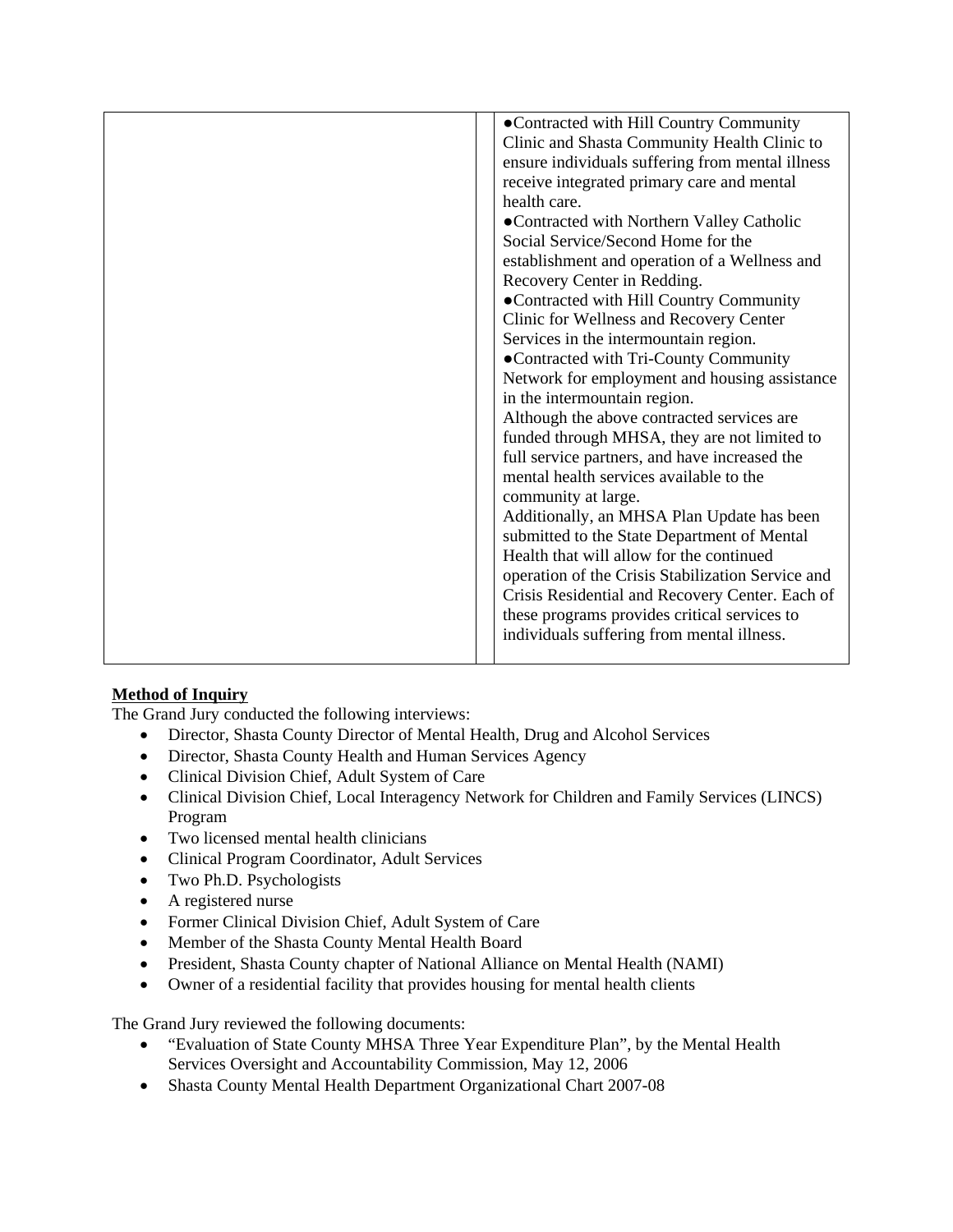| | | |
|---|---|---|
| | | ●Contracted with Hill Country Community Clinic and Shasta Community Health Clinic to ensure individuals suffering from mental illness receive integrated primary care and mental health care.<br>●Contracted with Northern Valley Catholic Social Service/Second Home for the establishment and operation of a Wellness and Recovery Center in Redding.<br>●Contracted with Hill Country Community Clinic for Wellness and Recovery Center Services in the intermountain region.<br>●Contracted with Tri-County Community Network for employment and housing assistance in the intermountain region.<br>Although the above contracted services are funded through MHSA, they are not limited to full service partners, and have increased the mental health services available to the community at large.<br>Additionally, an MHSA Plan Update has been submitted to the State Department of Mental Health that will allow for the continued operation of the Crisis Stabilization Service and Crisis Residential and Recovery Center. Each of these programs provides critical services to individuals suffering from mental illness. |

**Method of Inquiry**

The Grand Jury conducted the following interviews:

- Director, Shasta County Director of Mental Health, Drug and Alcohol Services
- Director, Shasta County Health and Human Services Agency
- Clinical Division Chief, Adult System of Care
- Clinical Division Chief, Local Interagency Network for Children and Family Services (LINCS) Program
- Two licensed mental health clinicians
- Clinical Program Coordinator, Adult Services
- Two Ph.D. Psychologists
- A registered nurse
- Former Clinical Division Chief, Adult System of Care
- Member of the Shasta County Mental Health Board
- President, Shasta County chapter of National Alliance on Mental Health (NAMI)
- Owner of a residential facility that provides housing for mental health clients

The Grand Jury reviewed the following documents:

- "Evaluation of State County MHSA Three Year Expenditure Plan", by the Mental Health Services Oversight and Accountability Commission, May 12, 2006
- Shasta County Mental Health Department Organizational Chart 2007-08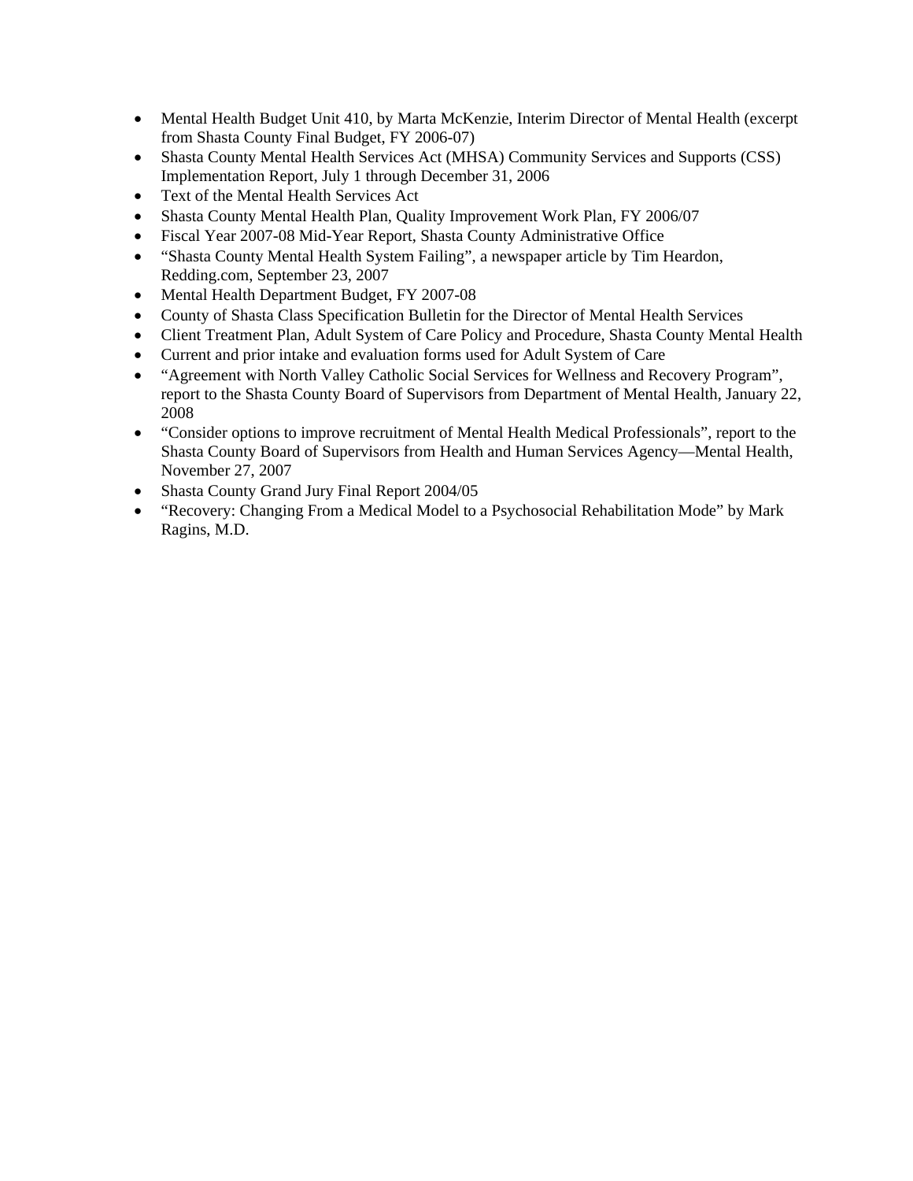- Mental Health Budget Unit 410, by Marta McKenzie, Interim Director of Mental Health (excerpt from Shasta County Final Budget, FY 2006-07)
- Shasta County Mental Health Services Act (MHSA) Community Services and Supports (CSS) Implementation Report, July 1 through December 31, 2006
- Text of the Mental Health Services Act
- Shasta County Mental Health Plan, Quality Improvement Work Plan, FY 2006/07
- Fiscal Year 2007-08 Mid-Year Report, Shasta County Administrative Office
- "Shasta County Mental Health System Failing", a newspaper article by Tim Heardon, Redding.com, September 23, 2007
- Mental Health Department Budget, FY 2007-08
- County of Shasta Class Specification Bulletin for the Director of Mental Health Services
- Client Treatment Plan, Adult System of Care Policy and Procedure, Shasta County Mental Health
- Current and prior intake and evaluation forms used for Adult System of Care
- "Agreement with North Valley Catholic Social Services for Wellness and Recovery Program", report to the Shasta County Board of Supervisors from Department of Mental Health, January 22, 2008
- "Consider options to improve recruitment of Mental Health Medical Professionals", report to the Shasta County Board of Supervisors from Health and Human Services Agency—Mental Health, November 27, 2007
- Shasta County Grand Jury Final Report 2004/05
- "Recovery: Changing From a Medical Model to a Psychosocial Rehabilitation Mode" by Mark Ragins, M.D.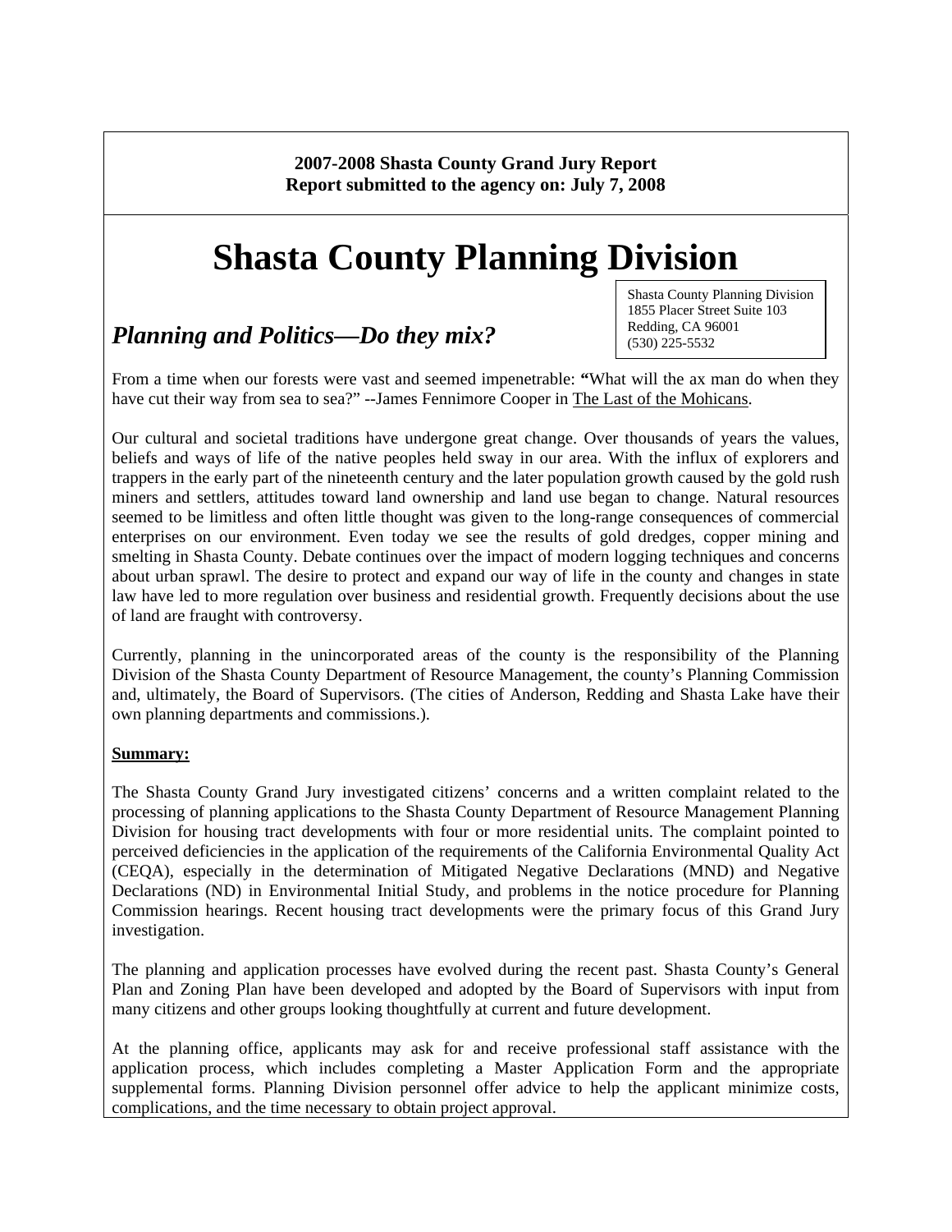**2007-2008 Shasta County Grand Jury Report**
**Report submitted to the agency on: July 7, 2008**

# Shasta County Planning Division

Shasta County Planning Division
1855 Placer Street Suite 103
Redding, CA 96001
(530) 225-5532

## *Planning and Politics—Do they mix?*

From a time when our forests were vast and seemed impenetrable: **"**What will the ax man do when they have cut their way from sea to sea?" --James Fennimore Cooper in The Last of the Mohicans.

Our cultural and societal traditions have undergone great change. Over thousands of years the values, beliefs and ways of life of the native peoples held sway in our area. With the influx of explorers and trappers in the early part of the nineteenth century and the later population growth caused by the gold rush miners and settlers, attitudes toward land ownership and land use began to change. Natural resources seemed to be limitless and often little thought was given to the long-range consequences of commercial enterprises on our environment. Even today we see the results of gold dredges, copper mining and smelting in Shasta County. Debate continues over the impact of modern logging techniques and concerns about urban sprawl. The desire to protect and expand our way of life in the county and changes in state law have led to more regulation over business and residential growth. Frequently decisions about the use of land are fraught with controversy.

Currently, planning in the unincorporated areas of the county is the responsibility of the Planning Division of the Shasta County Department of Resource Management, the county's Planning Commission and, ultimately, the Board of Supervisors. (The cities of Anderson, Redding and Shasta Lake have their own planning departments and commissions.).

**Summary:**

The Shasta County Grand Jury investigated citizens' concerns and a written complaint related to the processing of planning applications to the Shasta County Department of Resource Management Planning Division for housing tract developments with four or more residential units. The complaint pointed to perceived deficiencies in the application of the requirements of the California Environmental Quality Act (CEQA), especially in the determination of Mitigated Negative Declarations (MND) and Negative Declarations (ND) in Environmental Initial Study, and problems in the notice procedure for Planning Commission hearings. Recent housing tract developments were the primary focus of this Grand Jury investigation.

The planning and application processes have evolved during the recent past. Shasta County's General Plan and Zoning Plan have been developed and adopted by the Board of Supervisors with input from many citizens and other groups looking thoughtfully at current and future development.

At the planning office, applicants may ask for and receive professional staff assistance with the application process, which includes completing a Master Application Form and the appropriate supplemental forms. Planning Division personnel offer advice to help the applicant minimize costs, complications, and the time necessary to obtain project approval.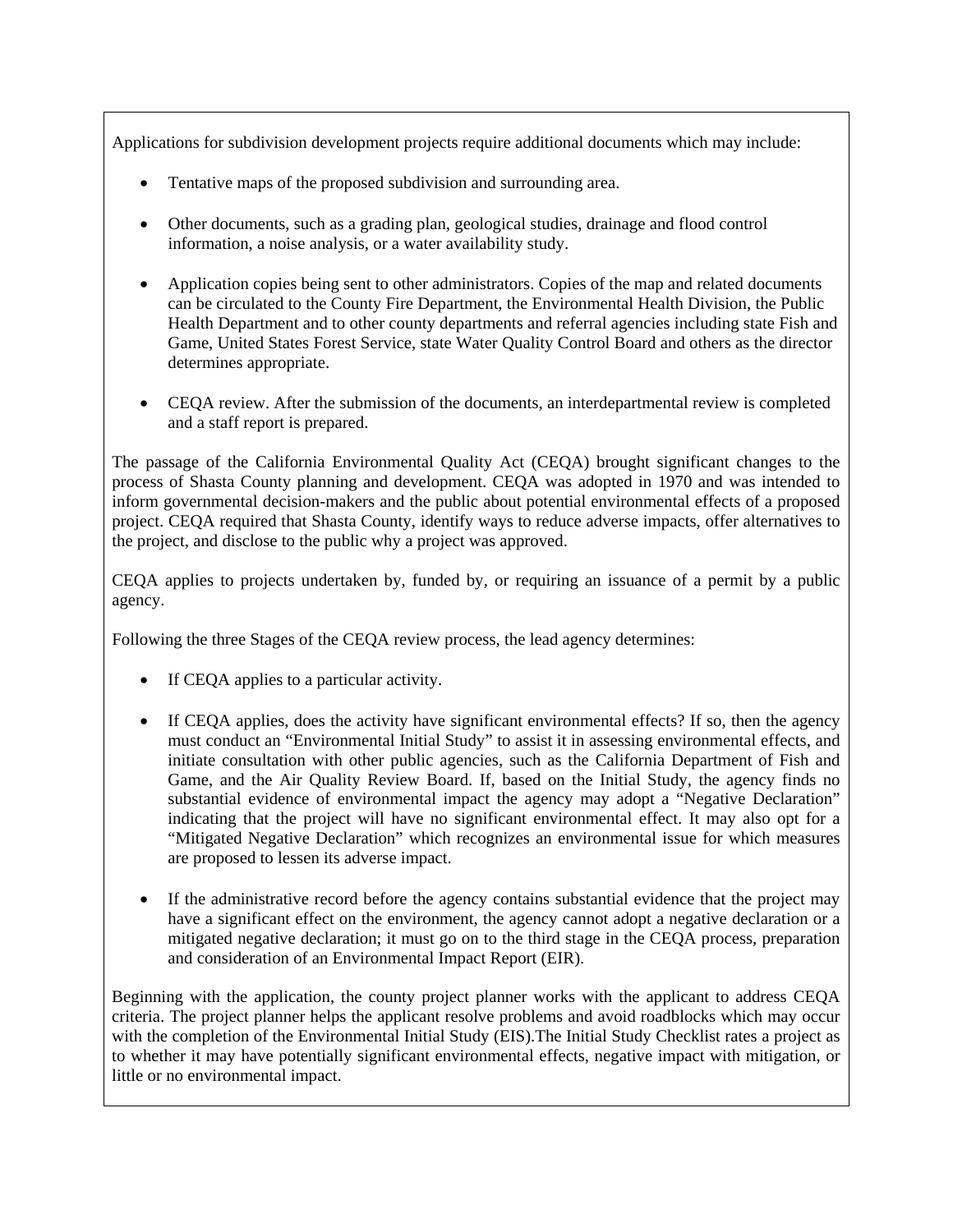Applications for subdivision development projects require additional documents which may include:

- Tentative maps of the proposed subdivision and surrounding area.
- Other documents, such as a grading plan, geological studies, drainage and flood control information, a noise analysis, or a water availability study.
- Application copies being sent to other administrators. Copies of the map and related documents can be circulated to the County Fire Department, the Environmental Health Division, the Public Health Department and to other county departments and referral agencies including state Fish and Game, United States Forest Service, state Water Quality Control Board and others as the director determines appropriate.
- CEQA review. After the submission of the documents, an interdepartmental review is completed and a staff report is prepared.

The passage of the California Environmental Quality Act (CEQA) brought significant changes to the process of Shasta County planning and development. CEQA was adopted in 1970 and was intended to inform governmental decision-makers and the public about potential environmental effects of a proposed project. CEQA required that Shasta County, identify ways to reduce adverse impacts, offer alternatives to the project, and disclose to the public why a project was approved.

CEQA applies to projects undertaken by, funded by, or requiring an issuance of a permit by a public agency.

Following the three Stages of the CEQA review process, the lead agency determines:

- If CEQA applies to a particular activity.
- If CEQA applies, does the activity have significant environmental effects? If so, then the agency must conduct an "Environmental Initial Study" to assist it in assessing environmental effects, and initiate consultation with other public agencies, such as the California Department of Fish and Game, and the Air Quality Review Board. If, based on the Initial Study, the agency finds no substantial evidence of environmental impact the agency may adopt a "Negative Declaration" indicating that the project will have no significant environmental effect. It may also opt for a "Mitigated Negative Declaration" which recognizes an environmental issue for which measures are proposed to lessen its adverse impact.
- If the administrative record before the agency contains substantial evidence that the project may have a significant effect on the environment, the agency cannot adopt a negative declaration or a mitigated negative declaration; it must go on to the third stage in the CEQA process, preparation and consideration of an Environmental Impact Report (EIR).

Beginning with the application, the county project planner works with the applicant to address CEQA criteria. The project planner helps the applicant resolve problems and avoid roadblocks which may occur with the completion of the Environmental Initial Study (EIS).The Initial Study Checklist rates a project as to whether it may have potentially significant environmental effects, negative impact with mitigation, or little or no environmental impact.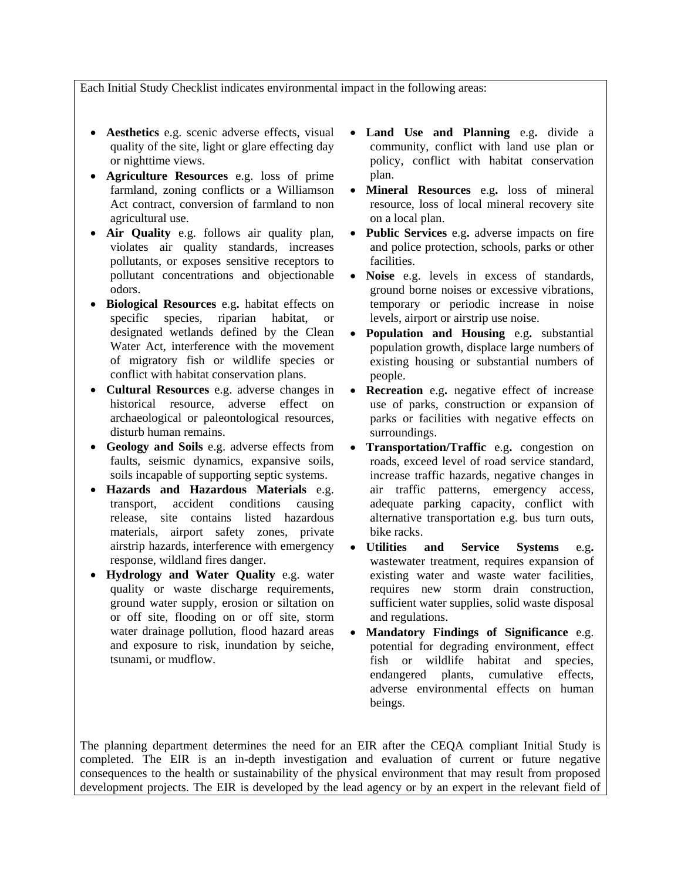Each Initial Study Checklist indicates environmental impact in the following areas:

- **Aesthetics** e.g. scenic adverse effects, visual quality of the site, light or glare effecting day or nighttime views.
- **Agriculture Resources** e.g. loss of prime farmland, zoning conflicts or a Williamson Act contract, conversion of farmland to non agricultural use.
- **Air Quality** e.g. follows air quality plan, violates air quality standards, increases pollutants, or exposes sensitive receptors to pollutant concentrations and objectionable odors.
- **Biological Resources** e.g**.** habitat effects on specific species, riparian habitat, or designated wetlands defined by the Clean Water Act, interference with the movement of migratory fish or wildlife species or conflict with habitat conservation plans.
- **Cultural Resources** e.g. adverse changes in historical resource, adverse effect on archaeological or paleontological resources, disturb human remains.
- **Geology and Soils** e.g. adverse effects from faults, seismic dynamics, expansive soils, soils incapable of supporting septic systems.
- **Hazards and Hazardous Materials** e.g. transport, accident conditions causing release, site contains listed hazardous materials, airport safety zones, private airstrip hazards, interference with emergency response, wildland fires danger.
- **Hydrology and Water Quality** e.g. water quality or waste discharge requirements, ground water supply, erosion or siltation on or off site, flooding on or off site, storm water drainage pollution, flood hazard areas and exposure to risk, inundation by seiche, tsunami, or mudflow.
- **Land Use and Planning** e.g**.** divide a community, conflict with land use plan or policy, conflict with habitat conservation plan.
- **Mineral Resources** e.g**.** loss of mineral resource, loss of local mineral recovery site on a local plan.
- **Public Services** e.g**.** adverse impacts on fire and police protection, schools, parks or other facilities.
- **Noise** e.g. levels in excess of standards, ground borne noises or excessive vibrations, temporary or periodic increase in noise levels, airport or airstrip use noise.
- **Population and Housing** e.g**.** substantial population growth, displace large numbers of existing housing or substantial numbers of people.
- **Recreation** e.g**.** negative effect of increase use of parks, construction or expansion of parks or facilities with negative effects on surroundings.
- **Transportation/Traffic** e.g**.** congestion on roads, exceed level of road service standard, increase traffic hazards, negative changes in air traffic patterns, emergency access, adequate parking capacity, conflict with alternative transportation e.g. bus turn outs, bike racks.
- **Utilities and Service Systems** e.g**.** wastewater treatment, requires expansion of existing water and waste water facilities, requires new storm drain construction, sufficient water supplies, solid waste disposal and regulations.
- **Mandatory Findings of Significance** e.g. potential for degrading environment, effect fish or wildlife habitat and species, endangered plants, cumulative effects, adverse environmental effects on human beings.

The planning department determines the need for an EIR after the CEQA compliant Initial Study is completed. The EIR is an in-depth investigation and evaluation of current or future negative consequences to the health or sustainability of the physical environment that may result from proposed development projects. The EIR is developed by the lead agency or by an expert in the relevant field of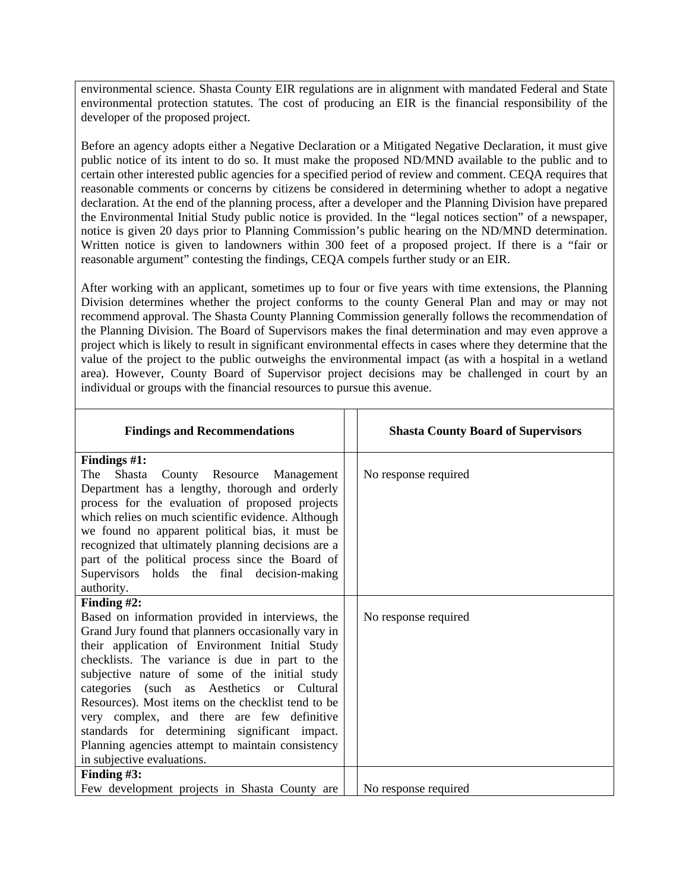environmental science. Shasta County EIR regulations are in alignment with mandated Federal and State environmental protection statutes. The cost of producing an EIR is the financial responsibility of the developer of the proposed project.

Before an agency adopts either a Negative Declaration or a Mitigated Negative Declaration, it must give public notice of its intent to do so. It must make the proposed ND/MND available to the public and to certain other interested public agencies for a specified period of review and comment. CEQA requires that reasonable comments or concerns by citizens be considered in determining whether to adopt a negative declaration. At the end of the planning process, after a developer and the Planning Division have prepared the Environmental Initial Study public notice is provided. In the "legal notices section" of a newspaper, notice is given 20 days prior to Planning Commission's public hearing on the ND/MND determination. Written notice is given to landowners within 300 feet of a proposed project. If there is a "fair or reasonable argument" contesting the findings, CEQA compels further study or an EIR.

After working with an applicant, sometimes up to four or five years with time extensions, the Planning Division determines whether the project conforms to the county General Plan and may or may not recommend approval. The Shasta County Planning Commission generally follows the recommendation of the Planning Division. The Board of Supervisors makes the final determination and may even approve a project which is likely to result in significant environmental effects in cases where they determine that the value of the project to the public outweighs the environmental impact (as with a hospital in a wetland area). However, County Board of Supervisor project decisions may be challenged in court by an individual or groups with the financial resources to pursue this avenue.

| Findings and Recommendations | | Shasta County Board of Supervisors |
|---|---|---|
| **Findings #1:** The Shasta County Resource Management Department has a lengthy, thorough and orderly process for the evaluation of proposed projects which relies on much scientific evidence. Although we found no apparent political bias, it must be recognized that ultimately planning decisions are a part of the political process since the Board of Supervisors holds the final decision-making authority. | | No response required |
| **Finding #2:** Based on information provided in interviews, the Grand Jury found that planners occasionally vary in their application of Environment Initial Study checklists. The variance is due in part to the subjective nature of some of the initial study categories (such as Aesthetics or Cultural Resources). Most items on the checklist tend to be very complex, and there are few definitive standards for determining significant impact. Planning agencies attempt to maintain consistency in subjective evaluations. | | No response required |
| **Finding #3:** Few development projects in Shasta County are | | No response required |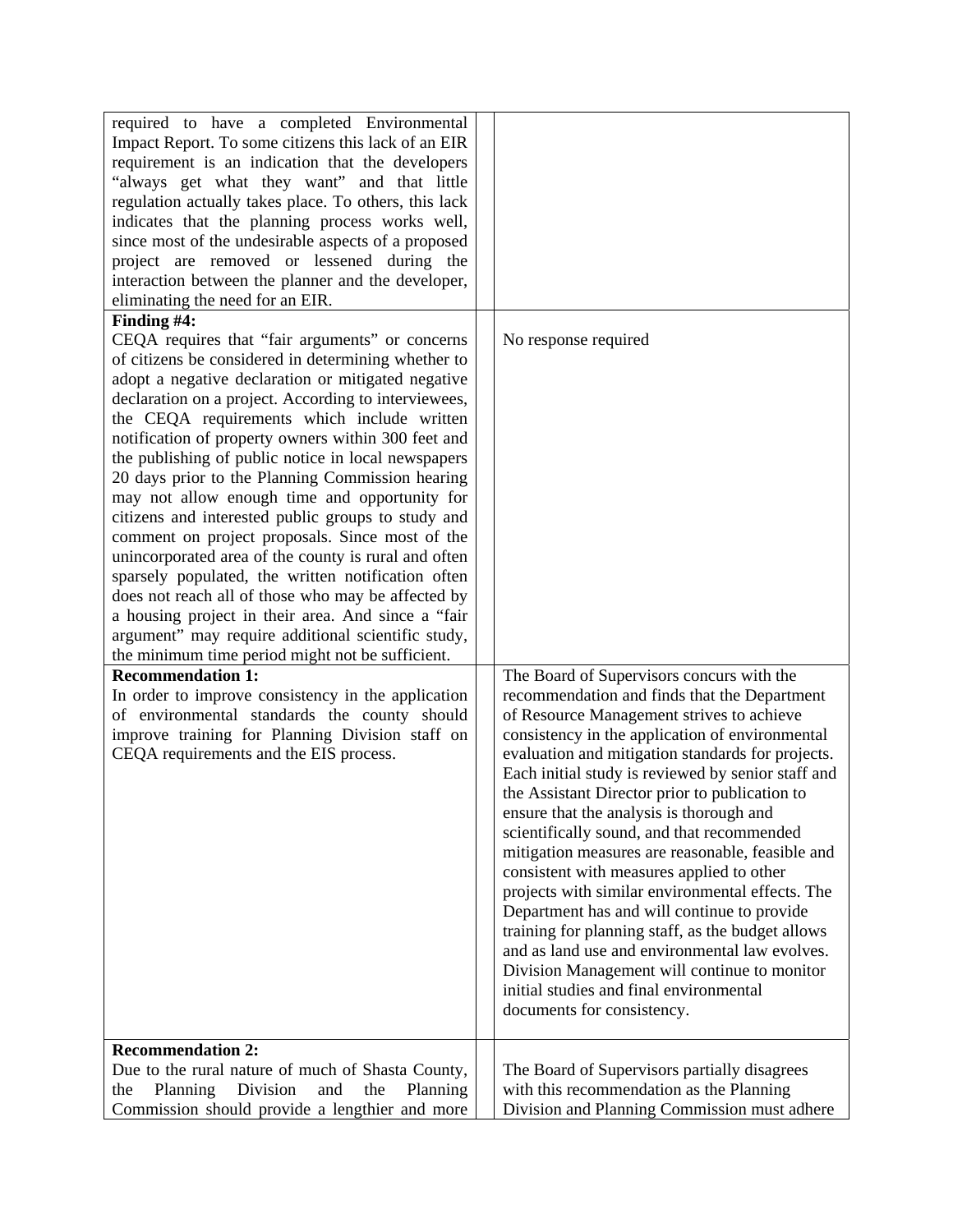| | | |
|---|---|---|
| required to have a completed Environmental Impact Report. To some citizens this lack of an EIR requirement is an indication that the developers "always get what they want" and that little regulation actually takes place. To others, this lack indicates that the planning process works well, since most of the undesirable aspects of a proposed project are removed or lessened during the interaction between the planner and the developer, eliminating the need for an EIR. | | |
| **Finding #4:**<br>CEQA requires that "fair arguments" or concerns of citizens be considered in determining whether to adopt a negative declaration or mitigated negative declaration on a project. According to interviewees, the CEQA requirements which include written notification of property owners within 300 feet and the publishing of public notice in local newspapers 20 days prior to the Planning Commission hearing may not allow enough time and opportunity for citizens and interested public groups to study and comment on project proposals. Since most of the unincorporated area of the county is rural and often sparsely populated, the written notification often does not reach all of those who may be affected by a housing project in their area. And since a "fair argument" may require additional scientific study, the minimum time period might not be sufficient. | | No response required |
| **Recommendation 1:**<br>In order to improve consistency in the application of environmental standards the county should improve training for Planning Division staff on CEQA requirements and the EIS process. | | The Board of Supervisors concurs with the recommendation and finds that the Department of Resource Management strives to achieve consistency in the application of environmental evaluation and mitigation standards for projects. Each initial study is reviewed by senior staff and the Assistant Director prior to publication to ensure that the analysis is thorough and scientifically sound, and that recommended mitigation measures are reasonable, feasible and consistent with measures applied to other projects with similar environmental effects. The Department has and will continue to provide training for planning staff, as the budget allows and as land use and environmental law evolves. Division Management will continue to monitor initial studies and final environmental documents for consistency. |
| **Recommendation 2:**<br>Due to the rural nature of much of Shasta County, the Planning Division and the Planning Commission should provide a lengthier and more | | The Board of Supervisors partially disagrees with this recommendation as the Planning Division and Planning Commission must adhere |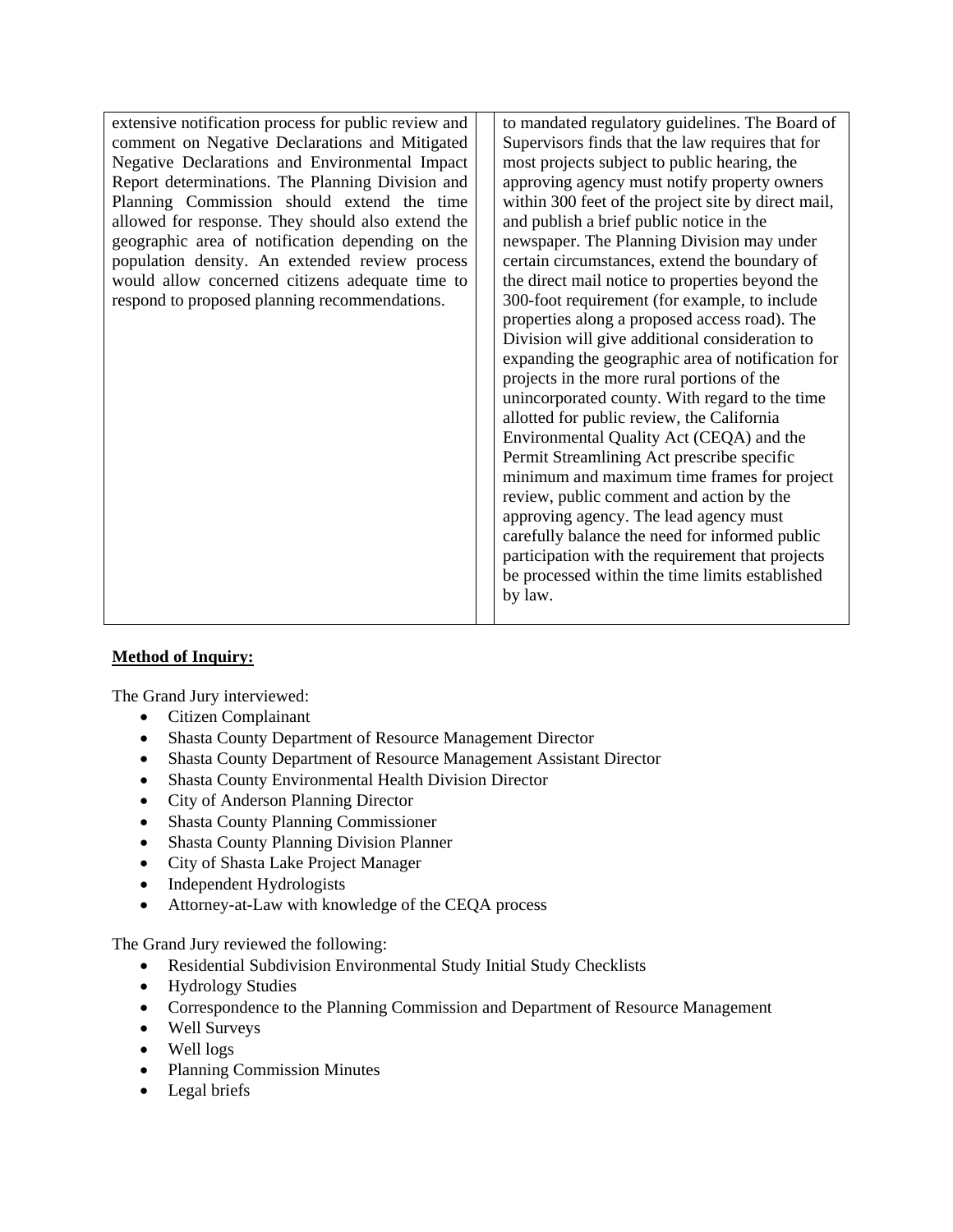| | | |
|---|---|---|
| extensive notification process for public review and comment on Negative Declarations and Mitigated Negative Declarations and Environmental Impact Report determinations. The Planning Division and Planning Commission should extend the time allowed for response. They should also extend the geographic area of notification depending on the population density. An extended review process would allow concerned citizens adequate time to respond to proposed planning recommendations. | | to mandated regulatory guidelines. The Board of Supervisors finds that the law requires that for most projects subject to public hearing, the approving agency must notify property owners within 300 feet of the project site by direct mail, and publish a brief public notice in the newspaper. The Planning Division may under certain circumstances, extend the boundary of the direct mail notice to properties beyond the 300-foot requirement (for example, to include properties along a proposed access road). The Division will give additional consideration to expanding the geographic area of notification for projects in the more rural portions of the unincorporated county. With regard to the time allotted for public review, the California Environmental Quality Act (CEQA) and the Permit Streamlining Act prescribe specific minimum and maximum time frames for project review, public comment and action by the approving agency. The lead agency must carefully balance the need for informed public participation with the requirement that projects be processed within the time limits established by law. |

**Method of Inquiry:**

The Grand Jury interviewed:

- Citizen Complainant
- Shasta County Department of Resource Management Director
- Shasta County Department of Resource Management Assistant Director
- Shasta County Environmental Health Division Director
- City of Anderson Planning Director
- Shasta County Planning Commissioner
- Shasta County Planning Division Planner
- City of Shasta Lake Project Manager
- Independent Hydrologists
- Attorney-at-Law with knowledge of the CEQA process

The Grand Jury reviewed the following:

- Residential Subdivision Environmental Study Initial Study Checklists
- Hydrology Studies
- Correspondence to the Planning Commission and Department of Resource Management
- Well Surveys
- Well logs
- Planning Commission Minutes
- Legal briefs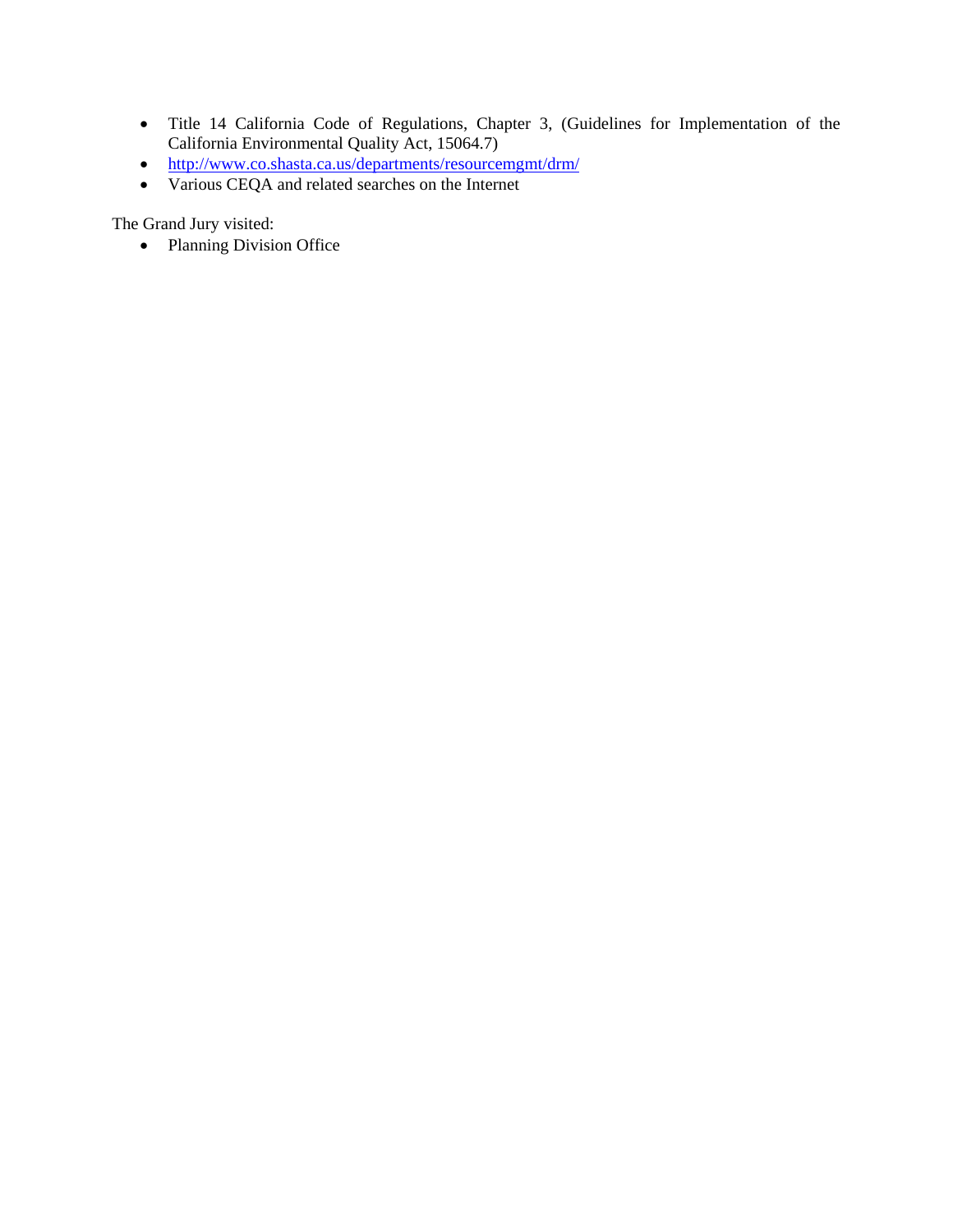- Title 14 California Code of Regulations, Chapter 3, (Guidelines for Implementation of the California Environmental Quality Act, 15064.7)
- http://www.co.shasta.ca.us/departments/resourcemgmt/drm/
- Various CEQA and related searches on the Internet

The Grand Jury visited:

- Planning Division Office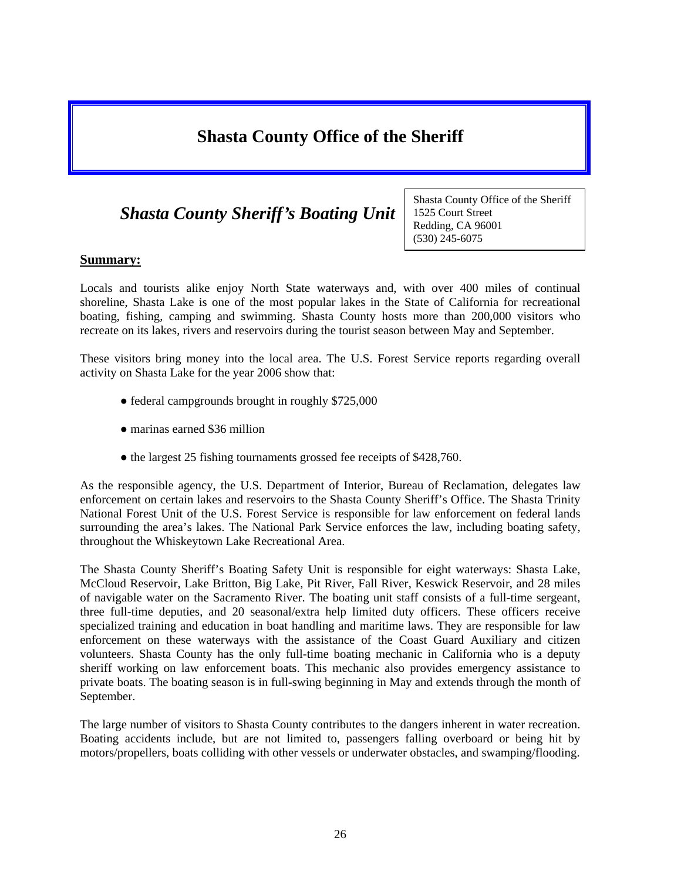# Shasta County Office of the Sheriff

## *Shasta County Sheriff's Boating Unit*

Shasta County Office of the Sheriff
1525 Court Street
Redding, CA 96001
(530) 245-6075

**Summary:**

Locals and tourists alike enjoy North State waterways and, with over 400 miles of continual shoreline, Shasta Lake is one of the most popular lakes in the State of California for recreational boating, fishing, camping and swimming. Shasta County hosts more than 200,000 visitors who recreate on its lakes, rivers and reservoirs during the tourist season between May and September.

These visitors bring money into the local area. The U.S. Forest Service reports regarding overall activity on Shasta Lake for the year 2006 show that:

- federal campgrounds brought in roughly $725,000
- marinas earned $36 million
- the largest 25 fishing tournaments grossed fee receipts of $428,760.

As the responsible agency, the U.S. Department of Interior, Bureau of Reclamation, delegates law enforcement on certain lakes and reservoirs to the Shasta County Sheriff's Office. The Shasta Trinity National Forest Unit of the U.S. Forest Service is responsible for law enforcement on federal lands surrounding the area's lakes. The National Park Service enforces the law, including boating safety, throughout the Whiskeytown Lake Recreational Area.

The Shasta County Sheriff's Boating Safety Unit is responsible for eight waterways: Shasta Lake, McCloud Reservoir, Lake Britton, Big Lake, Pit River, Fall River, Keswick Reservoir, and 28 miles of navigable water on the Sacramento River. The boating unit staff consists of a full-time sergeant, three full-time deputies, and 20 seasonal/extra help limited duty officers. These officers receive specialized training and education in boat handling and maritime laws. They are responsible for law enforcement on these waterways with the assistance of the Coast Guard Auxiliary and citizen volunteers. Shasta County has the only full-time boating mechanic in California who is a deputy sheriff working on law enforcement boats. This mechanic also provides emergency assistance to private boats. The boating season is in full-swing beginning in May and extends through the month of September.

The large number of visitors to Shasta County contributes to the dangers inherent in water recreation. Boating accidents include, but are not limited to, passengers falling overboard or being hit by motors/propellers, boats colliding with other vessels or underwater obstacles, and swamping/flooding.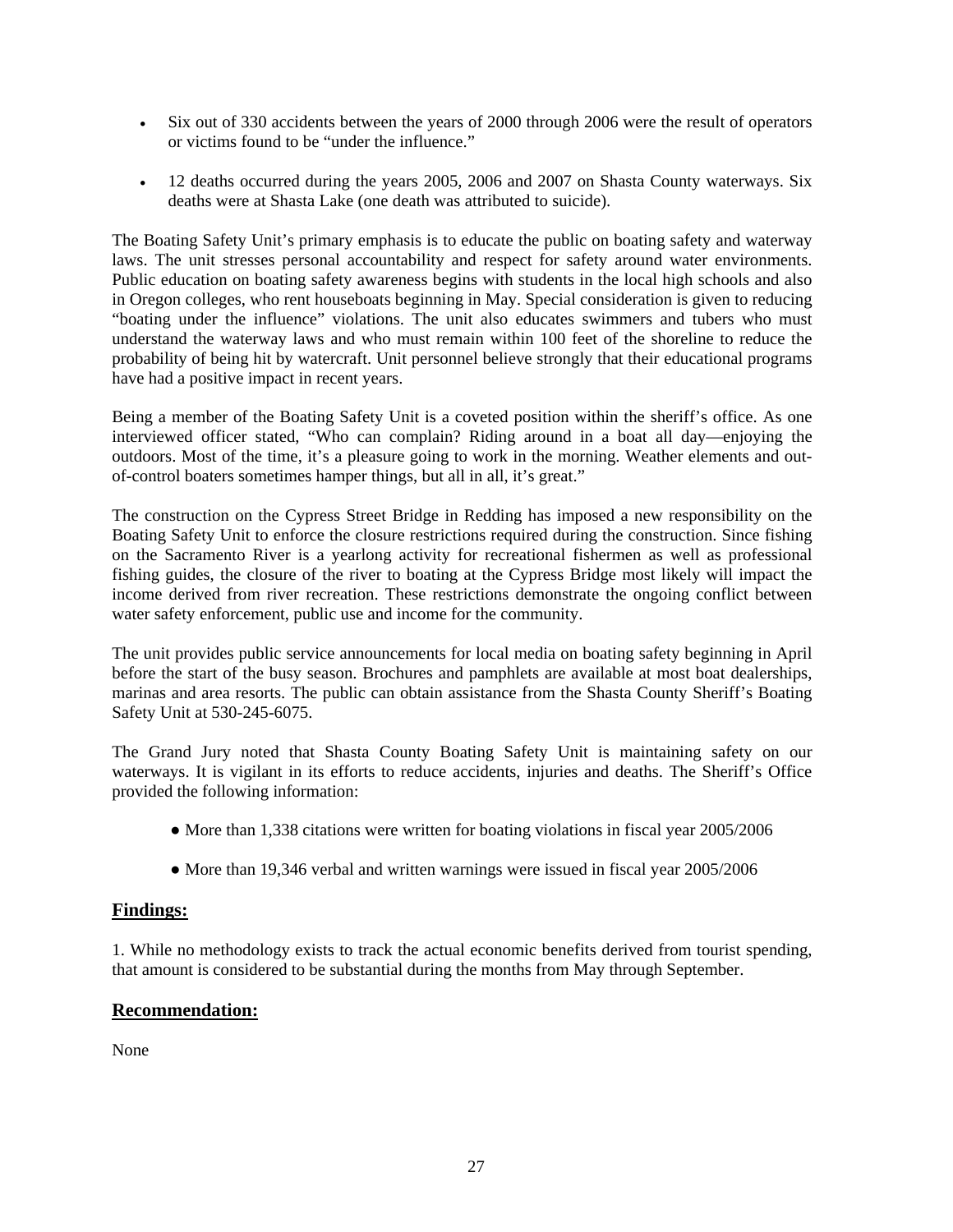- Six out of 330 accidents between the years of 2000 through 2006 were the result of operators or victims found to be "under the influence."

- 12 deaths occurred during the years 2005, 2006 and 2007 on Shasta County waterways. Six deaths were at Shasta Lake (one death was attributed to suicide).

The Boating Safety Unit's primary emphasis is to educate the public on boating safety and waterway laws. The unit stresses personal accountability and respect for safety around water environments. Public education on boating safety awareness begins with students in the local high schools and also in Oregon colleges, who rent houseboats beginning in May. Special consideration is given to reducing "boating under the influence" violations. The unit also educates swimmers and tubers who must understand the waterway laws and who must remain within 100 feet of the shoreline to reduce the probability of being hit by watercraft. Unit personnel believe strongly that their educational programs have had a positive impact in recent years.

Being a member of the Boating Safety Unit is a coveted position within the sheriff's office. As one interviewed officer stated, "Who can complain? Riding around in a boat all day—enjoying the outdoors. Most of the time, it's a pleasure going to work in the morning. Weather elements and out-of-control boaters sometimes hamper things, but all in all, it's great."

The construction on the Cypress Street Bridge in Redding has imposed a new responsibility on the Boating Safety Unit to enforce the closure restrictions required during the construction. Since fishing on the Sacramento River is a yearlong activity for recreational fishermen as well as professional fishing guides, the closure of the river to boating at the Cypress Bridge most likely will impact the income derived from river recreation. These restrictions demonstrate the ongoing conflict between water safety enforcement, public use and income for the community.

The unit provides public service announcements for local media on boating safety beginning in April before the start of the busy season. Brochures and pamphlets are available at most boat dealerships, marinas and area resorts. The public can obtain assistance from the Shasta County Sheriff's Boating Safety Unit at 530-245-6075.

The Grand Jury noted that Shasta County Boating Safety Unit is maintaining safety on our waterways. It is vigilant in its efforts to reduce accidents, injuries and deaths. The Sheriff's Office provided the following information:

- More than 1,338 citations were written for boating violations in fiscal year 2005/2006

- More than 19,346 verbal and written warnings were issued in fiscal year 2005/2006

## Findings:

1. While no methodology exists to track the actual economic benefits derived from tourist spending, that amount is considered to be substantial during the months from May through September.

## Recommendation:

None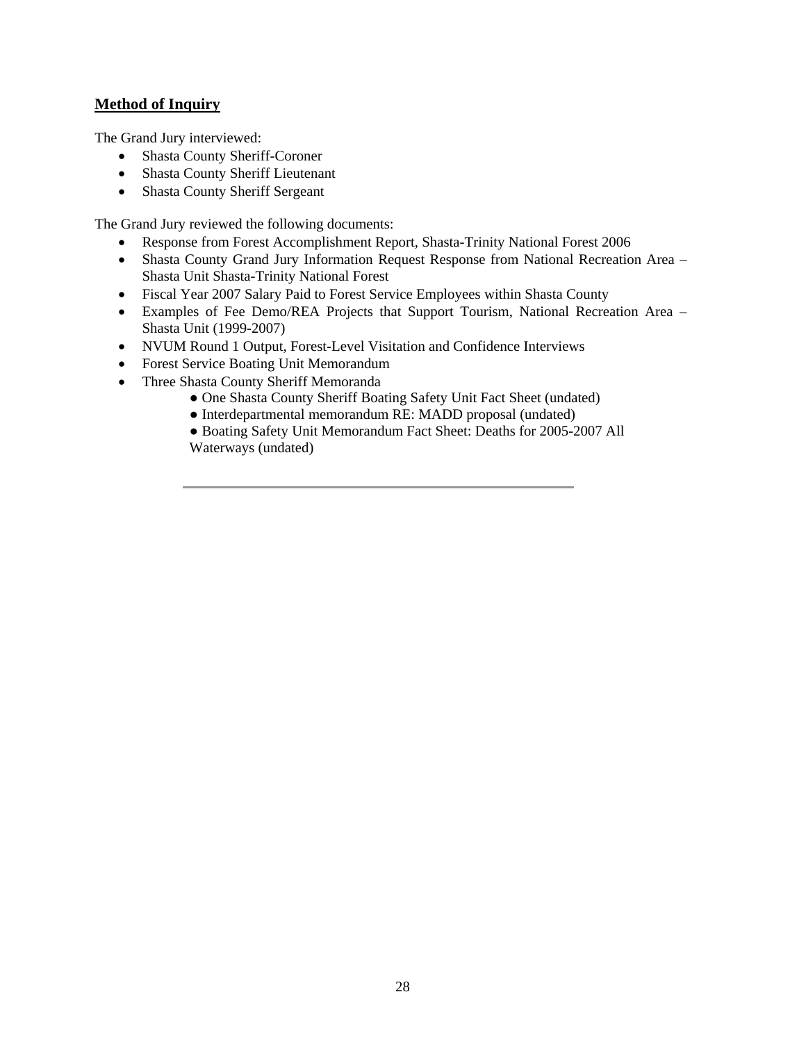## Method of Inquiry

The Grand Jury interviewed:

- Shasta County Sheriff-Coroner
- Shasta County Sheriff Lieutenant
- Shasta County Sheriff Sergeant

The Grand Jury reviewed the following documents:

- Response from Forest Accomplishment Report, Shasta-Trinity National Forest 2006
- Shasta County Grand Jury Information Request Response from National Recreation Area – Shasta Unit Shasta-Trinity National Forest
- Fiscal Year 2007 Salary Paid to Forest Service Employees within Shasta County
- Examples of Fee Demo/REA Projects that Support Tourism, National Recreation Area – Shasta Unit (1999-2007)
- NVUM Round 1 Output, Forest-Level Visitation and Confidence Interviews
- Forest Service Boating Unit Memorandum
- Three Shasta County Sheriff Memoranda
  - One Shasta County Sheriff Boating Safety Unit Fact Sheet (undated)
  - Interdepartmental memorandum RE: MADD proposal (undated)
  - Boating Safety Unit Memorandum Fact Sheet: Deaths for 2005-2007 All Waterways (undated)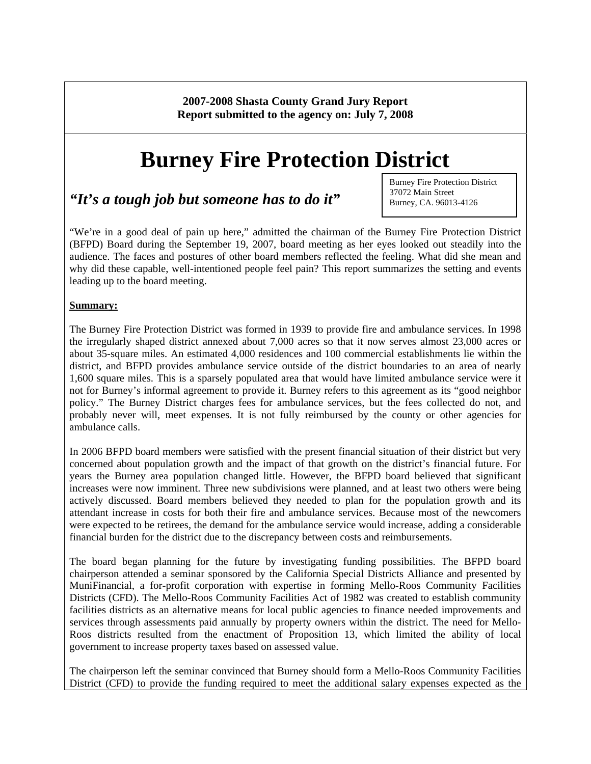**2007-2008 Shasta County Grand Jury Report**
**Report submitted to the agency on: July 7, 2008**

# Burney Fire Protection District

## *"It's a tough job but someone has to do it"*

Burney Fire Protection District
37072 Main Street
Burney, CA. 96013-4126

"We're in a good deal of pain up here," admitted the chairman of the Burney Fire Protection District (BFPD) Board during the September 19, 2007, board meeting as her eyes looked out steadily into the audience. The faces and postures of other board members reflected the feeling. What did she mean and why did these capable, well-intentioned people feel pain? This report summarizes the setting and events leading up to the board meeting.

**Summary:**

The Burney Fire Protection District was formed in 1939 to provide fire and ambulance services. In 1998 the irregularly shaped district annexed about 7,000 acres so that it now serves almost 23,000 acres or about 35-square miles. An estimated 4,000 residences and 100 commercial establishments lie within the district, and BFPD provides ambulance service outside of the district boundaries to an area of nearly 1,600 square miles. This is a sparsely populated area that would have limited ambulance service were it not for Burney's informal agreement to provide it. Burney refers to this agreement as its "good neighbor policy." The Burney District charges fees for ambulance services, but the fees collected do not, and probably never will, meet expenses. It is not fully reimbursed by the county or other agencies for ambulance calls.

In 2006 BFPD board members were satisfied with the present financial situation of their district but very concerned about population growth and the impact of that growth on the district's financial future. For years the Burney area population changed little. However, the BFPD board believed that significant increases were now imminent. Three new subdivisions were planned, and at least two others were being actively discussed. Board members believed they needed to plan for the population growth and its attendant increase in costs for both their fire and ambulance services. Because most of the newcomers were expected to be retirees, the demand for the ambulance service would increase, adding a considerable financial burden for the district due to the discrepancy between costs and reimbursements.

The board began planning for the future by investigating funding possibilities. The BFPD board chairperson attended a seminar sponsored by the California Special Districts Alliance and presented by MuniFinancial, a for-profit corporation with expertise in forming Mello-Roos Community Facilities Districts (CFD). The Mello-Roos Community Facilities Act of 1982 was created to establish community facilities districts as an alternative means for local public agencies to finance needed improvements and services through assessments paid annually by property owners within the district. The need for Mello-Roos districts resulted from the enactment of Proposition 13, which limited the ability of local government to increase property taxes based on assessed value.

The chairperson left the seminar convinced that Burney should form a Mello-Roos Community Facilities District (CFD) to provide the funding required to meet the additional salary expenses expected as the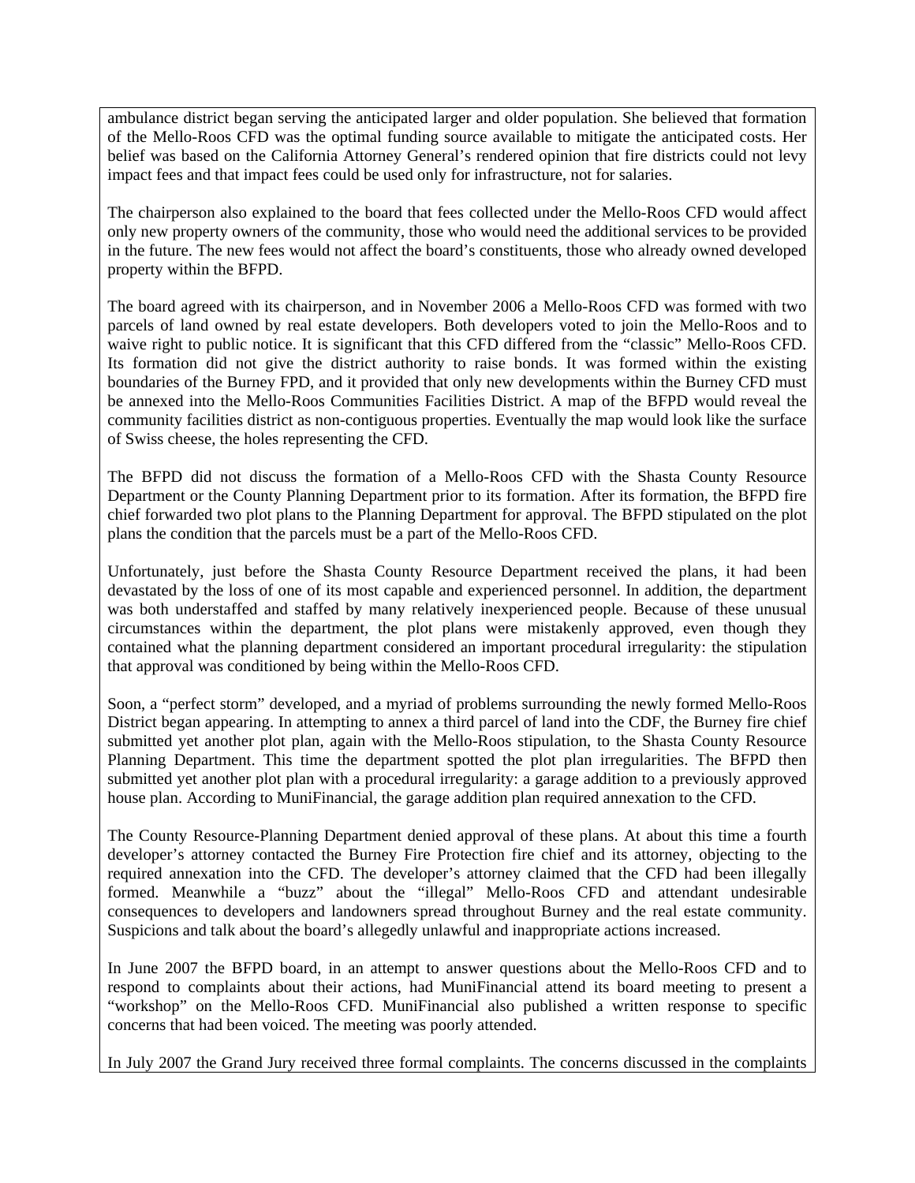ambulance district began serving the anticipated larger and older population. She believed that formation of the Mello-Roos CFD was the optimal funding source available to mitigate the anticipated costs. Her belief was based on the California Attorney General's rendered opinion that fire districts could not levy impact fees and that impact fees could be used only for infrastructure, not for salaries.

The chairperson also explained to the board that fees collected under the Mello-Roos CFD would affect only new property owners of the community, those who would need the additional services to be provided in the future. The new fees would not affect the board's constituents, those who already owned developed property within the BFPD.

The board agreed with its chairperson, and in November 2006 a Mello-Roos CFD was formed with two parcels of land owned by real estate developers. Both developers voted to join the Mello-Roos and to waive right to public notice. It is significant that this CFD differed from the "classic" Mello-Roos CFD. Its formation did not give the district authority to raise bonds. It was formed within the existing boundaries of the Burney FPD, and it provided that only new developments within the Burney CFD must be annexed into the Mello-Roos Communities Facilities District. A map of the BFPD would reveal the community facilities district as non-contiguous properties. Eventually the map would look like the surface of Swiss cheese, the holes representing the CFD.

The BFPD did not discuss the formation of a Mello-Roos CFD with the Shasta County Resource Department or the County Planning Department prior to its formation. After its formation, the BFPD fire chief forwarded two plot plans to the Planning Department for approval. The BFPD stipulated on the plot plans the condition that the parcels must be a part of the Mello-Roos CFD.

Unfortunately, just before the Shasta County Resource Department received the plans, it had been devastated by the loss of one of its most capable and experienced personnel. In addition, the department was both understaffed and staffed by many relatively inexperienced people. Because of these unusual circumstances within the department, the plot plans were mistakenly approved, even though they contained what the planning department considered an important procedural irregularity: the stipulation that approval was conditioned by being within the Mello-Roos CFD.

Soon, a "perfect storm" developed, and a myriad of problems surrounding the newly formed Mello-Roos District began appearing. In attempting to annex a third parcel of land into the CDF, the Burney fire chief submitted yet another plot plan, again with the Mello-Roos stipulation, to the Shasta County Resource Planning Department. This time the department spotted the plot plan irregularities. The BFPD then submitted yet another plot plan with a procedural irregularity: a garage addition to a previously approved house plan. According to MuniFinancial, the garage addition plan required annexation to the CFD.

The County Resource-Planning Department denied approval of these plans. At about this time a fourth developer's attorney contacted the Burney Fire Protection fire chief and its attorney, objecting to the required annexation into the CFD. The developer's attorney claimed that the CFD had been illegally formed. Meanwhile a "buzz" about the "illegal" Mello-Roos CFD and attendant undesirable consequences to developers and landowners spread throughout Burney and the real estate community. Suspicions and talk about the board's allegedly unlawful and inappropriate actions increased.

In June 2007 the BFPD board, in an attempt to answer questions about the Mello-Roos CFD and to respond to complaints about their actions, had MuniFinancial attend its board meeting to present a "workshop" on the Mello-Roos CFD. MuniFinancial also published a written response to specific concerns that had been voiced. The meeting was poorly attended.

In July 2007 the Grand Jury received three formal complaints. The concerns discussed in the complaints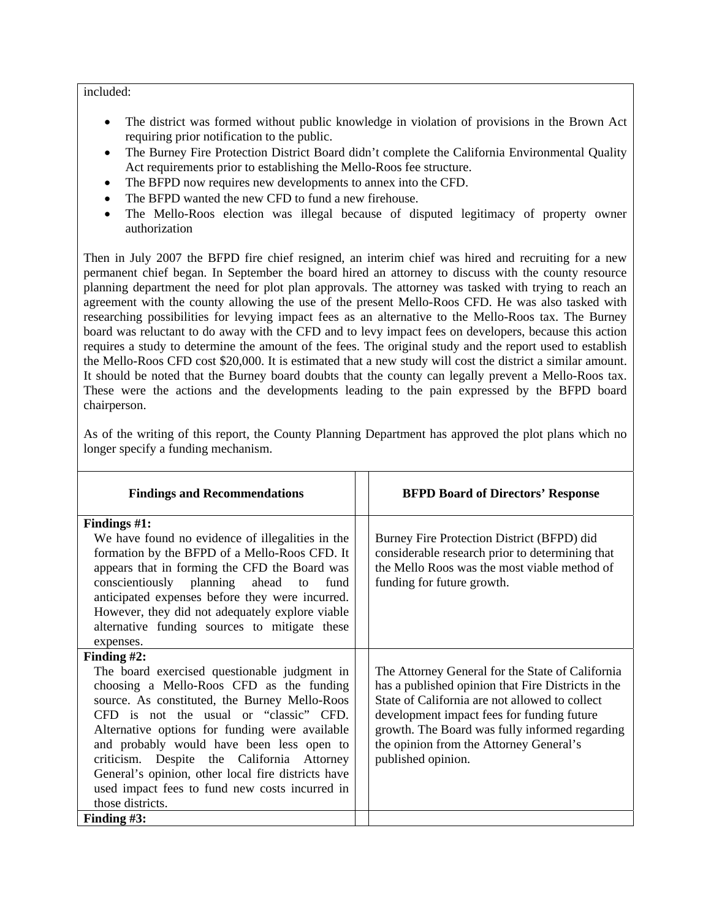included:

- The district was formed without public knowledge in violation of provisions in the Brown Act requiring prior notification to the public.
- The Burney Fire Protection District Board didn't complete the California Environmental Quality Act requirements prior to establishing the Mello-Roos fee structure.
- The BFPD now requires new developments to annex into the CFD.
- The BFPD wanted the new CFD to fund a new firehouse.
- The Mello-Roos election was illegal because of disputed legitimacy of property owner authorization

Then in July 2007 the BFPD fire chief resigned, an interim chief was hired and recruiting for a new permanent chief began. In September the board hired an attorney to discuss with the county resource planning department the need for plot plan approvals. The attorney was tasked with trying to reach an agreement with the county allowing the use of the present Mello-Roos CFD. He was also tasked with researching possibilities for levying impact fees as an alternative to the Mello-Roos tax. The Burney board was reluctant to do away with the CFD and to levy impact fees on developers, because this action requires a study to determine the amount of the fees. The original study and the report used to establish the Mello-Roos CFD cost $20,000. It is estimated that a new study will cost the district a similar amount. It should be noted that the Burney board doubts that the county can legally prevent a Mello-Roos tax. These were the actions and the developments leading to the pain expressed by the BFPD board chairperson.

As of the writing of this report, the County Planning Department has approved the plot plans which no longer specify a funding mechanism.

| Findings and Recommendations | | BFPD Board of Directors' Response |
|---|---|---|
| **Findings #1:** We have found no evidence of illegalities in the formation by the BFPD of a Mello-Roos CFD. It appears that in forming the CFD the Board was conscientiously planning ahead to fund anticipated expenses before they were incurred. However, they did not adequately explore viable alternative funding sources to mitigate these expenses. | | Burney Fire Protection District (BFPD) did considerable research prior to determining that the Mello Roos was the most viable method of funding for future growth. |
| **Finding #2:** The board exercised questionable judgment in choosing a Mello-Roos CFD as the funding source. As constituted, the Burney Mello-Roos CFD is not the usual or "classic" CFD. Alternative options for funding were available and probably would have been less open to criticism. Despite the California Attorney General's opinion, other local fire districts have used impact fees to fund new costs incurred in those districts. | | The Attorney General for the State of California has a published opinion that Fire Districts in the State of California are not allowed to collect development impact fees for funding future growth. The Board was fully informed regarding the opinion from the Attorney General's published opinion. |
| **Finding #3:** | | |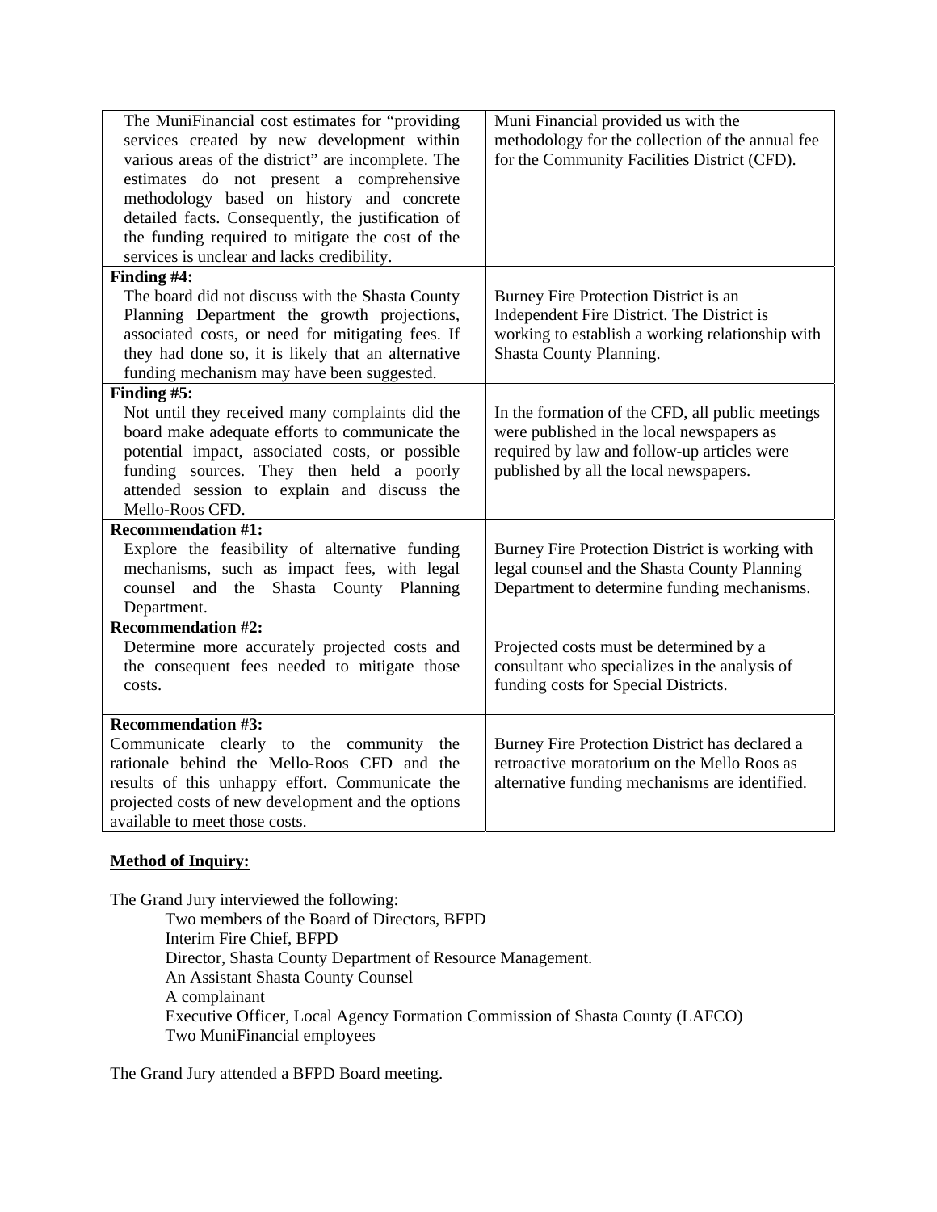| | | |
|---|---|---|
| The MuniFinancial cost estimates for "providing services created by new development within various areas of the district" are incomplete. The estimates do not present a comprehensive methodology based on history and concrete detailed facts. Consequently, the justification of the funding required to mitigate the cost of the services is unclear and lacks credibility. | | Muni Financial provided us with the methodology for the collection of the annual fee for the Community Facilities District (CFD). |
| **Finding #4:** The board did not discuss with the Shasta County Planning Department the growth projections, associated costs, or need for mitigating fees. If they had done so, it is likely that an alternative funding mechanism may have been suggested. | | Burney Fire Protection District is an Independent Fire District. The District is working to establish a working relationship with Shasta County Planning. |
| **Finding #5:** Not until they received many complaints did the board make adequate efforts to communicate the potential impact, associated costs, or possible funding sources. They then held a poorly attended session to explain and discuss the Mello-Roos CFD. | | In the formation of the CFD, all public meetings were published in the local newspapers as required by law and follow-up articles were published by all the local newspapers. |
| **Recommendation #1:** Explore the feasibility of alternative funding mechanisms, such as impact fees, with legal counsel and the Shasta County Planning Department. | | Burney Fire Protection District is working with legal counsel and the Shasta County Planning Department to determine funding mechanisms. |
| **Recommendation #2:** Determine more accurately projected costs and the consequent fees needed to mitigate those costs. | | Projected costs must be determined by a consultant who specializes in the analysis of funding costs for Special Districts. |
| **Recommendation #3:** Communicate clearly to the community the rationale behind the Mello-Roos CFD and the results of this unhappy effort. Communicate the projected costs of new development and the options available to meet those costs. | | Burney Fire Protection District has declared a retroactive moratorium on the Mello Roos as alternative funding mechanisms are identified. |

**Method of Inquiry:**

The Grand Jury interviewed the following:

- Two members of the Board of Directors, BFPD
- Interim Fire Chief, BFPD
- Director, Shasta County Department of Resource Management.
- An Assistant Shasta County Counsel
- A complainant
- Executive Officer, Local Agency Formation Commission of Shasta County (LAFCO)
- Two MuniFinancial employees

The Grand Jury attended a BFPD Board meeting.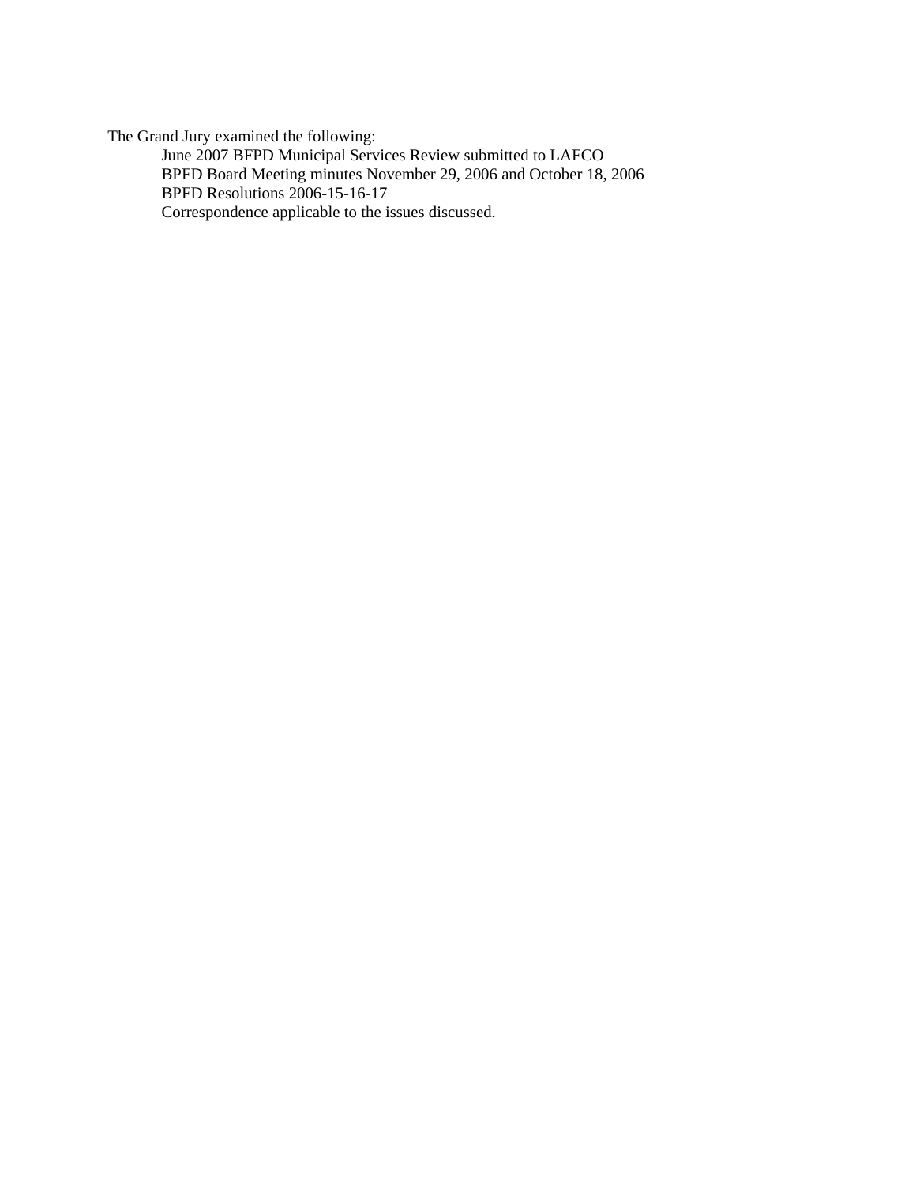The Grand Jury examined the following:

- June 2007 BFPD Municipal Services Review submitted to LAFCO
- BPFD Board Meeting minutes November 29, 2006 and October 18, 2006
- BPFD Resolutions 2006-15-16-17
- Correspondence applicable to the issues discussed.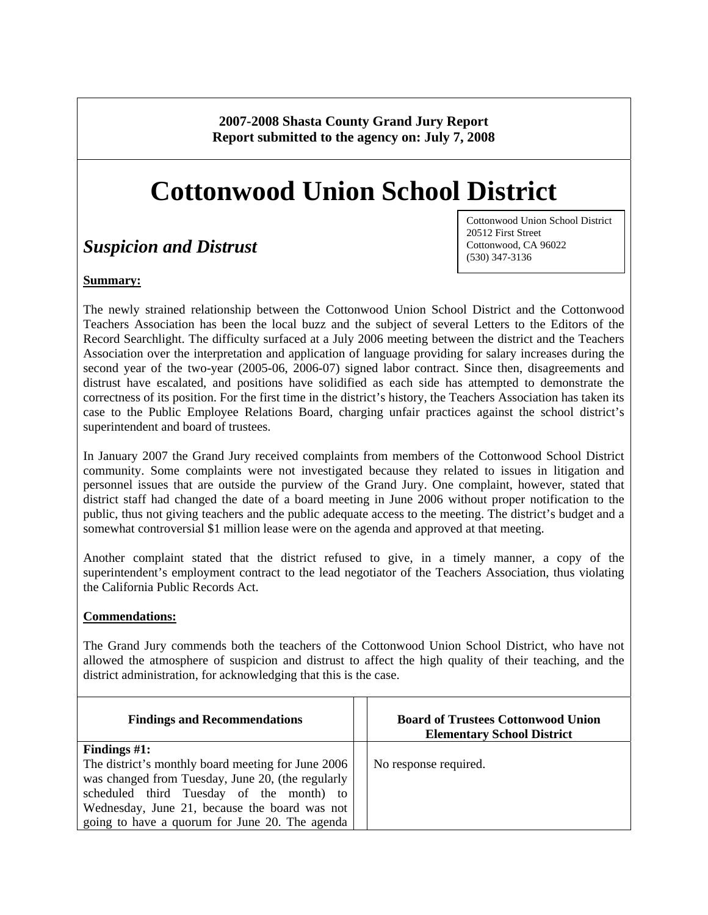**2007-2008 Shasta County Grand Jury Report**
**Report submitted to the agency on: July 7, 2008**

# Cottonwood Union School District

Cottonwood Union School District
20512 First Street
Cottonwood, CA 96022
(530) 347-3136

## *Suspicion and Distrust*

**Summary:**

The newly strained relationship between the Cottonwood Union School District and the Cottonwood Teachers Association has been the local buzz and the subject of several Letters to the Editors of the Record Searchlight. The difficulty surfaced at a July 2006 meeting between the district and the Teachers Association over the interpretation and application of language providing for salary increases during the second year of the two-year (2005-06, 2006-07) signed labor contract. Since then, disagreements and distrust have escalated, and positions have solidified as each side has attempted to demonstrate the correctness of its position. For the first time in the district's history, the Teachers Association has taken its case to the Public Employee Relations Board, charging unfair practices against the school district's superintendent and board of trustees.

In January 2007 the Grand Jury received complaints from members of the Cottonwood School District community. Some complaints were not investigated because they related to issues in litigation and personnel issues that are outside the purview of the Grand Jury. One complaint, however, stated that district staff had changed the date of a board meeting in June 2006 without proper notification to the public, thus not giving teachers and the public adequate access to the meeting. The district's budget and a somewhat controversial $1 million lease were on the agenda and approved at that meeting.

Another complaint stated that the district refused to give, in a timely manner, a copy of the superintendent's employment contract to the lead negotiator of the Teachers Association, thus violating the California Public Records Act.

**Commendations:**

The Grand Jury commends both the teachers of the Cottonwood Union School District, who have not allowed the atmosphere of suspicion and distrust to affect the high quality of their teaching, and the district administration, for acknowledging that this is the case.

| Findings and Recommendations | Board of Trustees Cottonwood Union Elementary School District |
|---|---|
| **Findings #1:** The district's monthly board meeting for June 2006 was changed from Tuesday, June 20, (the regularly scheduled third Tuesday of the month) to Wednesday, June 21, because the board was not going to have a quorum for June 20. The agenda | No response required. |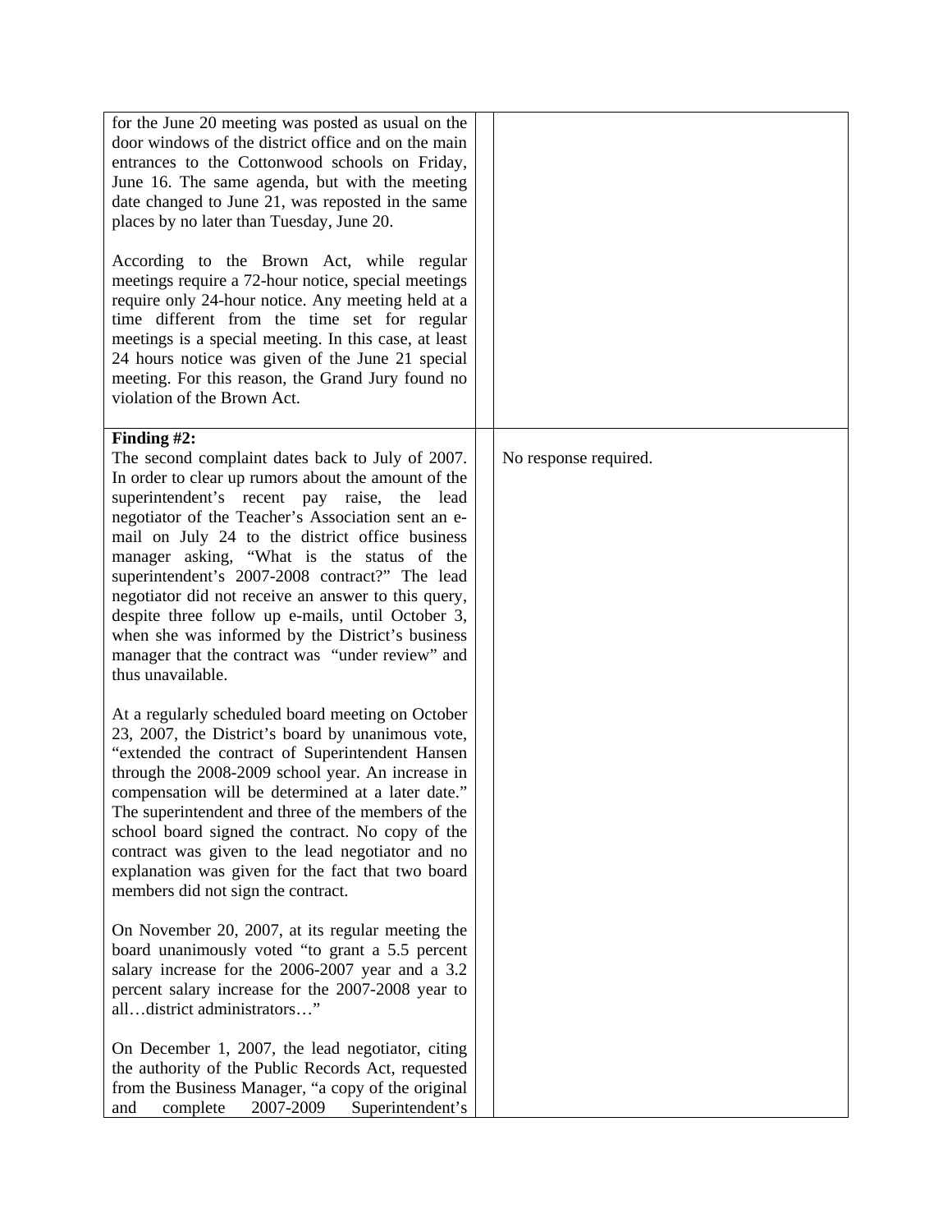| | |
|---|---|
| for the June 20 meeting was posted as usual on the door windows of the district office and on the main entrances to the Cottonwood schools on Friday, June 16. The same agenda, but with the meeting date changed to June 21, was reposted in the same places by no later than Tuesday, June 20.<br><br>According to the Brown Act, while regular meetings require a 72-hour notice, special meetings require only 24-hour notice. Any meeting held at a time different from the time set for regular meetings is a special meeting. In this case, at least 24 hours notice was given of the June 21 special meeting. For this reason, the Grand Jury found no violation of the Brown Act. | |
| **Finding #2:**<br>The second complaint dates back to July of 2007. In order to clear up rumors about the amount of the superintendent's recent pay raise, the lead negotiator of the Teacher's Association sent an e-mail on July 24 to the district office business manager asking, "What is the status of the superintendent's 2007-2008 contract?" The lead negotiator did not receive an answer to this query, despite three follow up e-mails, until October 3, when she was informed by the District's business manager that the contract was "under review" and thus unavailable.<br><br>At a regularly scheduled board meeting on October 23, 2007, the District's board by unanimous vote, "extended the contract of Superintendent Hansen through the 2008-2009 school year. An increase in compensation will be determined at a later date." The superintendent and three of the members of the school board signed the contract. No copy of the contract was given to the lead negotiator and no explanation was given for the fact that two board members did not sign the contract.<br><br>On November 20, 2007, at its regular meeting the board unanimously voted "to grant a 5.5 percent salary increase for the 2006-2007 year and a 3.2 percent salary increase for the 2007-2008 year to all…district administrators…"<br><br>On December 1, 2007, the lead negotiator, citing the authority of the Public Records Act, requested from the Business Manager, "a copy of the original and complete 2007-2009 Superintendent's | No response required. |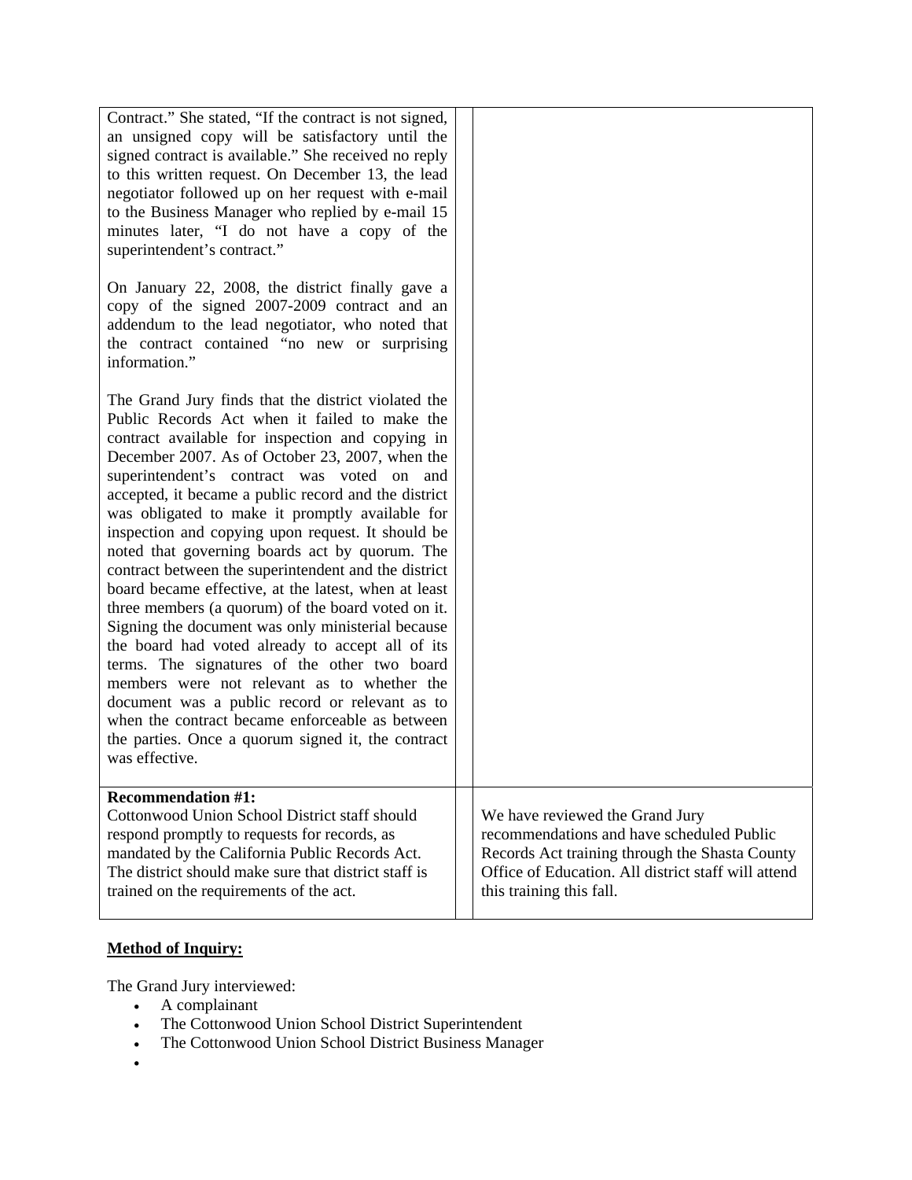| | | |
|---|---|---|
| Contract." She stated, "If the contract is not signed, an unsigned copy will be satisfactory until the signed contract is available." She received no reply to this written request. On December 13, the lead negotiator followed up on her request with e-mail to the Business Manager who replied by e-mail 15 minutes later, "I do not have a copy of the superintendent's contract."<br><br>On January 22, 2008, the district finally gave a copy of the signed 2007-2009 contract and an addendum to the lead negotiator, who noted that the contract contained "no new or surprising information."<br><br>The Grand Jury finds that the district violated the Public Records Act when it failed to make the contract available for inspection and copying in December 2007. As of October 23, 2007, when the superintendent's contract was voted on and accepted, it became a public record and the district was obligated to make it promptly available for inspection and copying upon request. It should be noted that governing boards act by quorum. The contract between the superintendent and the district board became effective, at the latest, when at least three members (a quorum) of the board voted on it. Signing the document was only ministerial because the board had voted already to accept all of its terms. The signatures of the other two board members were not relevant as to whether the document was a public record or relevant as to when the contract became enforceable as between the parties. Once a quorum signed it, the contract was effective. | | |
| **Recommendation #1:**<br>Cottonwood Union School District staff should respond promptly to requests for records, as mandated by the California Public Records Act. The district should make sure that district staff is trained on the requirements of the act. | | We have reviewed the Grand Jury recommendations and have scheduled Public Records Act training through the Shasta County Office of Education. All district staff will attend this training this fall. |

**Method of Inquiry:**

The Grand Jury interviewed:

- A complainant
- The Cottonwood Union School District Superintendent
- The Cottonwood Union School District Business Manager
-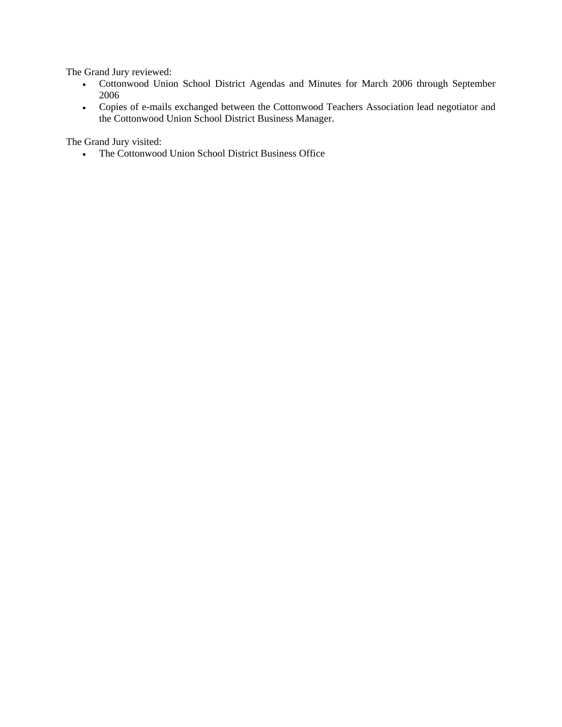The Grand Jury reviewed:

- Cottonwood Union School District Agendas and Minutes for March 2006 through September 2006
- Copies of e-mails exchanged between the Cottonwood Teachers Association lead negotiator and the Cottonwood Union School District Business Manager.

The Grand Jury visited:

- The Cottonwood Union School District Business Office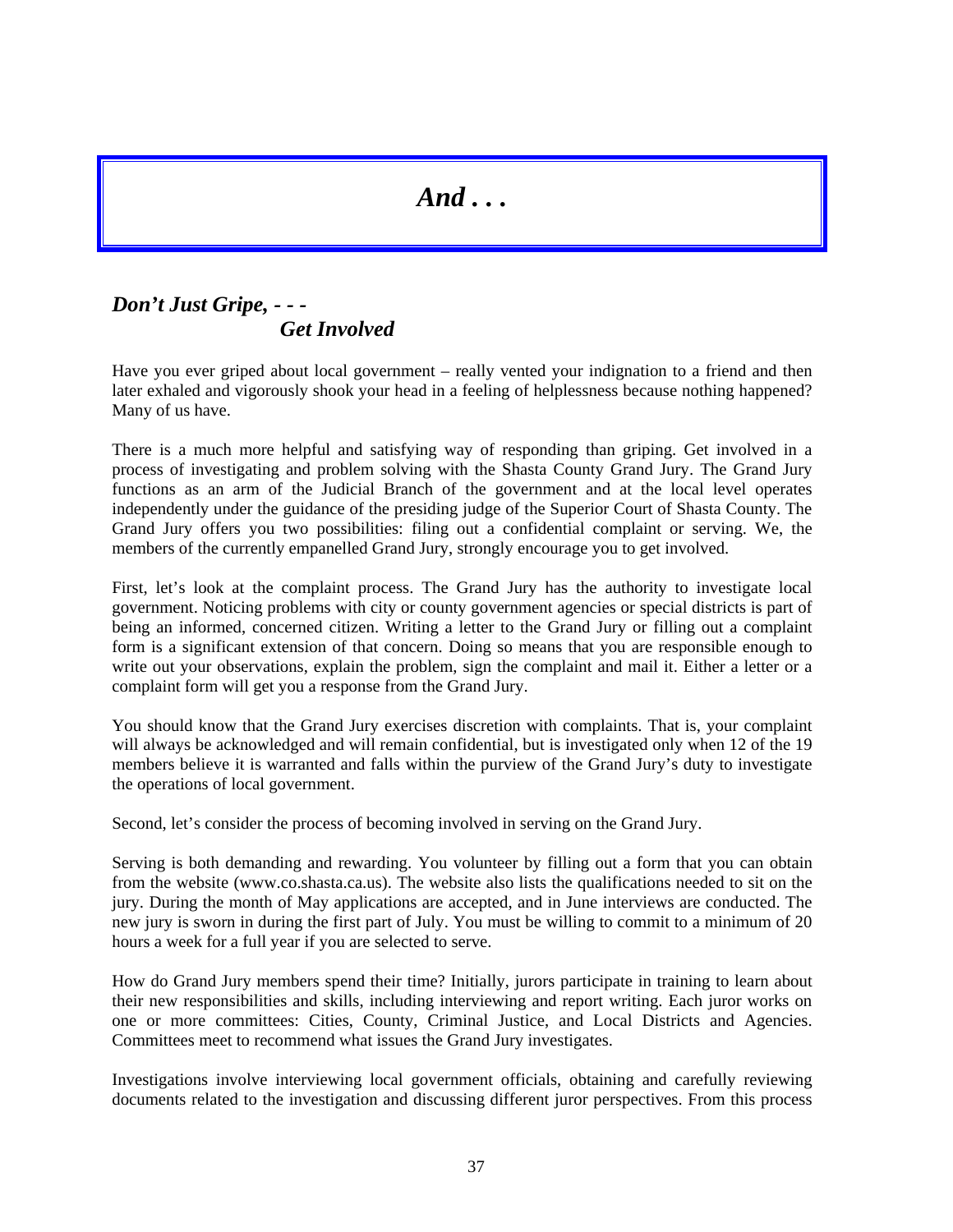# *And . . .*

## *Don't Just Gripe, - - -*
## *Get Involved*

Have you ever griped about local government – really vented your indignation to a friend and then later exhaled and vigorously shook your head in a feeling of helplessness because nothing happened? Many of us have.

There is a much more helpful and satisfying way of responding than griping. Get involved in a process of investigating and problem solving with the Shasta County Grand Jury. The Grand Jury functions as an arm of the Judicial Branch of the government and at the local level operates independently under the guidance of the presiding judge of the Superior Court of Shasta County. The Grand Jury offers you two possibilities: filing out a confidential complaint or serving. We, the members of the currently empanelled Grand Jury, strongly encourage you to get involved.

First, let's look at the complaint process. The Grand Jury has the authority to investigate local government. Noticing problems with city or county government agencies or special districts is part of being an informed, concerned citizen. Writing a letter to the Grand Jury or filling out a complaint form is a significant extension of that concern. Doing so means that you are responsible enough to write out your observations, explain the problem, sign the complaint and mail it. Either a letter or a complaint form will get you a response from the Grand Jury.

You should know that the Grand Jury exercises discretion with complaints. That is, your complaint will always be acknowledged and will remain confidential, but is investigated only when 12 of the 19 members believe it is warranted and falls within the purview of the Grand Jury's duty to investigate the operations of local government.

Second, let's consider the process of becoming involved in serving on the Grand Jury.

Serving is both demanding and rewarding. You volunteer by filling out a form that you can obtain from the website (www.co.shasta.ca.us). The website also lists the qualifications needed to sit on the jury. During the month of May applications are accepted, and in June interviews are conducted. The new jury is sworn in during the first part of July. You must be willing to commit to a minimum of 20 hours a week for a full year if you are selected to serve.

How do Grand Jury members spend their time? Initially, jurors participate in training to learn about their new responsibilities and skills, including interviewing and report writing. Each juror works on one or more committees: Cities, County, Criminal Justice, and Local Districts and Agencies. Committees meet to recommend what issues the Grand Jury investigates.

Investigations involve interviewing local government officials, obtaining and carefully reviewing documents related to the investigation and discussing different juror perspectives. From this process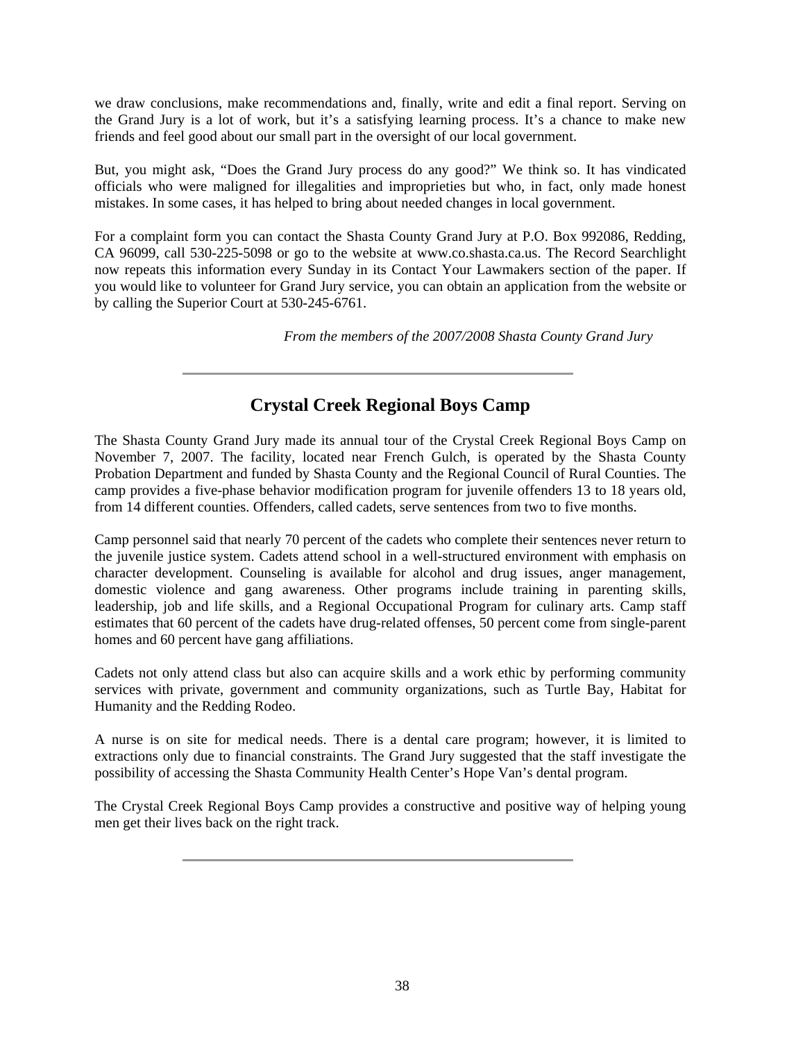we draw conclusions, make recommendations and, finally, write and edit a final report. Serving on the Grand Jury is a lot of work, but it's a satisfying learning process. It's a chance to make new friends and feel good about our small part in the oversight of our local government.

But, you might ask, "Does the Grand Jury process do any good?" We think so. It has vindicated officials who were maligned for illegalities and improprieties but who, in fact, only made honest mistakes. In some cases, it has helped to bring about needed changes in local government.

For a complaint form you can contact the Shasta County Grand Jury at P.O. Box 992086, Redding, CA 96099, call 530-225-5098 or go to the website at www.co.shasta.ca.us. The Record Searchlight now repeats this information every Sunday in its Contact Your Lawmakers section of the paper. If you would like to volunteer for Grand Jury service, you can obtain an application from the website or by calling the Superior Court at 530-245-6761.

*From the members of the 2007/2008 Shasta County Grand Jury*

---

## Crystal Creek Regional Boys Camp

The Shasta County Grand Jury made its annual tour of the Crystal Creek Regional Boys Camp on November 7, 2007. The facility, located near French Gulch, is operated by the Shasta County Probation Department and funded by Shasta County and the Regional Council of Rural Counties. The camp provides a five-phase behavior modification program for juvenile offenders 13 to 18 years old, from 14 different counties. Offenders, called cadets, serve sentences from two to five months.

Camp personnel said that nearly 70 percent of the cadets who complete their sentences never return to the juvenile justice system. Cadets attend school in a well-structured environment with emphasis on character development. Counseling is available for alcohol and drug issues, anger management, domestic violence and gang awareness. Other programs include training in parenting skills, leadership, job and life skills, and a Regional Occupational Program for culinary arts. Camp staff estimates that 60 percent of the cadets have drug-related offenses, 50 percent come from single-parent homes and 60 percent have gang affiliations.

Cadets not only attend class but also can acquire skills and a work ethic by performing community services with private, government and community organizations, such as Turtle Bay, Habitat for Humanity and the Redding Rodeo.

A nurse is on site for medical needs. There is a dental care program; however, it is limited to extractions only due to financial constraints. The Grand Jury suggested that the staff investigate the possibility of accessing the Shasta Community Health Center's Hope Van's dental program.

The Crystal Creek Regional Boys Camp provides a constructive and positive way of helping young men get their lives back on the right track.

---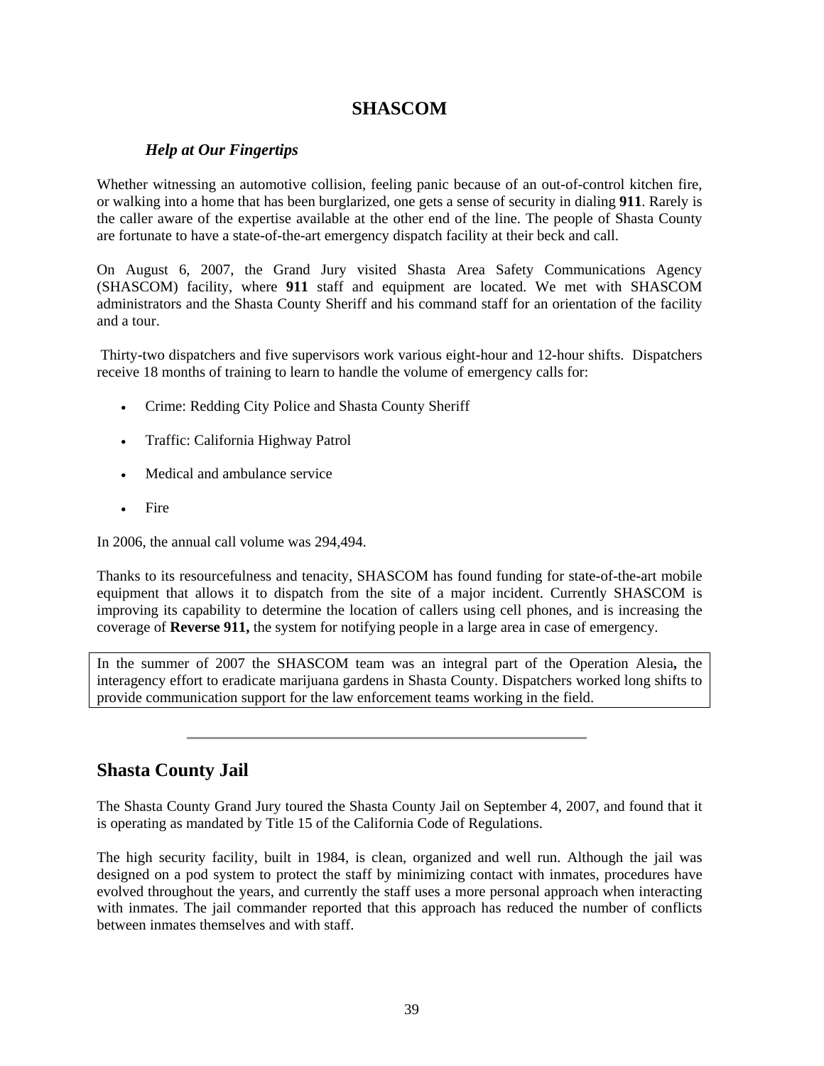# SHASCOM

### *Help at Our Fingertips*

Whether witnessing an automotive collision, feeling panic because of an out-of-control kitchen fire, or walking into a home that has been burglarized, one gets a sense of security in dialing **911**. Rarely is the caller aware of the expertise available at the other end of the line. The people of Shasta County are fortunate to have a state-of-the-art emergency dispatch facility at their beck and call.

On August 6, 2007, the Grand Jury visited Shasta Area Safety Communications Agency (SHASCOM) facility, where **911** staff and equipment are located. We met with SHASCOM administrators and the Shasta County Sheriff and his command staff for an orientation of the facility and a tour.

Thirty-two dispatchers and five supervisors work various eight-hour and 12-hour shifts. Dispatchers receive 18 months of training to learn to handle the volume of emergency calls for:

- Crime: Redding City Police and Shasta County Sheriff
- Traffic: California Highway Patrol
- Medical and ambulance service
- Fire

In 2006, the annual call volume was 294,494.

Thanks to its resourcefulness and tenacity, SHASCOM has found funding for state-of-the-art mobile equipment that allows it to dispatch from the site of a major incident. Currently SHASCOM is improving its capability to determine the location of callers using cell phones, and is increasing the coverage of **Reverse 911,** the system for notifying people in a large area in case of emergency.

In the summer of 2007 the SHASCOM team was an integral part of the Operation Alesia**,** the interagency effort to eradicate marijuana gardens in Shasta County. Dispatchers worked long shifts to provide communication support for the law enforcement teams working in the field.

---

## Shasta County Jail

The Shasta County Grand Jury toured the Shasta County Jail on September 4, 2007, and found that it is operating as mandated by Title 15 of the California Code of Regulations.

The high security facility, built in 1984, is clean, organized and well run. Although the jail was designed on a pod system to protect the staff by minimizing contact with inmates, procedures have evolved throughout the years, and currently the staff uses a more personal approach when interacting with inmates. The jail commander reported that this approach has reduced the number of conflicts between inmates themselves and with staff.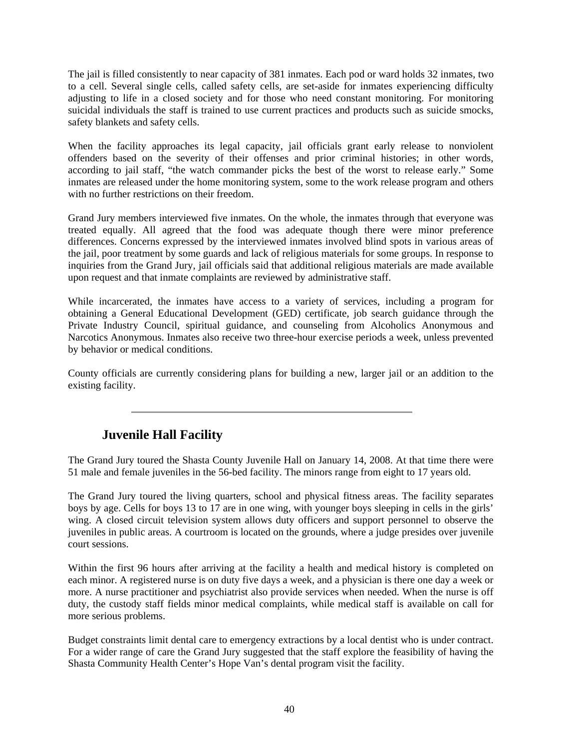The jail is filled consistently to near capacity of 381 inmates. Each pod or ward holds 32 inmates, two to a cell. Several single cells, called safety cells, are set-aside for inmates experiencing difficulty adjusting to life in a closed society and for those who need constant monitoring. For monitoring suicidal individuals the staff is trained to use current practices and products such as suicide smocks, safety blankets and safety cells.

When the facility approaches its legal capacity, jail officials grant early release to nonviolent offenders based on the severity of their offenses and prior criminal histories; in other words, according to jail staff, "the watch commander picks the best of the worst to release early." Some inmates are released under the home monitoring system, some to the work release program and others with no further restrictions on their freedom.

Grand Jury members interviewed five inmates. On the whole, the inmates through that everyone was treated equally. All agreed that the food was adequate though there were minor preference differences. Concerns expressed by the interviewed inmates involved blind spots in various areas of the jail, poor treatment by some guards and lack of religious materials for some groups. In response to inquiries from the Grand Jury, jail officials said that additional religious materials are made available upon request and that inmate complaints are reviewed by administrative staff.

While incarcerated, the inmates have access to a variety of services, including a program for obtaining a General Educational Development (GED) certificate, job search guidance through the Private Industry Council, spiritual guidance, and counseling from Alcoholics Anonymous and Narcotics Anonymous. Inmates also receive two three-hour exercise periods a week, unless prevented by behavior or medical conditions.

County officials are currently considering plans for building a new, larger jail or an addition to the existing facility.

---

## Juvenile Hall Facility

The Grand Jury toured the Shasta County Juvenile Hall on January 14, 2008. At that time there were 51 male and female juveniles in the 56-bed facility. The minors range from eight to 17 years old.

The Grand Jury toured the living quarters, school and physical fitness areas. The facility separates boys by age. Cells for boys 13 to 17 are in one wing, with younger boys sleeping in cells in the girls' wing. A closed circuit television system allows duty officers and support personnel to observe the juveniles in public areas. A courtroom is located on the grounds, where a judge presides over juvenile court sessions.

Within the first 96 hours after arriving at the facility a health and medical history is completed on each minor. A registered nurse is on duty five days a week, and a physician is there one day a week or more. A nurse practitioner and psychiatrist also provide services when needed. When the nurse is off duty, the custody staff fields minor medical complaints, while medical staff is available on call for more serious problems.

Budget constraints limit dental care to emergency extractions by a local dentist who is under contract. For a wider range of care the Grand Jury suggested that the staff explore the feasibility of having the Shasta Community Health Center's Hope Van's dental program visit the facility.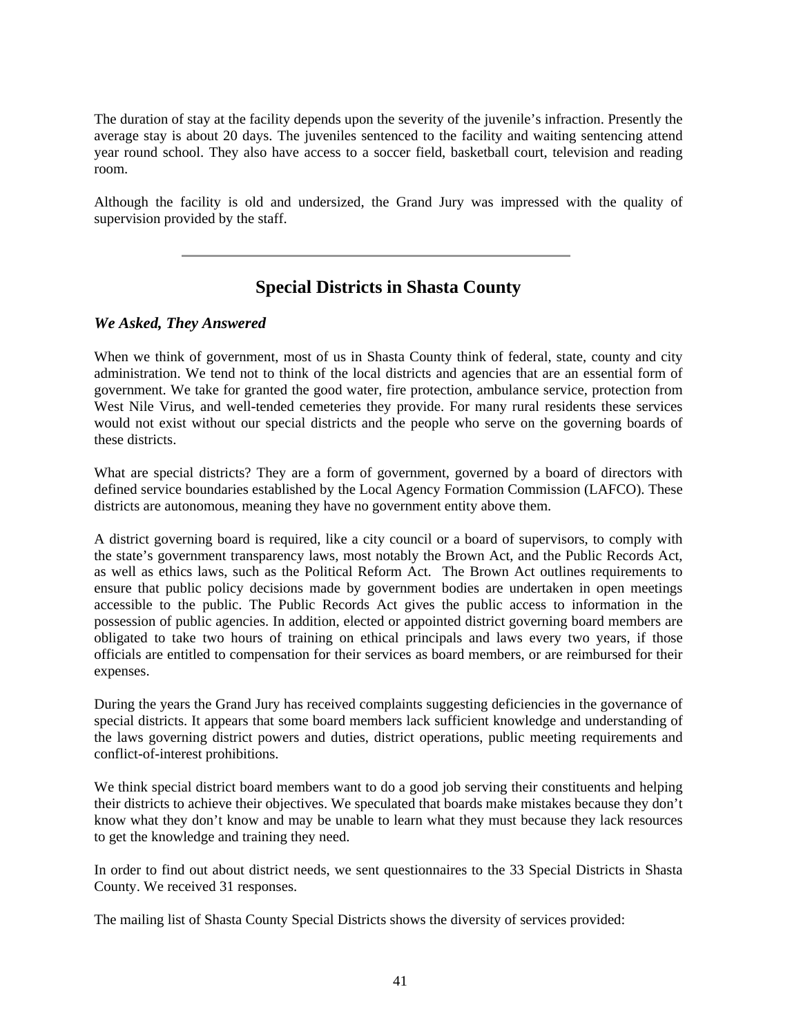The duration of stay at the facility depends upon the severity of the juvenile's infraction. Presently the average stay is about 20 days. The juveniles sentenced to the facility and waiting sentencing attend year round school. They also have access to a soccer field, basketball court, television and reading room.

Although the facility is old and undersized, the Grand Jury was impressed with the quality of supervision provided by the staff.

---

## Special Districts in Shasta County

### *We Asked, They Answered*

When we think of government, most of us in Shasta County think of federal, state, county and city administration. We tend not to think of the local districts and agencies that are an essential form of government. We take for granted the good water, fire protection, ambulance service, protection from West Nile Virus, and well-tended cemeteries they provide. For many rural residents these services would not exist without our special districts and the people who serve on the governing boards of these districts.

What are special districts? They are a form of government, governed by a board of directors with defined service boundaries established by the Local Agency Formation Commission (LAFCO). These districts are autonomous, meaning they have no government entity above them.

A district governing board is required, like a city council or a board of supervisors, to comply with the state's government transparency laws, most notably the Brown Act, and the Public Records Act, as well as ethics laws, such as the Political Reform Act. The Brown Act outlines requirements to ensure that public policy decisions made by government bodies are undertaken in open meetings accessible to the public. The Public Records Act gives the public access to information in the possession of public agencies. In addition, elected or appointed district governing board members are obligated to take two hours of training on ethical principals and laws every two years, if those officials are entitled to compensation for their services as board members, or are reimbursed for their expenses.

During the years the Grand Jury has received complaints suggesting deficiencies in the governance of special districts. It appears that some board members lack sufficient knowledge and understanding of the laws governing district powers and duties, district operations, public meeting requirements and conflict-of-interest prohibitions.

We think special district board members want to do a good job serving their constituents and helping their districts to achieve their objectives. We speculated that boards make mistakes because they don't know what they don't know and may be unable to learn what they must because they lack resources to get the knowledge and training they need.

In order to find out about district needs, we sent questionnaires to the 33 Special Districts in Shasta County. We received 31 responses.

The mailing list of Shasta County Special Districts shows the diversity of services provided: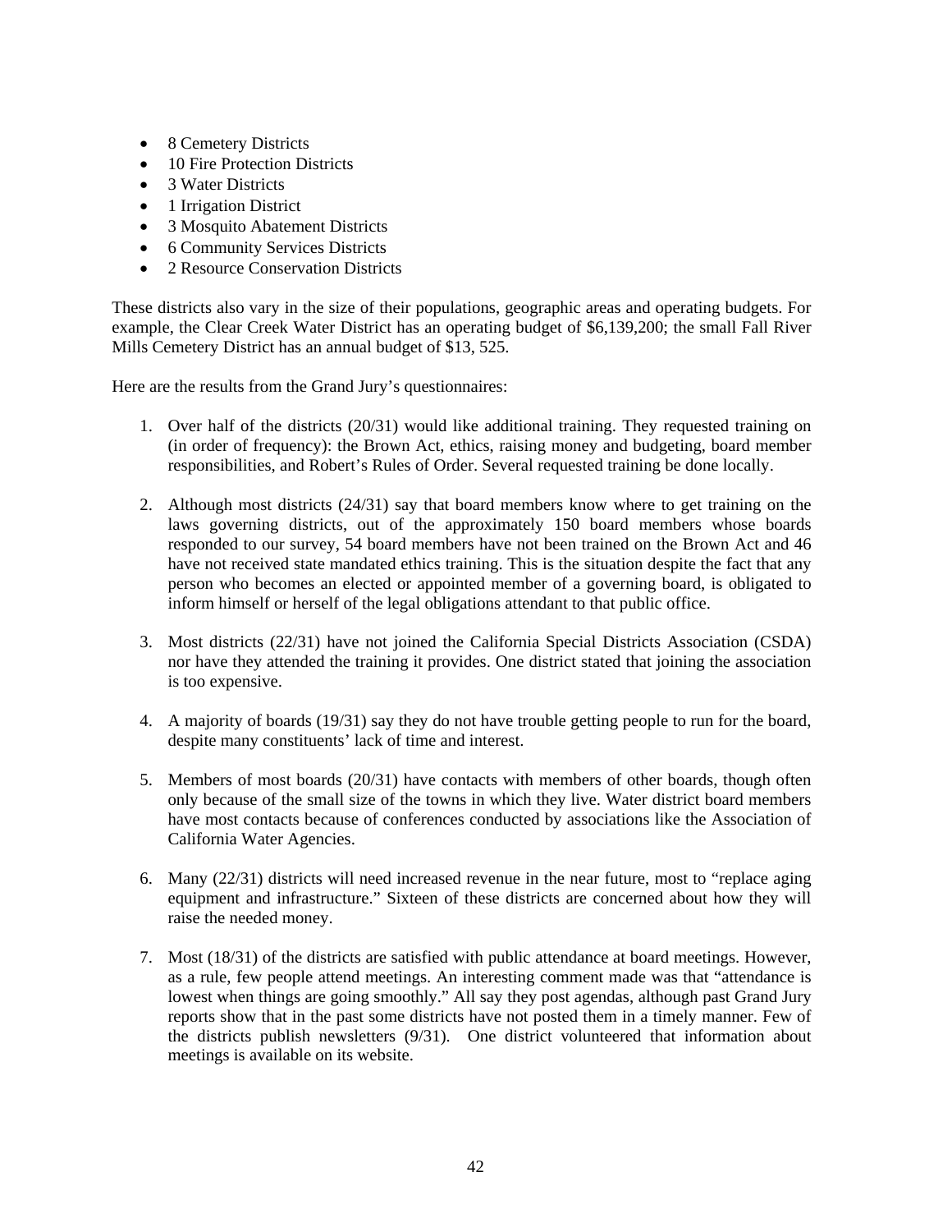- 8 Cemetery Districts
- 10 Fire Protection Districts
- 3 Water Districts
- 1 Irrigation District
- 3 Mosquito Abatement Districts
- 6 Community Services Districts
- 2 Resource Conservation Districts

These districts also vary in the size of their populations, geographic areas and operating budgets. For example, the Clear Creek Water District has an operating budget of $6,139,200; the small Fall River Mills Cemetery District has an annual budget of $13, 525.

Here are the results from the Grand Jury's questionnaires:

1. Over half of the districts (20/31) would like additional training. They requested training on (in order of frequency): the Brown Act, ethics, raising money and budgeting, board member responsibilities, and Robert's Rules of Order. Several requested training be done locally.

2. Although most districts (24/31) say that board members know where to get training on the laws governing districts, out of the approximately 150 board members whose boards responded to our survey, 54 board members have not been trained on the Brown Act and 46 have not received state mandated ethics training. This is the situation despite the fact that any person who becomes an elected or appointed member of a governing board, is obligated to inform himself or herself of the legal obligations attendant to that public office.

3. Most districts (22/31) have not joined the California Special Districts Association (CSDA) nor have they attended the training it provides. One district stated that joining the association is too expensive.

4. A majority of boards (19/31) say they do not have trouble getting people to run for the board, despite many constituents' lack of time and interest.

5. Members of most boards (20/31) have contacts with members of other boards, though often only because of the small size of the towns in which they live. Water district board members have most contacts because of conferences conducted by associations like the Association of California Water Agencies.

6. Many (22/31) districts will need increased revenue in the near future, most to "replace aging equipment and infrastructure." Sixteen of these districts are concerned about how they will raise the needed money.

7. Most (18/31) of the districts are satisfied with public attendance at board meetings. However, as a rule, few people attend meetings. An interesting comment made was that "attendance is lowest when things are going smoothly." All say they post agendas, although past Grand Jury reports show that in the past some districts have not posted them in a timely manner. Few of the districts publish newsletters (9/31). One district volunteered that information about meetings is available on its website.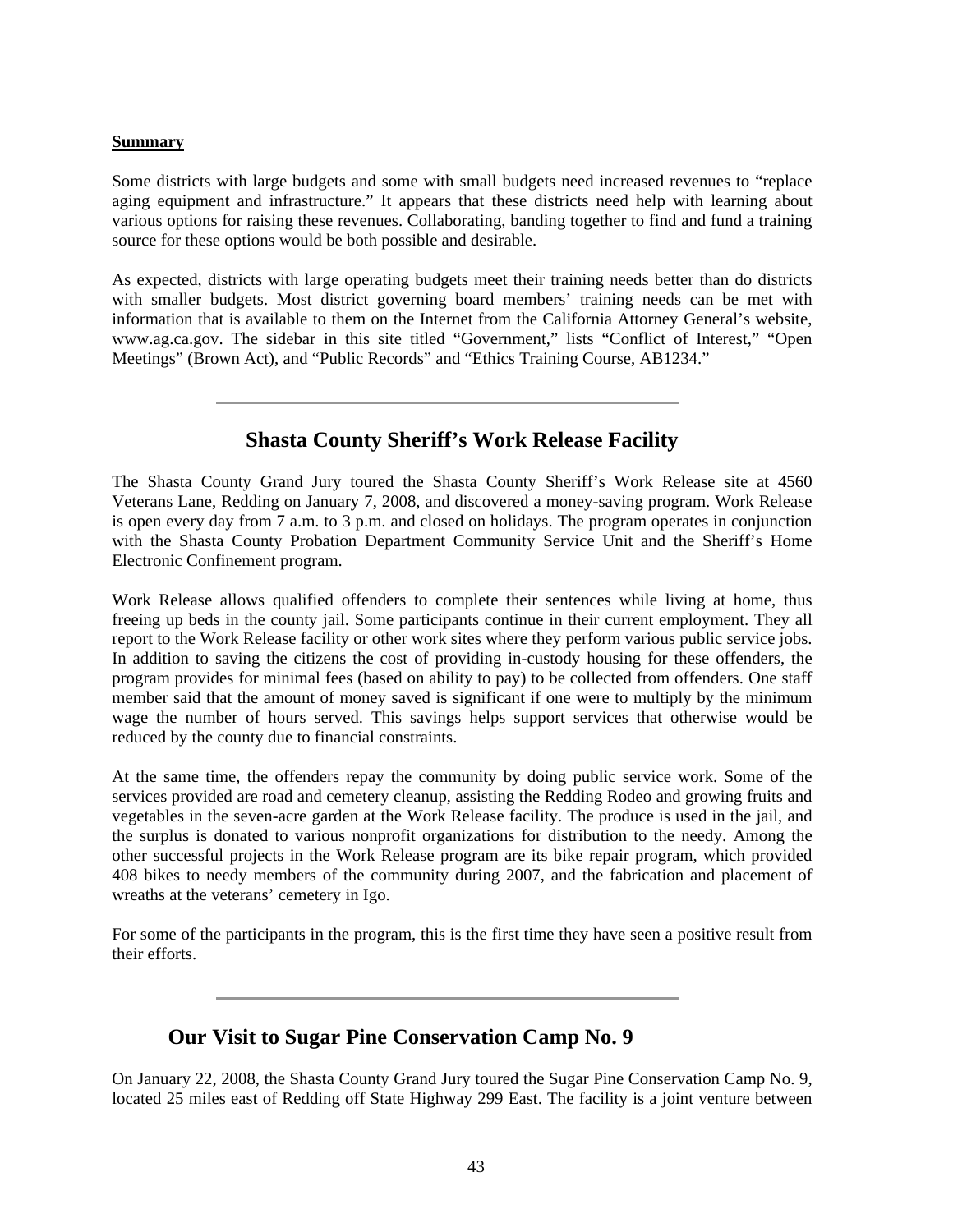**Summary**

Some districts with large budgets and some with small budgets need increased revenues to "replace aging equipment and infrastructure." It appears that these districts need help with learning about various options for raising these revenues. Collaborating, banding together to find and fund a training source for these options would be both possible and desirable.

As expected, districts with large operating budgets meet their training needs better than do districts with smaller budgets. Most district governing board members' training needs can be met with information that is available to them on the Internet from the California Attorney General's website, www.ag.ca.gov. The sidebar in this site titled "Government," lists "Conflict of Interest," "Open Meetings" (Brown Act), and "Public Records" and "Ethics Training Course, AB1234."

---

## Shasta County Sheriff's Work Release Facility

The Shasta County Grand Jury toured the Shasta County Sheriff's Work Release site at 4560 Veterans Lane, Redding on January 7, 2008, and discovered a money-saving program. Work Release is open every day from 7 a.m. to 3 p.m. and closed on holidays. The program operates in conjunction with the Shasta County Probation Department Community Service Unit and the Sheriff's Home Electronic Confinement program.

Work Release allows qualified offenders to complete their sentences while living at home, thus freeing up beds in the county jail. Some participants continue in their current employment. They all report to the Work Release facility or other work sites where they perform various public service jobs. In addition to saving the citizens the cost of providing in-custody housing for these offenders, the program provides for minimal fees (based on ability to pay) to be collected from offenders. One staff member said that the amount of money saved is significant if one were to multiply by the minimum wage the number of hours served. This savings helps support services that otherwise would be reduced by the county due to financial constraints.

At the same time, the offenders repay the community by doing public service work. Some of the services provided are road and cemetery cleanup, assisting the Redding Rodeo and growing fruits and vegetables in the seven-acre garden at the Work Release facility. The produce is used in the jail, and the surplus is donated to various nonprofit organizations for distribution to the needy. Among the other successful projects in the Work Release program are its bike repair program, which provided 408 bikes to needy members of the community during 2007, and the fabrication and placement of wreaths at the veterans' cemetery in Igo.

For some of the participants in the program, this is the first time they have seen a positive result from their efforts.

---

## Our Visit to Sugar Pine Conservation Camp No. 9

On January 22, 2008, the Shasta County Grand Jury toured the Sugar Pine Conservation Camp No. 9, located 25 miles east of Redding off State Highway 299 East. The facility is a joint venture between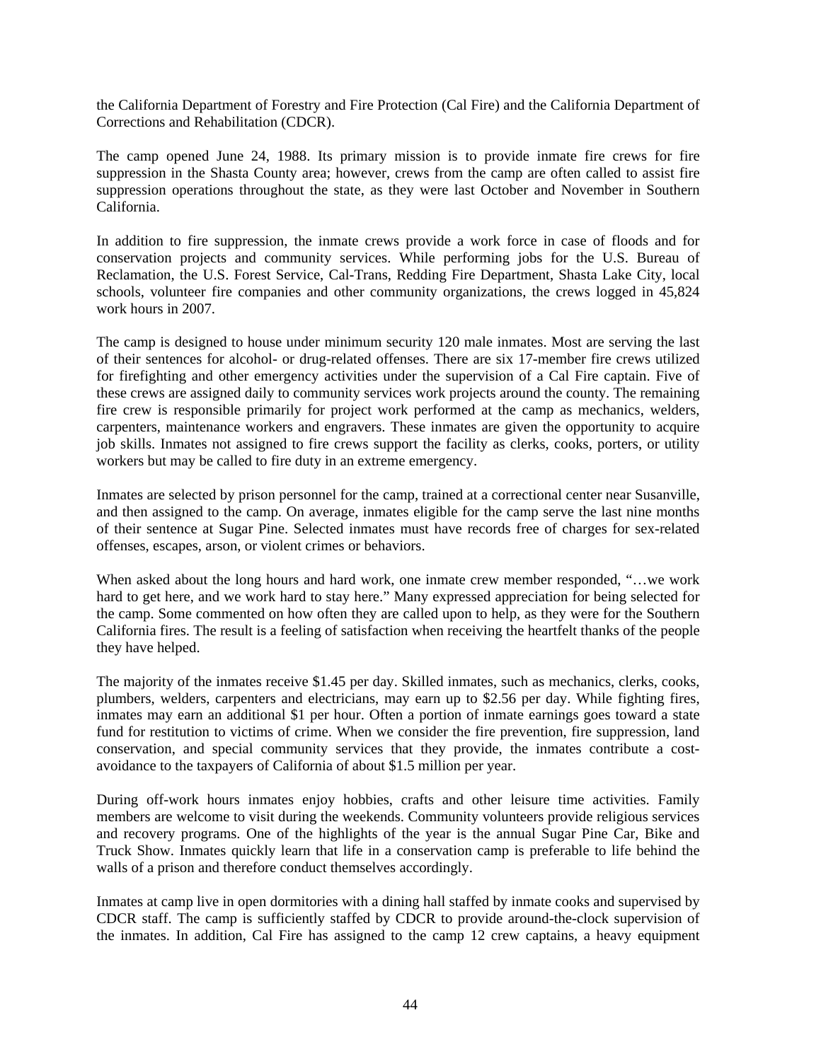the California Department of Forestry and Fire Protection (Cal Fire) and the California Department of Corrections and Rehabilitation (CDCR).

The camp opened June 24, 1988. Its primary mission is to provide inmate fire crews for fire suppression in the Shasta County area; however, crews from the camp are often called to assist fire suppression operations throughout the state, as they were last October and November in Southern California.

In addition to fire suppression, the inmate crews provide a work force in case of floods and for conservation projects and community services. While performing jobs for the U.S. Bureau of Reclamation, the U.S. Forest Service, Cal-Trans, Redding Fire Department, Shasta Lake City, local schools, volunteer fire companies and other community organizations, the crews logged in 45,824 work hours in 2007.

The camp is designed to house under minimum security 120 male inmates. Most are serving the last of their sentences for alcohol- or drug-related offenses. There are six 17-member fire crews utilized for firefighting and other emergency activities under the supervision of a Cal Fire captain. Five of these crews are assigned daily to community services work projects around the county. The remaining fire crew is responsible primarily for project work performed at the camp as mechanics, welders, carpenters, maintenance workers and engravers. These inmates are given the opportunity to acquire job skills. Inmates not assigned to fire crews support the facility as clerks, cooks, porters, or utility workers but may be called to fire duty in an extreme emergency.

Inmates are selected by prison personnel for the camp, trained at a correctional center near Susanville, and then assigned to the camp. On average, inmates eligible for the camp serve the last nine months of their sentence at Sugar Pine. Selected inmates must have records free of charges for sex-related offenses, escapes, arson, or violent crimes or behaviors.

When asked about the long hours and hard work, one inmate crew member responded, "…we work hard to get here, and we work hard to stay here." Many expressed appreciation for being selected for the camp. Some commented on how often they are called upon to help, as they were for the Southern California fires. The result is a feeling of satisfaction when receiving the heartfelt thanks of the people they have helped.

The majority of the inmates receive $1.45 per day. Skilled inmates, such as mechanics, clerks, cooks, plumbers, welders, carpenters and electricians, may earn up to $2.56 per day. While fighting fires, inmates may earn an additional $1 per hour. Often a portion of inmate earnings goes toward a state fund for restitution to victims of crime. When we consider the fire prevention, fire suppression, land conservation, and special community services that they provide, the inmates contribute a cost-avoidance to the taxpayers of California of about $1.5 million per year.

During off-work hours inmates enjoy hobbies, crafts and other leisure time activities. Family members are welcome to visit during the weekends. Community volunteers provide religious services and recovery programs. One of the highlights of the year is the annual Sugar Pine Car, Bike and Truck Show. Inmates quickly learn that life in a conservation camp is preferable to life behind the walls of a prison and therefore conduct themselves accordingly.

Inmates at camp live in open dormitories with a dining hall staffed by inmate cooks and supervised by CDCR staff. The camp is sufficiently staffed by CDCR to provide around-the-clock supervision of the inmates. In addition, Cal Fire has assigned to the camp 12 crew captains, a heavy equipment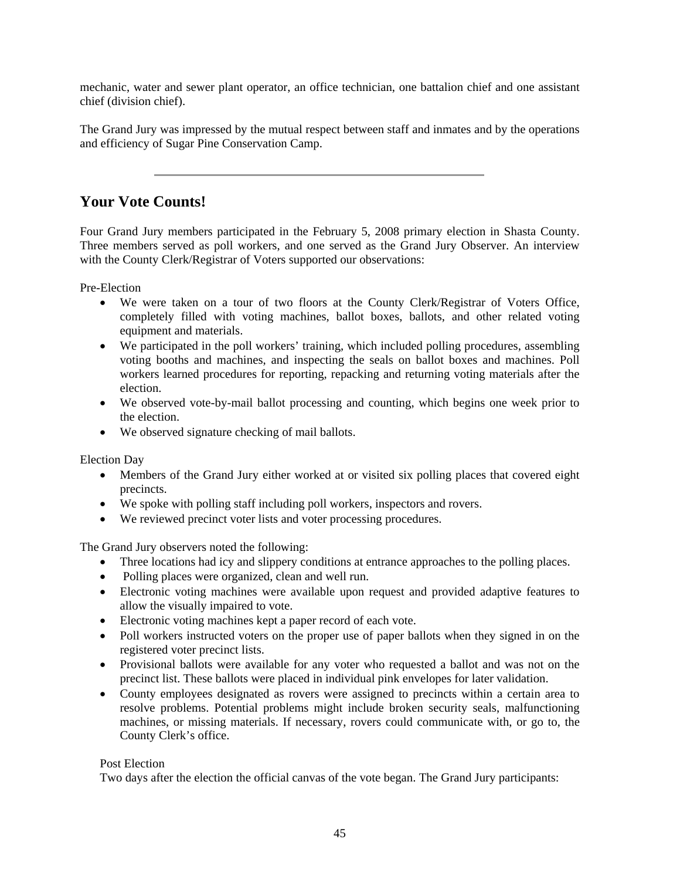mechanic, water and sewer plant operator, an office technician, one battalion chief and one assistant chief (division chief).

The Grand Jury was impressed by the mutual respect between staff and inmates and by the operations and efficiency of Sugar Pine Conservation Camp.

---

## Your Vote Counts!

Four Grand Jury members participated in the February 5, 2008 primary election in Shasta County. Three members served as poll workers, and one served as the Grand Jury Observer. An interview with the County Clerk/Registrar of Voters supported our observations:

Pre-Election

- We were taken on a tour of two floors at the County Clerk/Registrar of Voters Office, completely filled with voting machines, ballot boxes, ballots, and other related voting equipment and materials.
- We participated in the poll workers' training, which included polling procedures, assembling voting booths and machines, and inspecting the seals on ballot boxes and machines. Poll workers learned procedures for reporting, repacking and returning voting materials after the election.
- We observed vote-by-mail ballot processing and counting, which begins one week prior to the election.
- We observed signature checking of mail ballots.

Election Day

- Members of the Grand Jury either worked at or visited six polling places that covered eight precincts.
- We spoke with polling staff including poll workers, inspectors and rovers.
- We reviewed precinct voter lists and voter processing procedures.

The Grand Jury observers noted the following:

- Three locations had icy and slippery conditions at entrance approaches to the polling places.
- Polling places were organized, clean and well run.
- Electronic voting machines were available upon request and provided adaptive features to allow the visually impaired to vote.
- Electronic voting machines kept a paper record of each vote.
- Poll workers instructed voters on the proper use of paper ballots when they signed in on the registered voter precinct lists.
- Provisional ballots were available for any voter who requested a ballot and was not on the precinct list. These ballots were placed in individual pink envelopes for later validation.
- County employees designated as rovers were assigned to precincts within a certain area to resolve problems. Potential problems might include broken security seals, malfunctioning machines, or missing materials. If necessary, rovers could communicate with, or go to, the County Clerk's office.

Post Election

Two days after the election the official canvas of the vote began. The Grand Jury participants: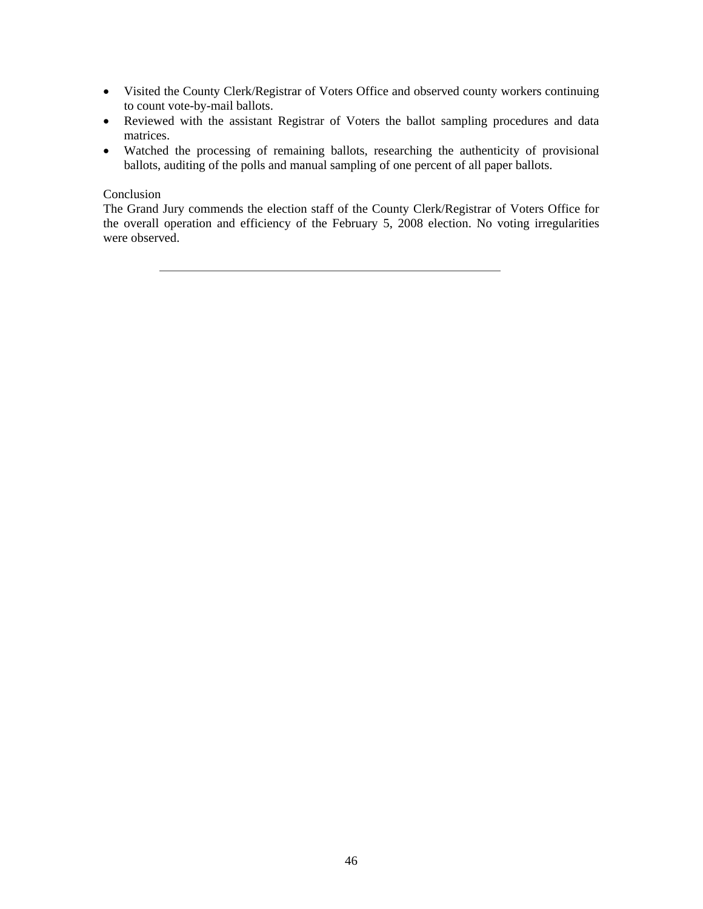- Visited the County Clerk/Registrar of Voters Office and observed county workers continuing to count vote-by-mail ballots.
- Reviewed with the assistant Registrar of Voters the ballot sampling procedures and data matrices.
- Watched the processing of remaining ballots, researching the authenticity of provisional ballots, auditing of the polls and manual sampling of one percent of all paper ballots.

Conclusion

The Grand Jury commends the election staff of the County Clerk/Registrar of Voters Office for the overall operation and efficiency of the February 5, 2008 election. No voting irregularities were observed.

---